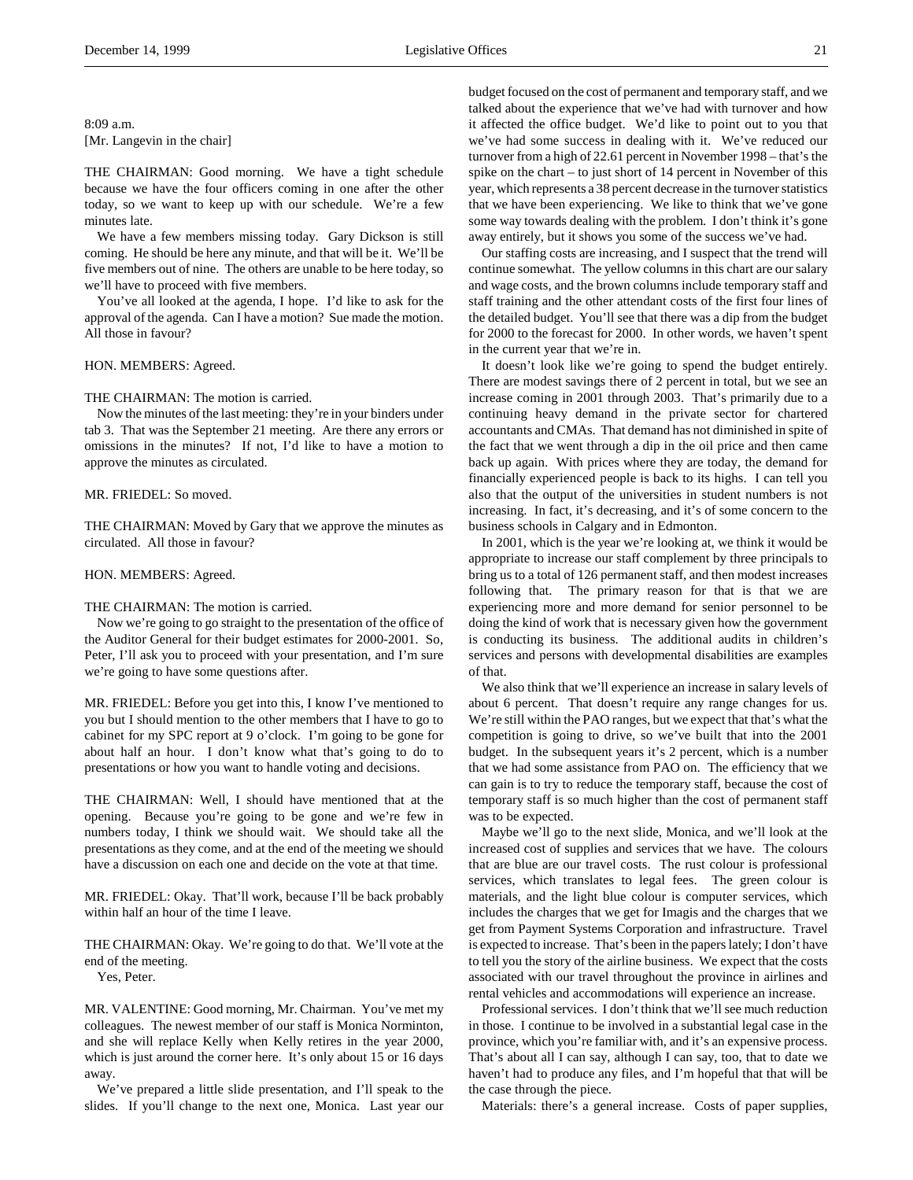8:09 a.m.
[Mr. Langevin in the chair]

THE CHAIRMAN: Good morning. We have a tight schedule because we have the four officers coming in one after the other today, so we want to keep up with our schedule. We're a few minutes late.

We have a few members missing today. Gary Dickson is still coming. He should be here any minute, and that will be it. We'll be five members out of nine. The others are unable to be here today, so we'll have to proceed with five members.

You've all looked at the agenda, I hope. I'd like to ask for the approval of the agenda. Can I have a motion? Sue made the motion. All those in favour?

HON. MEMBERS: Agreed.

THE CHAIRMAN: The motion is carried.

Now the minutes of the last meeting: they're in your binders under tab 3. That was the September 21 meeting. Are there any errors or omissions in the minutes? If not, I'd like to have a motion to approve the minutes as circulated.

MR. FRIEDEL: So moved.

THE CHAIRMAN: Moved by Gary that we approve the minutes as circulated. All those in favour?

HON. MEMBERS: Agreed.

THE CHAIRMAN: The motion is carried.

Now we're going to go straight to the presentation of the office of the Auditor General for their budget estimates for 2000-2001. So, Peter, I'll ask you to proceed with your presentation, and I'm sure we're going to have some questions after.

MR. FRIEDEL: Before you get into this, I know I've mentioned to you but I should mention to the other members that I have to go to cabinet for my SPC report at 9 o'clock. I'm going to be gone for about half an hour. I don't know what that's going to do to presentations or how you want to handle voting and decisions.

THE CHAIRMAN: Well, I should have mentioned that at the opening. Because you're going to be gone and we're few in numbers today, I think we should wait. We should take all the presentations as they come, and at the end of the meeting we should have a discussion on each one and decide on the vote at that time.

MR. FRIEDEL: Okay. That'll work, because I'll be back probably within half an hour of the time I leave.

THE CHAIRMAN: Okay. We're going to do that. We'll vote at the end of the meeting.

Yes, Peter.

MR. VALENTINE: Good morning, Mr. Chairman. You've met my colleagues. The newest member of our staff is Monica Norminton, and she will replace Kelly when Kelly retires in the year 2000, which is just around the corner here. It's only about 15 or 16 days away.

We've prepared a little slide presentation, and I'll speak to the slides. If you'll change to the next one, Monica. Last year our budget focused on the cost of permanent and temporary staff, and we talked about the experience that we've had with turnover and how it affected the office budget. We'd like to point out to you that we've had some success in dealing with it. We've reduced our turnover from a high of 22.61 percent in November 1998 – that's the spike on the chart – to just short of 14 percent in November of this year, which represents a 38 percent decrease in the turnover statistics that we have been experiencing. We like to think that we've gone some way towards dealing with the problem. I don't think it's gone away entirely, but it shows you some of the success we've had.

Our staffing costs are increasing, and I suspect that the trend will continue somewhat. The yellow columns in this chart are our salary and wage costs, and the brown columns include temporary staff and staff training and the other attendant costs of the first four lines of the detailed budget. You'll see that there was a dip from the budget for 2000 to the forecast for 2000. In other words, we haven't spent in the current year that we're in.

It doesn't look like we're going to spend the budget entirely. There are modest savings there of 2 percent in total, but we see an increase coming in 2001 through 2003. That's primarily due to a continuing heavy demand in the private sector for chartered accountants and CMAs. That demand has not diminished in spite of the fact that we went through a dip in the oil price and then came back up again. With prices where they are today, the demand for financially experienced people is back to its highs. I can tell you also that the output of the universities in student numbers is not increasing. In fact, it's decreasing, and it's of some concern to the business schools in Calgary and in Edmonton.

In 2001, which is the year we're looking at, we think it would be appropriate to increase our staff complement by three principals to bring us to a total of 126 permanent staff, and then modest increases following that. The primary reason for that is that we are experiencing more and more demand for senior personnel to be doing the kind of work that is necessary given how the government is conducting its business. The additional audits in children's services and persons with developmental disabilities are examples of that.

We also think that we'll experience an increase in salary levels of about 6 percent. That doesn't require any range changes for us. We're still within the PAO ranges, but we expect that that's what the competition is going to drive, so we've built that into the 2001 budget. In the subsequent years it's 2 percent, which is a number that we had some assistance from PAO on. The efficiency that we can gain is to try to reduce the temporary staff, because the cost of temporary staff is so much higher than the cost of permanent staff was to be expected.

Maybe we'll go to the next slide, Monica, and we'll look at the increased cost of supplies and services that we have. The colours that are blue are our travel costs. The rust colour is professional services, which translates to legal fees. The green colour is materials, and the light blue colour is computer services, which includes the charges that we get for Imagis and the charges that we get from Payment Systems Corporation and infrastructure. Travel is expected to increase. That's been in the papers lately; I don't have to tell you the story of the airline business. We expect that the costs associated with our travel throughout the province in airlines and rental vehicles and accommodations will experience an increase.

Professional services. I don't think that we'll see much reduction in those. I continue to be involved in a substantial legal case in the province, which you're familiar with, and it's an expensive process. That's about all I can say, although I can say, too, that to date we haven't had to produce any files, and I'm hopeful that that will be the case through the piece.

Materials: there's a general increase. Costs of paper supplies,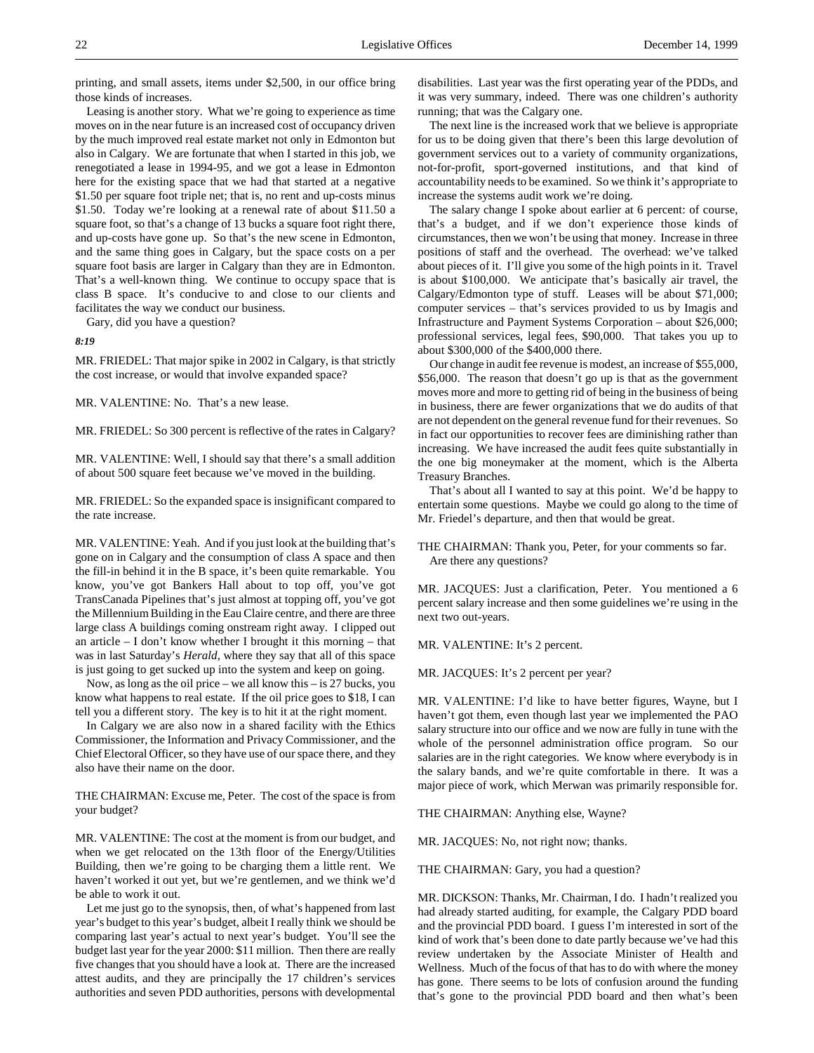printing, and small assets, items under $2,500, in our office bring those kinds of increases.

Leasing is another story. What we're going to experience as time moves on in the near future is an increased cost of occupancy driven by the much improved real estate market not only in Edmonton but also in Calgary. We are fortunate that when I started in this job, we renegotiated a lease in 1994-95, and we got a lease in Edmonton here for the existing space that we had that started at a negative $1.50 per square foot triple net; that is, no rent and up-costs minus $1.50. Today we're looking at a renewal rate of about $11.50 a square foot, so that's a change of 13 bucks a square foot right there, and up-costs have gone up. So that's the new scene in Edmonton, and the same thing goes in Calgary, but the space costs on a per square foot basis are larger in Calgary than they are in Edmonton. That's a well-known thing. We continue to occupy space that is class B space. It's conducive to and close to our clients and facilitates the way we conduct our business.

Gary, did you have a question?

*8:19*

MR. FRIEDEL: That major spike in 2002 in Calgary, is that strictly the cost increase, or would that involve expanded space?

MR. VALENTINE: No. That's a new lease.

MR. FRIEDEL: So 300 percent is reflective of the rates in Calgary?

MR. VALENTINE: Well, I should say that there's a small addition of about 500 square feet because we've moved in the building.

MR. FRIEDEL: So the expanded space is insignificant compared to the rate increase.

MR. VALENTINE: Yeah. And if you just look at the building that's gone on in Calgary and the consumption of class A space and then the fill-in behind it in the B space, it's been quite remarkable. You know, you've got Bankers Hall about to top off, you've got TransCanada Pipelines that's just almost at topping off, you've got the Millennium Building in the Eau Claire centre, and there are three large class A buildings coming onstream right away. I clipped out an article – I don't know whether I brought it this morning – that was in last Saturday's *Herald*, where they say that all of this space is just going to get sucked up into the system and keep on going.

Now, as long as the oil price – we all know this – is 27 bucks, you know what happens to real estate. If the oil price goes to $18, I can tell you a different story. The key is to hit it at the right moment.

In Calgary we are also now in a shared facility with the Ethics Commissioner, the Information and Privacy Commissioner, and the Chief Electoral Officer, so they have use of our space there, and they also have their name on the door.

THE CHAIRMAN: Excuse me, Peter. The cost of the space is from your budget?

MR. VALENTINE: The cost at the moment is from our budget, and when we get relocated on the 13th floor of the Energy/Utilities Building, then we're going to be charging them a little rent. We haven't worked it out yet, but we're gentlemen, and we think we'd be able to work it out.

Let me just go to the synopsis, then, of what's happened from last year's budget to this year's budget, albeit I really think we should be comparing last year's actual to next year's budget. You'll see the budget last year for the year 2000: $11 million. Then there are really five changes that you should have a look at. There are the increased attest audits, and they are principally the 17 children's services authorities and seven PDD authorities, persons with developmental disabilities. Last year was the first operating year of the PDDs, and it was very summary, indeed. There was one children's authority running; that was the Calgary one.

The next line is the increased work that we believe is appropriate for us to be doing given that there's been this large devolution of government services out to a variety of community organizations, not-for-profit, sport-governed institutions, and that kind of accountability needs to be examined. So we think it's appropriate to increase the systems audit work we're doing.

The salary change I spoke about earlier at 6 percent: of course, that's a budget, and if we don't experience those kinds of circumstances, then we won't be using that money. Increase in three positions of staff and the overhead. The overhead: we've talked about pieces of it. I'll give you some of the high points in it. Travel is about $100,000. We anticipate that's basically air travel, the Calgary/Edmonton type of stuff. Leases will be about $71,000; computer services – that's services provided to us by Imagis and Infrastructure and Payment Systems Corporation – about $26,000; professional services, legal fees, $90,000. That takes you up to about $300,000 of the $400,000 there.

Our change in audit fee revenue is modest, an increase of $55,000, $56,000. The reason that doesn't go up is that as the government moves more and more to getting rid of being in the business of being in business, there are fewer organizations that we do audits of that are not dependent on the general revenue fund for their revenues. So in fact our opportunities to recover fees are diminishing rather than increasing. We have increased the audit fees quite substantially in the one big moneymaker at the moment, which is the Alberta Treasury Branches.

That's about all I wanted to say at this point. We'd be happy to entertain some questions. Maybe we could go along to the time of Mr. Friedel's departure, and then that would be great.

THE CHAIRMAN: Thank you, Peter, for your comments so far. Are there any questions?

MR. JACQUES: Just a clarification, Peter. You mentioned a 6 percent salary increase and then some guidelines we're using in the next two out-years.

MR. VALENTINE: It's 2 percent.

MR. JACQUES: It's 2 percent per year?

MR. VALENTINE: I'd like to have better figures, Wayne, but I haven't got them, even though last year we implemented the PAO salary structure into our office and we now are fully in tune with the whole of the personnel administration office program. So our salaries are in the right categories. We know where everybody is in the salary bands, and we're quite comfortable in there. It was a major piece of work, which Merwan was primarily responsible for.

THE CHAIRMAN: Anything else, Wayne?

MR. JACQUES: No, not right now; thanks.

THE CHAIRMAN: Gary, you had a question?

MR. DICKSON: Thanks, Mr. Chairman, I do. I hadn't realized you had already started auditing, for example, the Calgary PDD board and the provincial PDD board. I guess I'm interested in sort of the kind of work that's been done to date partly because we've had this review undertaken by the Associate Minister of Health and Wellness. Much of the focus of that has to do with where the money has gone. There seems to be lots of confusion around the funding that's gone to the provincial PDD board and then what's been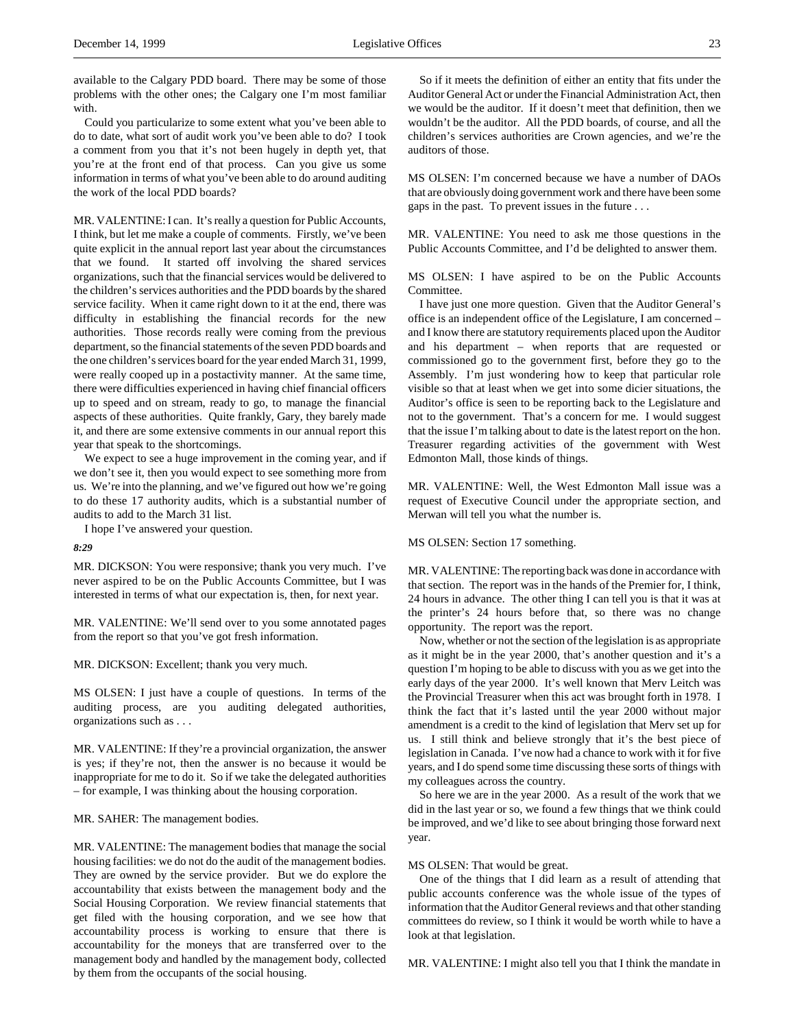available to the Calgary PDD board. There may be some of those problems with the other ones; the Calgary one I'm most familiar with.

Could you particularize to some extent what you've been able to do to date, what sort of audit work you've been able to do? I took a comment from you that it's not been hugely in depth yet, that you're at the front end of that process. Can you give us some information in terms of what you've been able to do around auditing the work of the local PDD boards?

MR. VALENTINE: I can. It's really a question for Public Accounts, I think, but let me make a couple of comments. Firstly, we've been quite explicit in the annual report last year about the circumstances that we found. It started off involving the shared services organizations, such that the financial services would be delivered to the children's services authorities and the PDD boards by the shared service facility. When it came right down to it at the end, there was difficulty in establishing the financial records for the new authorities. Those records really were coming from the previous department, so the financial statements of the seven PDD boards and the one children's services board for the year ended March 31, 1999, were really cooped up in a postactivity manner. At the same time, there were difficulties experienced in having chief financial officers up to speed and on stream, ready to go, to manage the financial aspects of these authorities. Quite frankly, Gary, they barely made it, and there are some extensive comments in our annual report this year that speak to the shortcomings.

We expect to see a huge improvement in the coming year, and if we don't see it, then you would expect to see something more from us. We're into the planning, and we've figured out how we're going to do these 17 authority audits, which is a substantial number of audits to add to the March 31 list.

I hope I've answered your question.

*8:29*

MR. DICKSON: You were responsive; thank you very much. I've never aspired to be on the Public Accounts Committee, but I was interested in terms of what our expectation is, then, for next year.

MR. VALENTINE: We'll send over to you some annotated pages from the report so that you've got fresh information.

MR. DICKSON: Excellent; thank you very much.

MS OLSEN: I just have a couple of questions. In terms of the auditing process, are you auditing delegated authorities, organizations such as . . .

MR. VALENTINE: If they're a provincial organization, the answer is yes; if they're not, then the answer is no because it would be inappropriate for me to do it. So if we take the delegated authorities – for example, I was thinking about the housing corporation.

MR. SAHER: The management bodies.

MR. VALENTINE: The management bodies that manage the social housing facilities: we do not do the audit of the management bodies. They are owned by the service provider. But we do explore the accountability that exists between the management body and the Social Housing Corporation. We review financial statements that get filed with the housing corporation, and we see how that accountability process is working to ensure that there is accountability for the moneys that are transferred over to the management body and handled by the management body, collected by them from the occupants of the social housing.

So if it meets the definition of either an entity that fits under the Auditor General Act or under the Financial Administration Act, then we would be the auditor. If it doesn't meet that definition, then we wouldn't be the auditor. All the PDD boards, of course, and all the children's services authorities are Crown agencies, and we're the auditors of those.

MS OLSEN: I'm concerned because we have a number of DAOs that are obviously doing government work and there have been some gaps in the past. To prevent issues in the future . . .

MR. VALENTINE: You need to ask me those questions in the Public Accounts Committee, and I'd be delighted to answer them.

MS OLSEN: I have aspired to be on the Public Accounts Committee.

I have just one more question. Given that the Auditor General's office is an independent office of the Legislature, I am concerned – and I know there are statutory requirements placed upon the Auditor and his department – when reports that are requested or commissioned go to the government first, before they go to the Assembly. I'm just wondering how to keep that particular role visible so that at least when we get into some dicier situations, the Auditor's office is seen to be reporting back to the Legislature and not to the government. That's a concern for me. I would suggest that the issue I'm talking about to date is the latest report on the hon. Treasurer regarding activities of the government with West Edmonton Mall, those kinds of things.

MR. VALENTINE: Well, the West Edmonton Mall issue was a request of Executive Council under the appropriate section, and Merwan will tell you what the number is.

MS OLSEN: Section 17 something.

MR. VALENTINE: The reporting back was done in accordance with that section. The report was in the hands of the Premier for, I think, 24 hours in advance. The other thing I can tell you is that it was at the printer's 24 hours before that, so there was no change opportunity. The report was the report.

Now, whether or not the section of the legislation is as appropriate as it might be in the year 2000, that's another question and it's a question I'm hoping to be able to discuss with you as we get into the early days of the year 2000. It's well known that Merv Leitch was the Provincial Treasurer when this act was brought forth in 1978. I think the fact that it's lasted until the year 2000 without major amendment is a credit to the kind of legislation that Merv set up for us. I still think and believe strongly that it's the best piece of legislation in Canada. I've now had a chance to work with it for five years, and I do spend some time discussing these sorts of things with my colleagues across the country.

So here we are in the year 2000. As a result of the work that we did in the last year or so, we found a few things that we think could be improved, and we'd like to see about bringing those forward next year.

MS OLSEN: That would be great.

One of the things that I did learn as a result of attending that public accounts conference was the whole issue of the types of information that the Auditor General reviews and that other standing committees do review, so I think it would be worth while to have a look at that legislation.

MR. VALENTINE: I might also tell you that I think the mandate in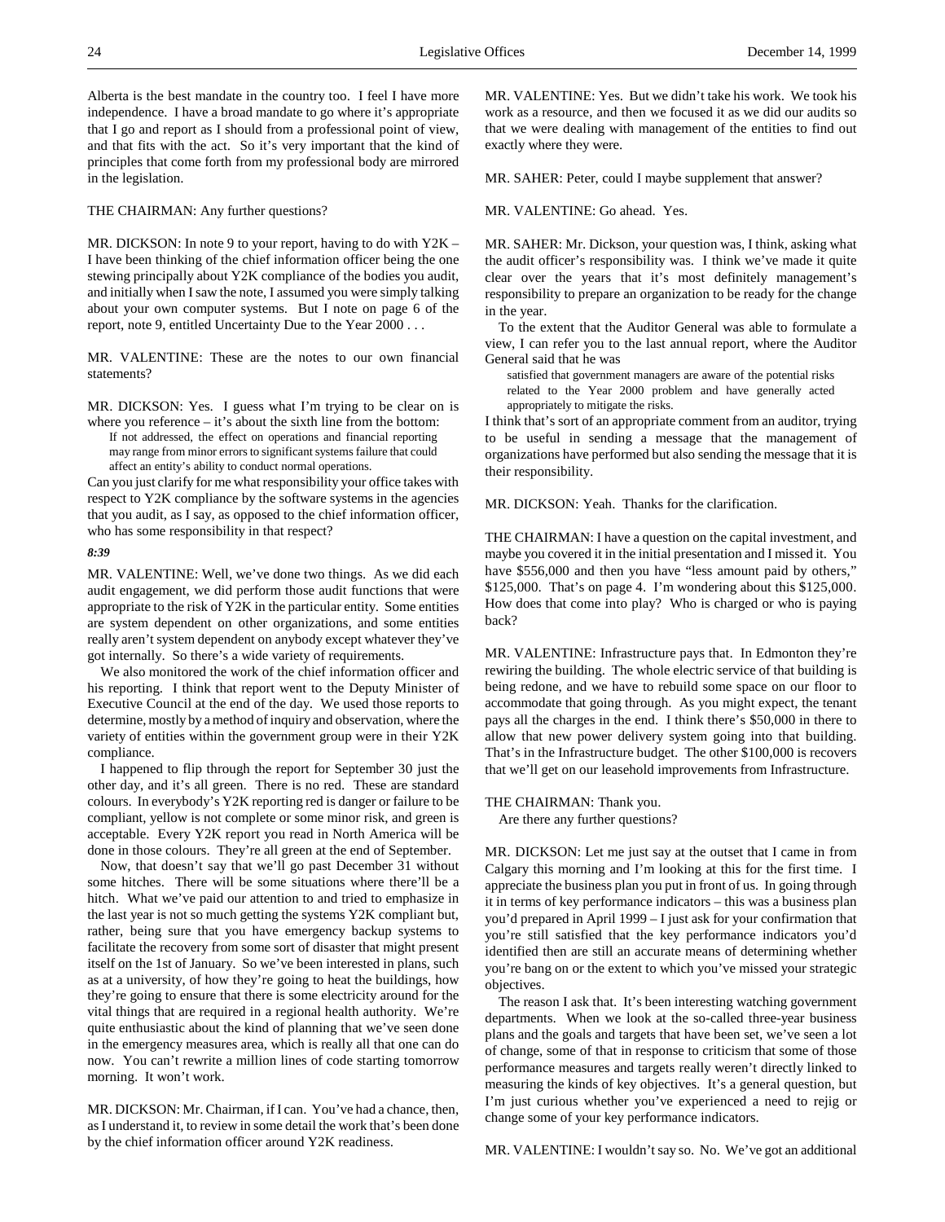Alberta is the best mandate in the country too. I feel I have more independence. I have a broad mandate to go where it's appropriate that I go and report as I should from a professional point of view, and that fits with the act. So it's very important that the kind of principles that come forth from my professional body are mirrored in the legislation.

THE CHAIRMAN: Any further questions?

MR. DICKSON: In note 9 to your report, having to do with Y2K – I have been thinking of the chief information officer being the one stewing principally about Y2K compliance of the bodies you audit, and initially when I saw the note, I assumed you were simply talking about your own computer systems. But I note on page 6 of the report, note 9, entitled Uncertainty Due to the Year 2000 . . .

MR. VALENTINE: These are the notes to our own financial statements?

MR. DICKSON: Yes. I guess what I'm trying to be clear on is where you reference – it's about the sixth line from the bottom:

> If not addressed, the effect on operations and financial reporting may range from minor errors to significant systems failure that could affect an entity's ability to conduct normal operations.

Can you just clarify for me what responsibility your office takes with respect to Y2K compliance by the software systems in the agencies that you audit, as I say, as opposed to the chief information officer, who has some responsibility in that respect?

*8:39*

MR. VALENTINE: Well, we've done two things. As we did each audit engagement, we did perform those audit functions that were appropriate to the risk of Y2K in the particular entity. Some entities are system dependent on other organizations, and some entities really aren't system dependent on anybody except whatever they've got internally. So there's a wide variety of requirements.

We also monitored the work of the chief information officer and his reporting. I think that report went to the Deputy Minister of Executive Council at the end of the day. We used those reports to determine, mostly by a method of inquiry and observation, where the variety of entities within the government group were in their Y2K compliance.

I happened to flip through the report for September 30 just the other day, and it's all green. There is no red. These are standard colours. In everybody's Y2K reporting red is danger or failure to be compliant, yellow is not complete or some minor risk, and green is acceptable. Every Y2K report you read in North America will be done in those colours. They're all green at the end of September.

Now, that doesn't say that we'll go past December 31 without some hitches. There will be some situations where there'll be a hitch. What we've paid our attention to and tried to emphasize in the last year is not so much getting the systems Y2K compliant but, rather, being sure that you have emergency backup systems to facilitate the recovery from some sort of disaster that might present itself on the 1st of January. So we've been interested in plans, such as at a university, of how they're going to heat the buildings, how they're going to ensure that there is some electricity around for the vital things that are required in a regional health authority. We're quite enthusiastic about the kind of planning that we've seen done in the emergency measures area, which is really all that one can do now. You can't rewrite a million lines of code starting tomorrow morning. It won't work.

MR. DICKSON: Mr. Chairman, if I can. You've had a chance, then, as I understand it, to review in some detail the work that's been done by the chief information officer around Y2K readiness.

MR. VALENTINE: Yes. But we didn't take his work. We took his work as a resource, and then we focused it as we did our audits so that we were dealing with management of the entities to find out exactly where they were.

MR. SAHER: Peter, could I maybe supplement that answer?

MR. VALENTINE: Go ahead. Yes.

MR. SAHER: Mr. Dickson, your question was, I think, asking what the audit officer's responsibility was. I think we've made it quite clear over the years that it's most definitely management's responsibility to prepare an organization to be ready for the change in the year.

To the extent that the Auditor General was able to formulate a view, I can refer you to the last annual report, where the Auditor General said that he was

> satisfied that government managers are aware of the potential risks related to the Year 2000 problem and have generally acted appropriately to mitigate the risks.

I think that's sort of an appropriate comment from an auditor, trying to be useful in sending a message that the management of organizations have performed but also sending the message that it is their responsibility.

MR. DICKSON: Yeah. Thanks for the clarification.

THE CHAIRMAN: I have a question on the capital investment, and maybe you covered it in the initial presentation and I missed it. You have $556,000 and then you have "less amount paid by others," $125,000. That's on page 4. I'm wondering about this $125,000. How does that come into play? Who is charged or who is paying back?

MR. VALENTINE: Infrastructure pays that. In Edmonton they're rewiring the building. The whole electric service of that building is being redone, and we have to rebuild some space on our floor to accommodate that going through. As you might expect, the tenant pays all the charges in the end. I think there's $50,000 in there to allow that new power delivery system going into that building. That's in the Infrastructure budget. The other $100,000 is recovers that we'll get on our leasehold improvements from Infrastructure.

THE CHAIRMAN: Thank you.

Are there any further questions?

MR. DICKSON: Let me just say at the outset that I came in from Calgary this morning and I'm looking at this for the first time. I appreciate the business plan you put in front of us. In going through it in terms of key performance indicators – this was a business plan you'd prepared in April 1999 – I just ask for your confirmation that you're still satisfied that the key performance indicators you'd identified then are still an accurate means of determining whether you're bang on or the extent to which you've missed your strategic objectives.

The reason I ask that. It's been interesting watching government departments. When we look at the so-called three-year business plans and the goals and targets that have been set, we've seen a lot of change, some of that in response to criticism that some of those performance measures and targets really weren't directly linked to measuring the kinds of key objectives. It's a general question, but I'm just curious whether you've experienced a need to rejig or change some of your key performance indicators.

MR. VALENTINE: I wouldn't say so. No. We've got an additional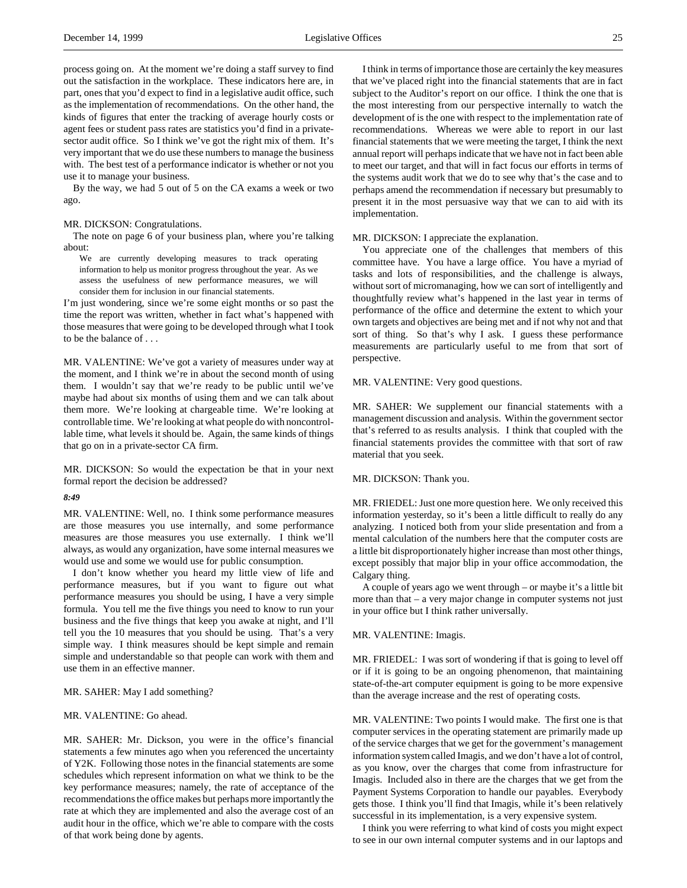process going on. At the moment we're doing a staff survey to find out the satisfaction in the workplace. These indicators here are, in part, ones that you'd expect to find in a legislative audit office, such as the implementation of recommendations. On the other hand, the kinds of figures that enter the tracking of average hourly costs or agent fees or student pass rates are statistics you'd find in a private-sector audit office. So I think we've got the right mix of them. It's very important that we do use these numbers to manage the business with. The best test of a performance indicator is whether or not you use it to manage your business.

By the way, we had 5 out of 5 on the CA exams a week or two ago.

MR. DICKSON: Congratulations.

The note on page 6 of your business plan, where you're talking about:

> We are currently developing measures to track operating information to help us monitor progress throughout the year. As we assess the usefulness of new performance measures, we will consider them for inclusion in our financial statements.

I'm just wondering, since we're some eight months or so past the time the report was written, whether in fact what's happened with those measures that were going to be developed through what I took to be the balance of . . .

MR. VALENTINE: We've got a variety of measures under way at the moment, and I think we're in about the second month of using them. I wouldn't say that we're ready to be public until we've maybe had about six months of using them and we can talk about them more. We're looking at chargeable time. We're looking at controllable time. We're looking at what people do with noncontrollable time, what levels it should be. Again, the same kinds of things that go on in a private-sector CA firm.

MR. DICKSON: So would the expectation be that in your next formal report the decision be addressed?

*8:49*

MR. VALENTINE: Well, no. I think some performance measures are those measures you use internally, and some performance measures are those measures you use externally. I think we'll always, as would any organization, have some internal measures we would use and some we would use for public consumption.

I don't know whether you heard my little view of life and performance measures, but if you want to figure out what performance measures you should be using, I have a very simple formula. You tell me the five things you need to know to run your business and the five things that keep you awake at night, and I'll tell you the 10 measures that you should be using. That's a very simple way. I think measures should be kept simple and remain simple and understandable so that people can work with them and use them in an effective manner.

MR. SAHER: May I add something?

MR. VALENTINE: Go ahead.

MR. SAHER: Mr. Dickson, you were in the office's financial statements a few minutes ago when you referenced the uncertainty of Y2K. Following those notes in the financial statements are some schedules which represent information on what we think to be the key performance measures; namely, the rate of acceptance of the recommendations the office makes but perhaps more importantly the rate at which they are implemented and also the average cost of an audit hour in the office, which we're able to compare with the costs of that work being done by agents.

I think in terms of importance those are certainly the key measures that we've placed right into the financial statements that are in fact subject to the Auditor's report on our office. I think the one that is the most interesting from our perspective internally to watch the development of is the one with respect to the implementation rate of recommendations. Whereas we were able to report in our last financial statements that we were meeting the target, I think the next annual report will perhaps indicate that we have not in fact been able to meet our target, and that will in fact focus our efforts in terms of the systems audit work that we do to see why that's the case and to perhaps amend the recommendation if necessary but presumably to present it in the most persuasive way that we can to aid with its implementation.

MR. DICKSON: I appreciate the explanation.

You appreciate one of the challenges that members of this committee have. You have a large office. You have a myriad of tasks and lots of responsibilities, and the challenge is always, without sort of micromanaging, how we can sort of intelligently and thoughtfully review what's happened in the last year in terms of performance of the office and determine the extent to which your own targets and objectives are being met and if not why not and that sort of thing. So that's why I ask. I guess these performance measurements are particularly useful to me from that sort of perspective.

MR. VALENTINE: Very good questions.

MR. SAHER: We supplement our financial statements with a management discussion and analysis. Within the government sector that's referred to as results analysis. I think that coupled with the financial statements provides the committee with that sort of raw material that you seek.

MR. DICKSON: Thank you.

MR. FRIEDEL: Just one more question here. We only received this information yesterday, so it's been a little difficult to really do any analyzing. I noticed both from your slide presentation and from a mental calculation of the numbers here that the computer costs are a little bit disproportionately higher increase than most other things, except possibly that major blip in your office accommodation, the Calgary thing.

A couple of years ago we went through – or maybe it's a little bit more than that – a very major change in computer systems not just in your office but I think rather universally.

MR. VALENTINE: Imagis.

MR. FRIEDEL: I was sort of wondering if that is going to level off or if it is going to be an ongoing phenomenon, that maintaining state-of-the-art computer equipment is going to be more expensive than the average increase and the rest of operating costs.

MR. VALENTINE: Two points I would make. The first one is that computer services in the operating statement are primarily made up of the service charges that we get for the government's management information system called Imagis, and we don't have a lot of control, as you know, over the charges that come from infrastructure for Imagis. Included also in there are the charges that we get from the Payment Systems Corporation to handle our payables. Everybody gets those. I think you'll find that Imagis, while it's been relatively successful in its implementation, is a very expensive system.

I think you were referring to what kind of costs you might expect to see in our own internal computer systems and in our laptops and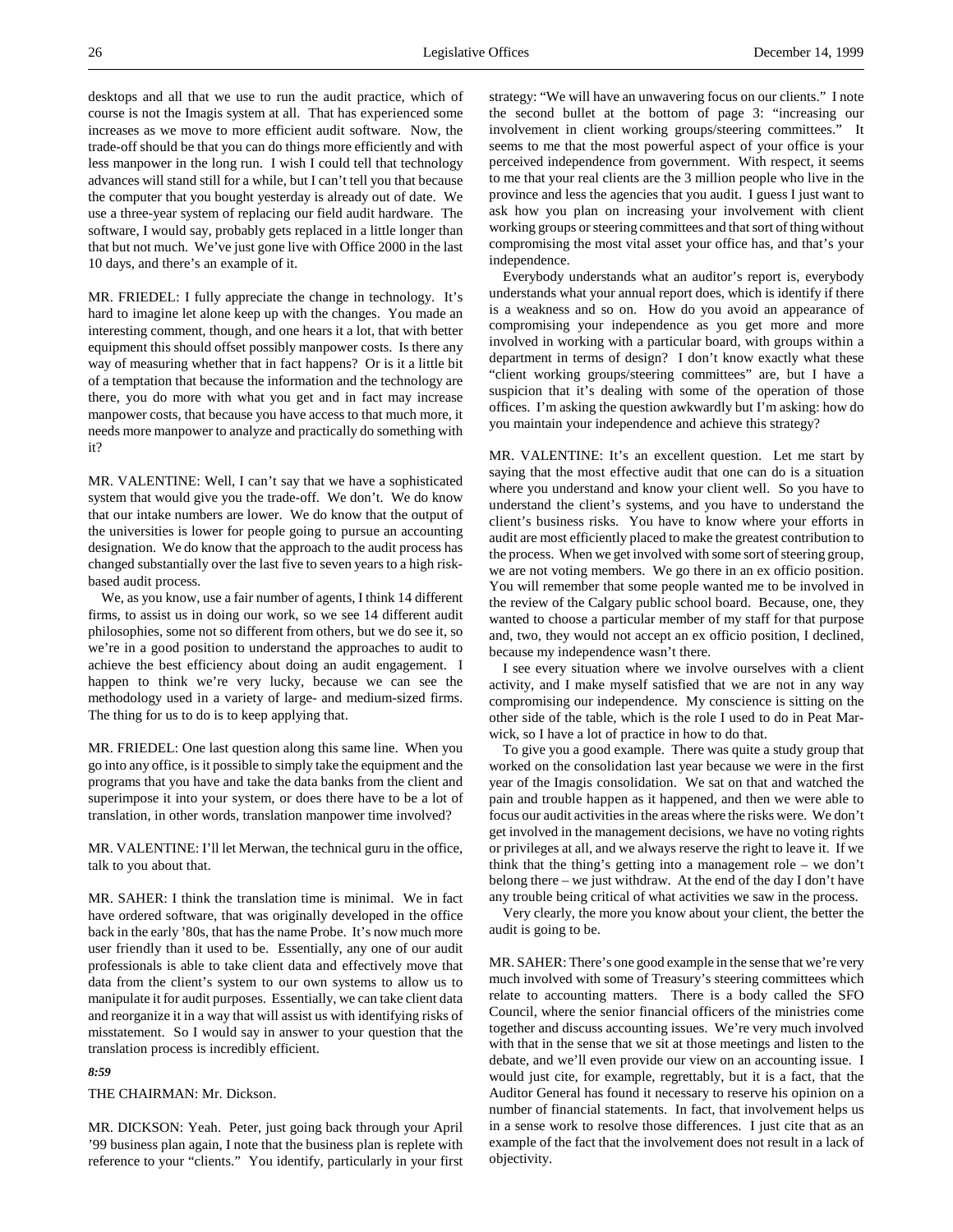desktops and all that we use to run the audit practice, which of course is not the Imagis system at all. That has experienced some increases as we move to more efficient audit software. Now, the trade-off should be that you can do things more efficiently and with less manpower in the long run. I wish I could tell that technology advances will stand still for a while, but I can't tell you that because the computer that you bought yesterday is already out of date. We use a three-year system of replacing our field audit hardware. The software, I would say, probably gets replaced in a little longer than that but not much. We've just gone live with Office 2000 in the last 10 days, and there's an example of it.

MR. FRIEDEL: I fully appreciate the change in technology. It's hard to imagine let alone keep up with the changes. You made an interesting comment, though, and one hears it a lot, that with better equipment this should offset possibly manpower costs. Is there any way of measuring whether that in fact happens? Or is it a little bit of a temptation that because the information and the technology are there, you do more with what you get and in fact may increase manpower costs, that because you have access to that much more, it needs more manpower to analyze and practically do something with it?

MR. VALENTINE: Well, I can't say that we have a sophisticated system that would give you the trade-off. We don't. We do know that our intake numbers are lower. We do know that the output of the universities is lower for people going to pursue an accounting designation. We do know that the approach to the audit process has changed substantially over the last five to seven years to a high risk-based audit process.

We, as you know, use a fair number of agents, I think 14 different firms, to assist us in doing our work, so we see 14 different audit philosophies, some not so different from others, but we do see it, so we're in a good position to understand the approaches to audit to achieve the best efficiency about doing an audit engagement. I happen to think we're very lucky, because we can see the methodology used in a variety of large- and medium-sized firms. The thing for us to do is to keep applying that.

MR. FRIEDEL: One last question along this same line. When you go into any office, is it possible to simply take the equipment and the programs that you have and take the data banks from the client and superimpose it into your system, or does there have to be a lot of translation, in other words, translation manpower time involved?

MR. VALENTINE: I'll let Merwan, the technical guru in the office, talk to you about that.

MR. SAHER: I think the translation time is minimal. We in fact have ordered software, that was originally developed in the office back in the early '80s, that has the name Probe. It's now much more user friendly than it used to be. Essentially, any one of our audit professionals is able to take client data and effectively move that data from the client's system to our own systems to allow us to manipulate it for audit purposes. Essentially, we can take client data and reorganize it in a way that will assist us with identifying risks of misstatement. So I would say in answer to your question that the translation process is incredibly efficient.

***8:59***

THE CHAIRMAN: Mr. Dickson.

MR. DICKSON: Yeah. Peter, just going back through your April '99 business plan again, I note that the business plan is replete with reference to your "clients." You identify, particularly in your first strategy: "We will have an unwavering focus on our clients." I note the second bullet at the bottom of page 3: "increasing our involvement in client working groups/steering committees." It seems to me that the most powerful aspect of your office is your perceived independence from government. With respect, it seems to me that your real clients are the 3 million people who live in the province and less the agencies that you audit. I guess I just want to ask how you plan on increasing your involvement with client working groups or steering committees and that sort of thing without compromising the most vital asset your office has, and that's your independence.

Everybody understands what an auditor's report is, everybody understands what your annual report does, which is identify if there is a weakness and so on. How do you avoid an appearance of compromising your independence as you get more and more involved in working with a particular board, with groups within a department in terms of design? I don't know exactly what these "client working groups/steering committees" are, but I have a suspicion that it's dealing with some of the operation of those offices. I'm asking the question awkwardly but I'm asking: how do you maintain your independence and achieve this strategy?

MR. VALENTINE: It's an excellent question. Let me start by saying that the most effective audit that one can do is a situation where you understand and know your client well. So you have to understand the client's systems, and you have to understand the client's business risks. You have to know where your efforts in audit are most efficiently placed to make the greatest contribution to the process. When we get involved with some sort of steering group, we are not voting members. We go there in an ex officio position. You will remember that some people wanted me to be involved in the review of the Calgary public school board. Because, one, they wanted to choose a particular member of my staff for that purpose and, two, they would not accept an ex officio position, I declined, because my independence wasn't there.

I see every situation where we involve ourselves with a client activity, and I make myself satisfied that we are not in any way compromising our independence. My conscience is sitting on the other side of the table, which is the role I used to do in Peat Marwick, so I have a lot of practice in how to do that.

To give you a good example. There was quite a study group that worked on the consolidation last year because we were in the first year of the Imagis consolidation. We sat on that and watched the pain and trouble happen as it happened, and then we were able to focus our audit activities in the areas where the risks were. We don't get involved in the management decisions, we have no voting rights or privileges at all, and we always reserve the right to leave it. If we think that the thing's getting into a management role – we don't belong there – we just withdraw. At the end of the day I don't have any trouble being critical of what activities we saw in the process.

Very clearly, the more you know about your client, the better the audit is going to be.

MR. SAHER: There's one good example in the sense that we're very much involved with some of Treasury's steering committees which relate to accounting matters. There is a body called the SFO Council, where the senior financial officers of the ministries come together and discuss accounting issues. We're very much involved with that in the sense that we sit at those meetings and listen to the debate, and we'll even provide our view on an accounting issue. I would just cite, for example, regrettably, but it is a fact, that the Auditor General has found it necessary to reserve his opinion on a number of financial statements. In fact, that involvement helps us in a sense work to resolve those differences. I just cite that as an example of the fact that the involvement does not result in a lack of objectivity.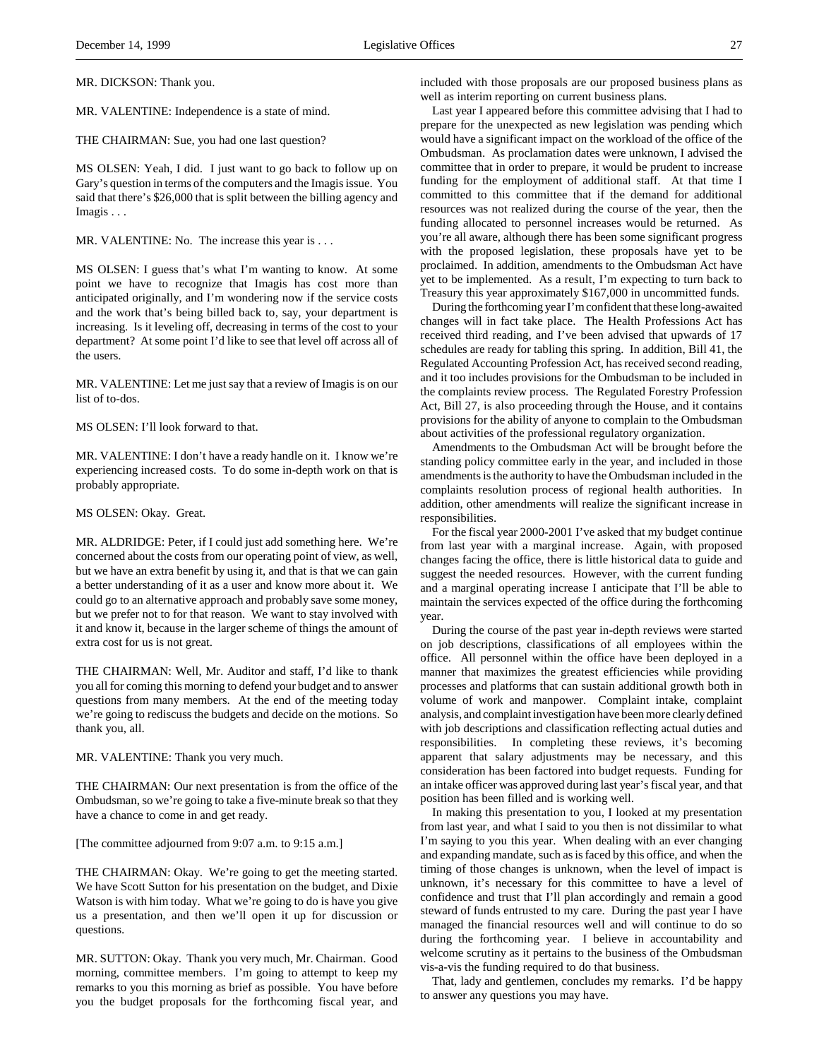MR. DICKSON: Thank you.

MR. VALENTINE: Independence is a state of mind.

THE CHAIRMAN: Sue, you had one last question?

MS OLSEN: Yeah, I did. I just want to go back to follow up on Gary's question in terms of the computers and the Imagis issue. You said that there's $26,000 that is split between the billing agency and Imagis . . .

MR. VALENTINE: No. The increase this year is . . .

MS OLSEN: I guess that's what I'm wanting to know. At some point we have to recognize that Imagis has cost more than anticipated originally, and I'm wondering now if the service costs and the work that's being billed back to, say, your department is increasing. Is it leveling off, decreasing in terms of the cost to your department? At some point I'd like to see that level off across all of the users.

MR. VALENTINE: Let me just say that a review of Imagis is on our list of to-dos.

MS OLSEN: I'll look forward to that.

MR. VALENTINE: I don't have a ready handle on it. I know we're experiencing increased costs. To do some in-depth work on that is probably appropriate.

MS OLSEN: Okay. Great.

MR. ALDRIDGE: Peter, if I could just add something here. We're concerned about the costs from our operating point of view, as well, but we have an extra benefit by using it, and that is that we can gain a better understanding of it as a user and know more about it. We could go to an alternative approach and probably save some money, but we prefer not to for that reason. We want to stay involved with it and know it, because in the larger scheme of things the amount of extra cost for us is not great.

THE CHAIRMAN: Well, Mr. Auditor and staff, I'd like to thank you all for coming this morning to defend your budget and to answer questions from many members. At the end of the meeting today we're going to rediscuss the budgets and decide on the motions. So thank you, all.

MR. VALENTINE: Thank you very much.

THE CHAIRMAN: Our next presentation is from the office of the Ombudsman, so we're going to take a five-minute break so that they have a chance to come in and get ready.

[The committee adjourned from 9:07 a.m. to 9:15 a.m.]

THE CHAIRMAN: Okay. We're going to get the meeting started. We have Scott Sutton for his presentation on the budget, and Dixie Watson is with him today. What we're going to do is have you give us a presentation, and then we'll open it up for discussion or questions.

MR. SUTTON: Okay. Thank you very much, Mr. Chairman. Good morning, committee members. I'm going to attempt to keep my remarks to you this morning as brief as possible. You have before you the budget proposals for the forthcoming fiscal year, and included with those proposals are our proposed business plans as well as interim reporting on current business plans.

Last year I appeared before this committee advising that I had to prepare for the unexpected as new legislation was pending which would have a significant impact on the workload of the office of the Ombudsman. As proclamation dates were unknown, I advised the committee that in order to prepare, it would be prudent to increase funding for the employment of additional staff. At that time I committed to this committee that if the demand for additional resources was not realized during the course of the year, then the funding allocated to personnel increases would be returned. As you're all aware, although there has been some significant progress with the proposed legislation, these proposals have yet to be proclaimed. In addition, amendments to the Ombudsman Act have yet to be implemented. As a result, I'm expecting to turn back to Treasury this year approximately $167,000 in uncommitted funds.

During the forthcoming year I'm confident that these long-awaited changes will in fact take place. The Health Professions Act has received third reading, and I've been advised that upwards of 17 schedules are ready for tabling this spring. In addition, Bill 41, the Regulated Accounting Profession Act, has received second reading, and it too includes provisions for the Ombudsman to be included in the complaints review process. The Regulated Forestry Profession Act, Bill 27, is also proceeding through the House, and it contains provisions for the ability of anyone to complain to the Ombudsman about activities of the professional regulatory organization.

Amendments to the Ombudsman Act will be brought before the standing policy committee early in the year, and included in those amendments is the authority to have the Ombudsman included in the complaints resolution process of regional health authorities. In addition, other amendments will realize the significant increase in responsibilities.

For the fiscal year 2000-2001 I've asked that my budget continue from last year with a marginal increase. Again, with proposed changes facing the office, there is little historical data to guide and suggest the needed resources. However, with the current funding and a marginal operating increase I anticipate that I'll be able to maintain the services expected of the office during the forthcoming year.

During the course of the past year in-depth reviews were started on job descriptions, classifications of all employees within the office. All personnel within the office have been deployed in a manner that maximizes the greatest efficiencies while providing processes and platforms that can sustain additional growth both in volume of work and manpower. Complaint intake, complaint analysis, and complaint investigation have been more clearly defined with job descriptions and classification reflecting actual duties and responsibilities. In completing these reviews, it's becoming apparent that salary adjustments may be necessary, and this consideration has been factored into budget requests. Funding for an intake officer was approved during last year's fiscal year, and that position has been filled and is working well.

In making this presentation to you, I looked at my presentation from last year, and what I said to you then is not dissimilar to what I'm saying to you this year. When dealing with an ever changing and expanding mandate, such as is faced by this office, and when the timing of those changes is unknown, when the level of impact is unknown, it's necessary for this committee to have a level of confidence and trust that I'll plan accordingly and remain a good steward of funds entrusted to my care. During the past year I have managed the financial resources well and will continue to do so during the forthcoming year. I believe in accountability and welcome scrutiny as it pertains to the business of the Ombudsman vis-a-vis the funding required to do that business.

That, lady and gentlemen, concludes my remarks. I'd be happy to answer any questions you may have.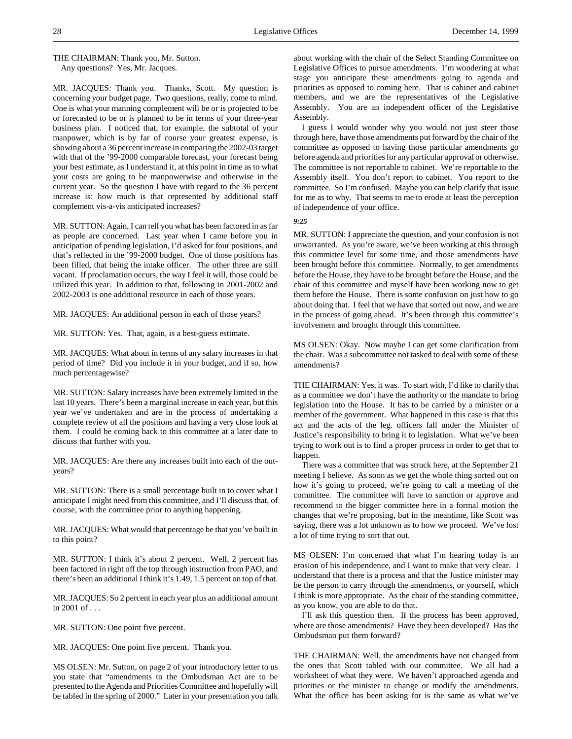THE CHAIRMAN: Thank you, Mr. Sutton.

Any questions? Yes, Mr. Jacques.

MR. JACQUES: Thank you. Thanks, Scott. My question is concerning your budget page. Two questions, really, come to mind. One is what your manning complement will be or is projected to be or forecasted to be or is planned to be in terms of your three-year business plan. I noticed that, for example, the subtotal of your manpower, which is by far of course your greatest expense, is showing about a 36 percent increase in comparing the 2002-03 target with that of the '99-2000 comparable forecast, your forecast being your best estimate, as I understand it, at this point in time as to what your costs are going to be manpowerwise and otherwise in the current year. So the question I have with regard to the 36 percent increase is: how much is that represented by additional staff complement vis-a-vis anticipated increases?

MR. SUTTON: Again, I can tell you what has been factored in as far as people are concerned. Last year when I came before you in anticipation of pending legislation, I'd asked for four positions, and that's reflected in the '99-2000 budget. One of those positions has been filled, that being the intake officer. The other three are still vacant. If proclamation occurs, the way I feel it will, those could be utilized this year. In addition to that, following in 2001-2002 and 2002-2003 is one additional resource in each of those years.

MR. JACQUES: An additional person in each of those years?

MR. SUTTON: Yes. That, again, is a best-guess estimate.

MR. JACQUES: What about in terms of any salary increases in that period of time? Did you include it in your budget, and if so, how much percentagewise?

MR. SUTTON: Salary increases have been extremely limited in the last 10 years. There's been a marginal increase in each year, but this year we've undertaken and are in the process of undertaking a complete review of all the positions and having a very close look at them. I could be coming back to this committee at a later date to discuss that further with you.

MR. JACQUES: Are there any increases built into each of the out-years?

MR. SUTTON: There is a small percentage built in to cover what I anticipate I might need from this committee, and I'll discuss that, of course, with the committee prior to anything happening.

MR. JACQUES: What would that percentage be that you've built in to this point?

MR. SUTTON: I think it's about 2 percent. Well, 2 percent has been factored in right off the top through instruction from PAO, and there's been an additional I think it's 1.49, 1.5 percent on top of that.

MR. JACQUES: So 2 percent in each year plus an additional amount in 2001 of . . .

MR. SUTTON: One point five percent.

MR. JACQUES: One point five percent. Thank you.

MS OLSEN: Mr. Sutton, on page 2 of your introductory letter to us you state that "amendments to the Ombudsman Act are to be presented to the Agenda and Priorities Committee and hopefully will be tabled in the spring of 2000." Later in your presentation you talk about working with the chair of the Select Standing Committee on Legislative Offices to pursue amendments. I'm wondering at what stage you anticipate these amendments going to agenda and priorities as opposed to coming here. That is cabinet and cabinet members, and we are the representatives of the Legislative Assembly. You are an independent officer of the Legislative Assembly.

I guess I would wonder why you would not just steer those through here, have those amendments put forward by the chair of the committee as opposed to having those particular amendments go before agenda and priorities for any particular approval or otherwise. The committee is not reportable to cabinet. We're reportable to the Assembly itself. You don't report to cabinet. You report to the committee. So I'm confused. Maybe you can help clarify that issue for me as to why. That seems to me to erode at least the perception of independence of your office.

*9:25*

MR. SUTTON: I appreciate the question, and your confusion is not unwarranted. As you're aware, we've been working at this through this committee level for some time, and those amendments have been brought before this committee. Normally, to get amendments before the House, they have to be brought before the House, and the chair of this committee and myself have been working now to get them before the House. There is some confusion on just how to go about doing that. I feel that we have that sorted out now, and we are in the process of going ahead. It's been through this committee's involvement and brought through this committee.

MS OLSEN: Okay. Now maybe I can get some clarification from the chair. Was a subcommittee not tasked to deal with some of these amendments?

THE CHAIRMAN: Yes, it was. To start with, I'd like to clarify that as a committee we don't have the authority or the mandate to bring legislation into the House. It has to be carried by a minister or a member of the government. What happened in this case is that this act and the acts of the leg. officers fall under the Minister of Justice's responsibility to bring it to legislation. What we've been trying to work out is to find a proper process in order to get that to happen.

There was a committee that was struck here, at the September 21 meeting I believe. As soon as we get the whole thing sorted out on how it's going to proceed, we're going to call a meeting of the committee. The committee will have to sanction or approve and recommend to the bigger committee here in a formal motion the changes that we're proposing, but in the meantime, like Scott was saying, there was a lot unknown as to how we proceed. We've lost a lot of time trying to sort that out.

MS OLSEN: I'm concerned that what I'm hearing today is an erosion of his independence, and I want to make that very clear. I understand that there is a process and that the Justice minister may be the person to carry through the amendments, or yourself, which I think is more appropriate. As the chair of the standing committee, as you know, you are able to do that.

I'll ask this question then. If the process has been approved, where are those amendments? Have they been developed? Has the Ombudsman put them forward?

THE CHAIRMAN: Well, the amendments have not changed from the ones that Scott tabled with our committee. We all had a worksheet of what they were. We haven't approached agenda and priorities or the minister to change or modify the amendments. What the office has been asking for is the same as what we've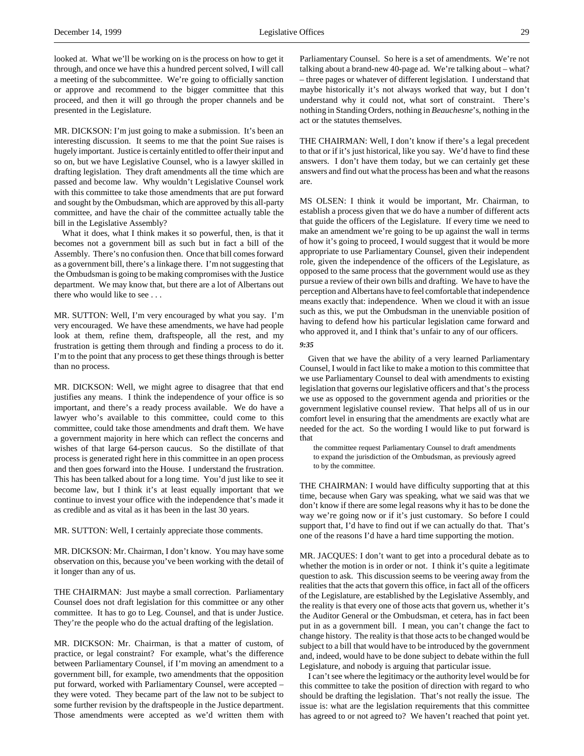looked at. What we'll be working on is the process on how to get it through, and once we have this a hundred percent solved, I will call a meeting of the subcommittee. We're going to officially sanction or approve and recommend to the bigger committee that this proceed, and then it will go through the proper channels and be presented in the Legislature.

MR. DICKSON: I'm just going to make a submission. It's been an interesting discussion. It seems to me that the point Sue raises is hugely important. Justice is certainly entitled to offer their input and so on, but we have Legislative Counsel, who is a lawyer skilled in drafting legislation. They draft amendments all the time which are passed and become law. Why wouldn't Legislative Counsel work with this committee to take those amendments that are put forward and sought by the Ombudsman, which are approved by this all-party committee, and have the chair of the committee actually table the bill in the Legislative Assembly?

What it does, what I think makes it so powerful, then, is that it becomes not a government bill as such but in fact a bill of the Assembly. There's no confusion then. Once that bill comes forward as a government bill, there's a linkage there. I'm not suggesting that the Ombudsman is going to be making compromises with the Justice department. We may know that, but there are a lot of Albertans out there who would like to see . . .

MR. SUTTON: Well, I'm very encouraged by what you say. I'm very encouraged. We have these amendments, we have had people look at them, refine them, draftspeople, all the rest, and my frustration is getting them through and finding a process to do it. I'm to the point that any process to get these things through is better than no process.

MR. DICKSON: Well, we might agree to disagree that that end justifies any means. I think the independence of your office is so important, and there's a ready process available. We do have a lawyer who's available to this committee, could come to this committee, could take those amendments and draft them. We have a government majority in here which can reflect the concerns and wishes of that large 64-person caucus. So the distillate of that process is generated right here in this committee in an open process and then goes forward into the House. I understand the frustration. This has been talked about for a long time. You'd just like to see it become law, but I think it's at least equally important that we continue to invest your office with the independence that's made it as credible and as vital as it has been in the last 30 years.

MR. SUTTON: Well, I certainly appreciate those comments.

MR. DICKSON: Mr. Chairman, I don't know. You may have some observation on this, because you've been working with the detail of it longer than any of us.

THE CHAIRMAN: Just maybe a small correction. Parliamentary Counsel does not draft legislation for this committee or any other committee. It has to go to Leg. Counsel, and that is under Justice. They're the people who do the actual drafting of the legislation.

MR. DICKSON: Mr. Chairman, is that a matter of custom, of practice, or legal constraint? For example, what's the difference between Parliamentary Counsel, if I'm moving an amendment to a government bill, for example, two amendments that the opposition put forward, worked with Parliamentary Counsel, were accepted – they were voted. They became part of the law not to be subject to some further revision by the draftspeople in the Justice department. Those amendments were accepted as we'd written them with Parliamentary Counsel. So here is a set of amendments. We're not talking about a brand-new 40-page act. We're talking about – what? – three pages or whatever of different legislation. I understand that maybe historically it's not always worked that way, but I don't understand why it could not, what sort of constraint. There's nothing in Standing Orders, nothing in *Beauchesne*'s, nothing in the act or the statutes themselves.

THE CHAIRMAN: Well, I don't know if there's a legal precedent to that or if it's just historical, like you say. We'd have to find these answers. I don't have them today, but we can certainly get these answers and find out what the process has been and what the reasons are.

MS OLSEN: I think it would be important, Mr. Chairman, to establish a process given that we do have a number of different acts that guide the officers of the Legislature. If every time we need to make an amendment we're going to be up against the wall in terms of how it's going to proceed, I would suggest that it would be more appropriate to use Parliamentary Counsel, given their independent role, given the independence of the officers of the Legislature, as opposed to the same process that the government would use as they pursue a review of their own bills and drafting. We have to have the perception and Albertans have to feel comfortable that independence means exactly that: independence. When we cloud it with an issue such as this, we put the Ombudsman in the unenviable position of having to defend how his particular legislation came forward and who approved it, and I think that's unfair to any of our officers.

***9:35***

Given that we have the ability of a very learned Parliamentary Counsel, I would in fact like to make a motion to this committee that we use Parliamentary Counsel to deal with amendments to existing legislation that governs our legislative officers and that's the process we use as opposed to the government agenda and priorities or the government legislative counsel review. That helps all of us in our comfort level in ensuring that the amendments are exactly what are needed for the act. So the wording I would like to put forward is that

> the committee request Parliamentary Counsel to draft amendments to expand the jurisdiction of the Ombudsman, as previously agreed to by the committee.

THE CHAIRMAN: I would have difficulty supporting that at this time, because when Gary was speaking, what we said was that we don't know if there are some legal reasons why it has to be done the way we're going now or if it's just customary. So before I could support that, I'd have to find out if we can actually do that. That's one of the reasons I'd have a hard time supporting the motion.

MR. JACQUES: I don't want to get into a procedural debate as to whether the motion is in order or not. I think it's quite a legitimate question to ask. This discussion seems to be veering away from the realities that the acts that govern this office, in fact all of the officers of the Legislature, are established by the Legislative Assembly, and the reality is that every one of those acts that govern us, whether it's the Auditor General or the Ombudsman, et cetera, has in fact been put in as a government bill. I mean, you can't change the fact to change history. The reality is that those acts to be changed would be subject to a bill that would have to be introduced by the government and, indeed, would have to be done subject to debate within the full Legislature, and nobody is arguing that particular issue.

I can't see where the legitimacy or the authority level would be for this committee to take the position of direction with regard to who should be drafting the legislation. That's not really the issue. The issue is: what are the legislation requirements that this committee has agreed to or not agreed to? We haven't reached that point yet.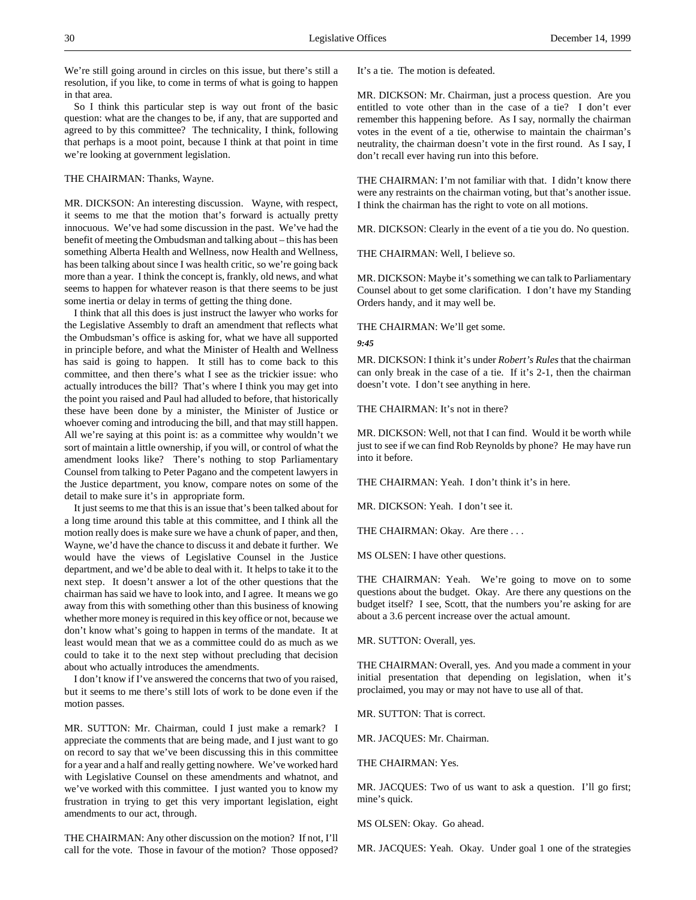We're still going around in circles on this issue, but there's still a resolution, if you like, to come in terms of what is going to happen in that area.

So I think this particular step is way out front of the basic question: what are the changes to be, if any, that are supported and agreed to by this committee? The technicality, I think, following that perhaps is a moot point, because I think at that point in time we're looking at government legislation.

THE CHAIRMAN: Thanks, Wayne.

MR. DICKSON: An interesting discussion. Wayne, with respect, it seems to me that the motion that's forward is actually pretty innocuous. We've had some discussion in the past. We've had the benefit of meeting the Ombudsman and talking about – this has been something Alberta Health and Wellness, now Health and Wellness, has been talking about since I was health critic, so we're going back more than a year. I think the concept is, frankly, old news, and what seems to happen for whatever reason is that there seems to be just some inertia or delay in terms of getting the thing done.

I think that all this does is just instruct the lawyer who works for the Legislative Assembly to draft an amendment that reflects what the Ombudsman's office is asking for, what we have all supported in principle before, and what the Minister of Health and Wellness has said is going to happen. It still has to come back to this committee, and then there's what I see as the trickier issue: who actually introduces the bill? That's where I think you may get into the point you raised and Paul had alluded to before, that historically these have been done by a minister, the Minister of Justice or whoever coming and introducing the bill, and that may still happen. All we're saying at this point is: as a committee why wouldn't we sort of maintain a little ownership, if you will, or control of what the amendment looks like? There's nothing to stop Parliamentary Counsel from talking to Peter Pagano and the competent lawyers in the Justice department, you know, compare notes on some of the detail to make sure it's in appropriate form.

It just seems to me that this is an issue that's been talked about for a long time around this table at this committee, and I think all the motion really does is make sure we have a chunk of paper, and then, Wayne, we'd have the chance to discuss it and debate it further. We would have the views of Legislative Counsel in the Justice department, and we'd be able to deal with it. It helps to take it to the next step. It doesn't answer a lot of the other questions that the chairman has said we have to look into, and I agree. It means we go away from this with something other than this business of knowing whether more money is required in this key office or not, because we don't know what's going to happen in terms of the mandate. It at least would mean that we as a committee could do as much as we could to take it to the next step without precluding that decision about who actually introduces the amendments.

I don't know if I've answered the concerns that two of you raised, but it seems to me there's still lots of work to be done even if the motion passes.

MR. SUTTON: Mr. Chairman, could I just make a remark? I appreciate the comments that are being made, and I just want to go on record to say that we've been discussing this in this committee for a year and a half and really getting nowhere. We've worked hard with Legislative Counsel on these amendments and whatnot, and we've worked with this committee. I just wanted you to know my frustration in trying to get this very important legislation, eight amendments to our act, through.

THE CHAIRMAN: Any other discussion on the motion? If not, I'll call for the vote. Those in favour of the motion? Those opposed? It's a tie. The motion is defeated.

MR. DICKSON: Mr. Chairman, just a process question. Are you entitled to vote other than in the case of a tie? I don't ever remember this happening before. As I say, normally the chairman votes in the event of a tie, otherwise to maintain the chairman's neutrality, the chairman doesn't vote in the first round. As I say, I don't recall ever having run into this before.

THE CHAIRMAN: I'm not familiar with that. I didn't know there were any restraints on the chairman voting, but that's another issue. I think the chairman has the right to vote on all motions.

MR. DICKSON: Clearly in the event of a tie you do. No question.

THE CHAIRMAN: Well, I believe so.

MR. DICKSON: Maybe it's something we can talk to Parliamentary Counsel about to get some clarification. I don't have my Standing Orders handy, and it may well be.

THE CHAIRMAN: We'll get some.

*9:45*

MR. DICKSON: I think it's under *Robert's Rules* that the chairman can only break in the case of a tie. If it's 2-1, then the chairman doesn't vote. I don't see anything in here.

THE CHAIRMAN: It's not in there?

MR. DICKSON: Well, not that I can find. Would it be worth while just to see if we can find Rob Reynolds by phone? He may have run into it before.

THE CHAIRMAN: Yeah. I don't think it's in here.

MR. DICKSON: Yeah. I don't see it.

THE CHAIRMAN: Okay. Are there . . .

MS OLSEN: I have other questions.

THE CHAIRMAN: Yeah. We're going to move on to some questions about the budget. Okay. Are there any questions on the budget itself? I see, Scott, that the numbers you're asking for are about a 3.6 percent increase over the actual amount.

MR. SUTTON: Overall, yes.

THE CHAIRMAN: Overall, yes. And you made a comment in your initial presentation that depending on legislation, when it's proclaimed, you may or may not have to use all of that.

MR. SUTTON: That is correct.

MR. JACQUES: Mr. Chairman.

THE CHAIRMAN: Yes.

MR. JACQUES: Two of us want to ask a question. I'll go first; mine's quick.

MS OLSEN: Okay. Go ahead.

MR. JACQUES: Yeah. Okay. Under goal 1 one of the strategies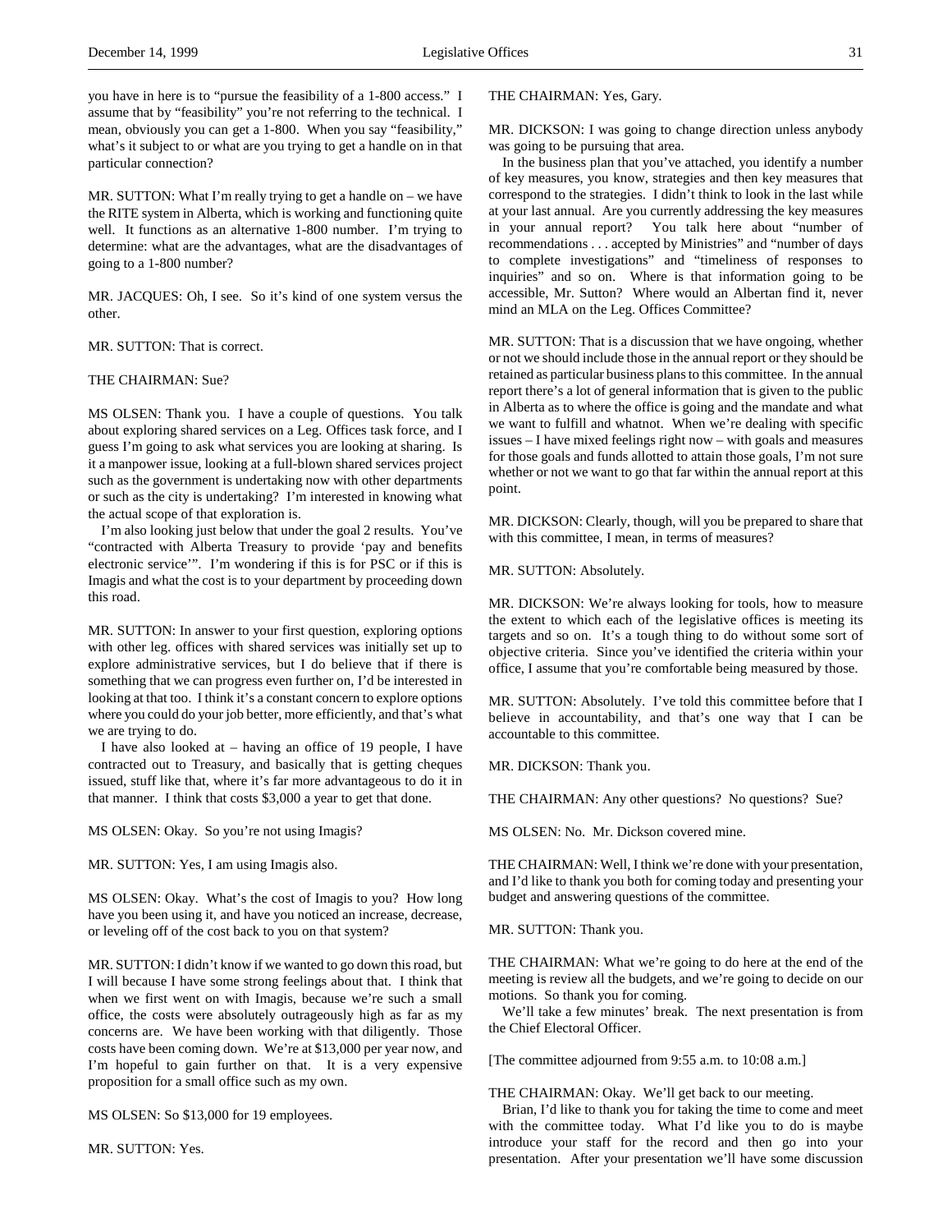you have in here is to "pursue the feasibility of a 1-800 access." I assume that by "feasibility" you're not referring to the technical. I mean, obviously you can get a 1-800. When you say "feasibility," what's it subject to or what are you trying to get a handle on in that particular connection?

MR. SUTTON: What I'm really trying to get a handle on – we have the RITE system in Alberta, which is working and functioning quite well. It functions as an alternative 1-800 number. I'm trying to determine: what are the advantages, what are the disadvantages of going to a 1-800 number?

MR. JACQUES: Oh, I see. So it's kind of one system versus the other.

MR. SUTTON: That is correct.

THE CHAIRMAN: Sue?

MS OLSEN: Thank you. I have a couple of questions. You talk about exploring shared services on a Leg. Offices task force, and I guess I'm going to ask what services you are looking at sharing. Is it a manpower issue, looking at a full-blown shared services project such as the government is undertaking now with other departments or such as the city is undertaking? I'm interested in knowing what the actual scope of that exploration is.

I'm also looking just below that under the goal 2 results. You've "contracted with Alberta Treasury to provide 'pay and benefits electronic service'". I'm wondering if this is for PSC or if this is Imagis and what the cost is to your department by proceeding down this road.

MR. SUTTON: In answer to your first question, exploring options with other leg. offices with shared services was initially set up to explore administrative services, but I do believe that if there is something that we can progress even further on, I'd be interested in looking at that too. I think it's a constant concern to explore options where you could do your job better, more efficiently, and that's what we are trying to do.

I have also looked at – having an office of 19 people, I have contracted out to Treasury, and basically that is getting cheques issued, stuff like that, where it's far more advantageous to do it in that manner. I think that costs $3,000 a year to get that done.

MS OLSEN: Okay. So you're not using Imagis?

MR. SUTTON: Yes, I am using Imagis also.

MS OLSEN: Okay. What's the cost of Imagis to you? How long have you been using it, and have you noticed an increase, decrease, or leveling off of the cost back to you on that system?

MR. SUTTON: I didn't know if we wanted to go down this road, but I will because I have some strong feelings about that. I think that when we first went on with Imagis, because we're such a small office, the costs were absolutely outrageously high as far as my concerns are. We have been working with that diligently. Those costs have been coming down. We're at $13,000 per year now, and I'm hopeful to gain further on that. It is a very expensive proposition for a small office such as my own.

MS OLSEN: So $13,000 for 19 employees.

MR. SUTTON: Yes.

THE CHAIRMAN: Yes, Gary.

MR. DICKSON: I was going to change direction unless anybody was going to be pursuing that area.

In the business plan that you've attached, you identify a number of key measures, you know, strategies and then key measures that correspond to the strategies. I didn't think to look in the last while at your last annual. Are you currently addressing the key measures in your annual report? You talk here about "number of recommendations . . . accepted by Ministries" and "number of days to complete investigations" and "timeliness of responses to inquiries" and so on. Where is that information going to be accessible, Mr. Sutton? Where would an Albertan find it, never mind an MLA on the Leg. Offices Committee?

MR. SUTTON: That is a discussion that we have ongoing, whether or not we should include those in the annual report or they should be retained as particular business plans to this committee. In the annual report there's a lot of general information that is given to the public in Alberta as to where the office is going and the mandate and what we want to fulfill and whatnot. When we're dealing with specific issues – I have mixed feelings right now – with goals and measures for those goals and funds allotted to attain those goals, I'm not sure whether or not we want to go that far within the annual report at this point.

MR. DICKSON: Clearly, though, will you be prepared to share that with this committee, I mean, in terms of measures?

MR. SUTTON: Absolutely.

MR. DICKSON: We're always looking for tools, how to measure the extent to which each of the legislative offices is meeting its targets and so on. It's a tough thing to do without some sort of objective criteria. Since you've identified the criteria within your office, I assume that you're comfortable being measured by those.

MR. SUTTON: Absolutely. I've told this committee before that I believe in accountability, and that's one way that I can be accountable to this committee.

MR. DICKSON: Thank you.

THE CHAIRMAN: Any other questions? No questions? Sue?

MS OLSEN: No. Mr. Dickson covered mine.

THE CHAIRMAN: Well, I think we're done with your presentation, and I'd like to thank you both for coming today and presenting your budget and answering questions of the committee.

MR. SUTTON: Thank you.

THE CHAIRMAN: What we're going to do here at the end of the meeting is review all the budgets, and we're going to decide on our motions. So thank you for coming.

We'll take a few minutes' break. The next presentation is from the Chief Electoral Officer.

[The committee adjourned from 9:55 a.m. to 10:08 a.m.]

THE CHAIRMAN: Okay. We'll get back to our meeting.

Brian, I'd like to thank you for taking the time to come and meet with the committee today. What I'd like you to do is maybe introduce your staff for the record and then go into your presentation. After your presentation we'll have some discussion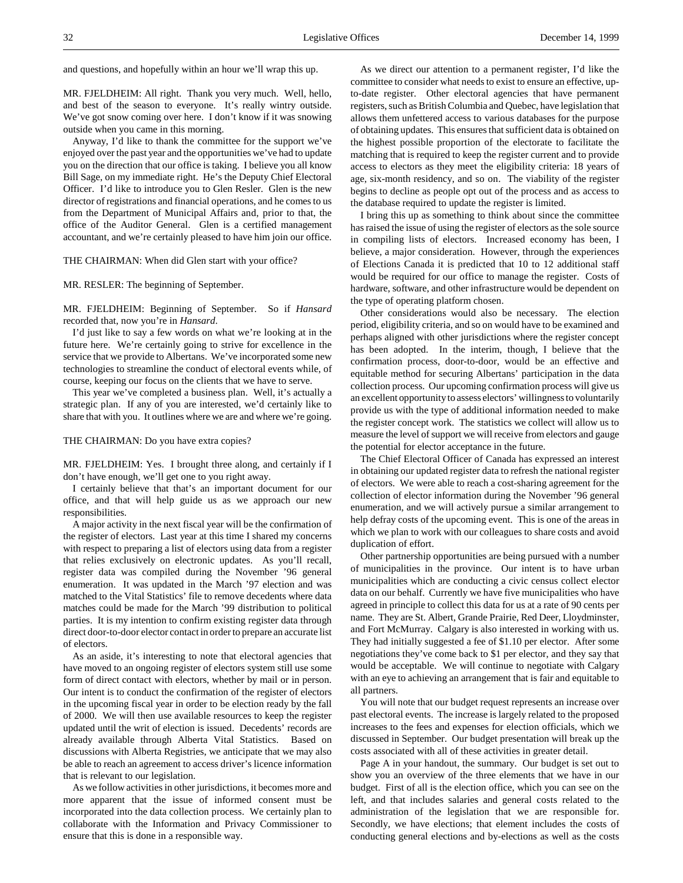and questions, and hopefully within an hour we'll wrap this up.

MR. FJELDHEIM: All right. Thank you very much. Well, hello, and best of the season to everyone. It's really wintry outside. We've got snow coming over here. I don't know if it was snowing outside when you came in this morning.

Anyway, I'd like to thank the committee for the support we've enjoyed over the past year and the opportunities we've had to update you on the direction that our office is taking. I believe you all know Bill Sage, on my immediate right. He's the Deputy Chief Electoral Officer. I'd like to introduce you to Glen Resler. Glen is the new director of registrations and financial operations, and he comes to us from the Department of Municipal Affairs and, prior to that, the office of the Auditor General. Glen is a certified management accountant, and we're certainly pleased to have him join our office.

THE CHAIRMAN: When did Glen start with your office?

MR. RESLER: The beginning of September.

MR. FJELDHEIM: Beginning of September. So if *Hansard* recorded that, now you're in *Hansard*.

I'd just like to say a few words on what we're looking at in the future here. We're certainly going to strive for excellence in the service that we provide to Albertans. We've incorporated some new technologies to streamline the conduct of electoral events while, of course, keeping our focus on the clients that we have to serve.

This year we've completed a business plan. Well, it's actually a strategic plan. If any of you are interested, we'd certainly like to share that with you. It outlines where we are and where we're going.

THE CHAIRMAN: Do you have extra copies?

MR. FJELDHEIM: Yes. I brought three along, and certainly if I don't have enough, we'll get one to you right away.

I certainly believe that that's an important document for our office, and that will help guide us as we approach our new responsibilities.

A major activity in the next fiscal year will be the confirmation of the register of electors. Last year at this time I shared my concerns with respect to preparing a list of electors using data from a register that relies exclusively on electronic updates. As you'll recall, register data was compiled during the November '96 general enumeration. It was updated in the March '97 election and was matched to the Vital Statistics' file to remove decedents where data matches could be made for the March '99 distribution to political parties. It is my intention to confirm existing register data through direct door-to-door elector contact in order to prepare an accurate list of electors.

As an aside, it's interesting to note that electoral agencies that have moved to an ongoing register of electors system still use some form of direct contact with electors, whether by mail or in person. Our intent is to conduct the confirmation of the register of electors in the upcoming fiscal year in order to be election ready by the fall of 2000. We will then use available resources to keep the register updated until the writ of election is issued. Decedents' records are already available through Alberta Vital Statistics. Based on discussions with Alberta Registries, we anticipate that we may also be able to reach an agreement to access driver's licence information that is relevant to our legislation.

As we follow activities in other jurisdictions, it becomes more and more apparent that the issue of informed consent must be incorporated into the data collection process. We certainly plan to collaborate with the Information and Privacy Commissioner to ensure that this is done in a responsible way.

As we direct our attention to a permanent register, I'd like the committee to consider what needs to exist to ensure an effective, up-to-date register. Other electoral agencies that have permanent registers, such as British Columbia and Quebec, have legislation that allows them unfettered access to various databases for the purpose of obtaining updates. This ensures that sufficient data is obtained on the highest possible proportion of the electorate to facilitate the matching that is required to keep the register current and to provide access to electors as they meet the eligibility criteria: 18 years of age, six-month residency, and so on. The viability of the register begins to decline as people opt out of the process and as access to the database required to update the register is limited.

I bring this up as something to think about since the committee has raised the issue of using the register of electors as the sole source in compiling lists of electors. Increased economy has been, I believe, a major consideration. However, through the experiences of Elections Canada it is predicted that 10 to 12 additional staff would be required for our office to manage the register. Costs of hardware, software, and other infrastructure would be dependent on the type of operating platform chosen.

Other considerations would also be necessary. The election period, eligibility criteria, and so on would have to be examined and perhaps aligned with other jurisdictions where the register concept has been adopted. In the interim, though, I believe that the confirmation process, door-to-door, would be an effective and equitable method for securing Albertans' participation in the data collection process. Our upcoming confirmation process will give us an excellent opportunity to assess electors' willingness to voluntarily provide us with the type of additional information needed to make the register concept work. The statistics we collect will allow us to measure the level of support we will receive from electors and gauge the potential for elector acceptance in the future.

The Chief Electoral Officer of Canada has expressed an interest in obtaining our updated register data to refresh the national register of electors. We were able to reach a cost-sharing agreement for the collection of elector information during the November '96 general enumeration, and we will actively pursue a similar arrangement to help defray costs of the upcoming event. This is one of the areas in which we plan to work with our colleagues to share costs and avoid duplication of effort.

Other partnership opportunities are being pursued with a number of municipalities in the province. Our intent is to have urban municipalities which are conducting a civic census collect elector data on our behalf. Currently we have five municipalities who have agreed in principle to collect this data for us at a rate of 90 cents per name. They are St. Albert, Grande Prairie, Red Deer, Lloydminster, and Fort McMurray. Calgary is also interested in working with us. They had initially suggested a fee of $1.10 per elector. After some negotiations they've come back to $1 per elector, and they say that would be acceptable. We will continue to negotiate with Calgary with an eye to achieving an arrangement that is fair and equitable to all partners.

You will note that our budget request represents an increase over past electoral events. The increase is largely related to the proposed increases to the fees and expenses for election officials, which we discussed in September. Our budget presentation will break up the costs associated with all of these activities in greater detail.

Page A in your handout, the summary. Our budget is set out to show you an overview of the three elements that we have in our budget. First of all is the election office, which you can see on the left, and that includes salaries and general costs related to the administration of the legislation that we are responsible for. Secondly, we have elections; that element includes the costs of conducting general elections and by-elections as well as the costs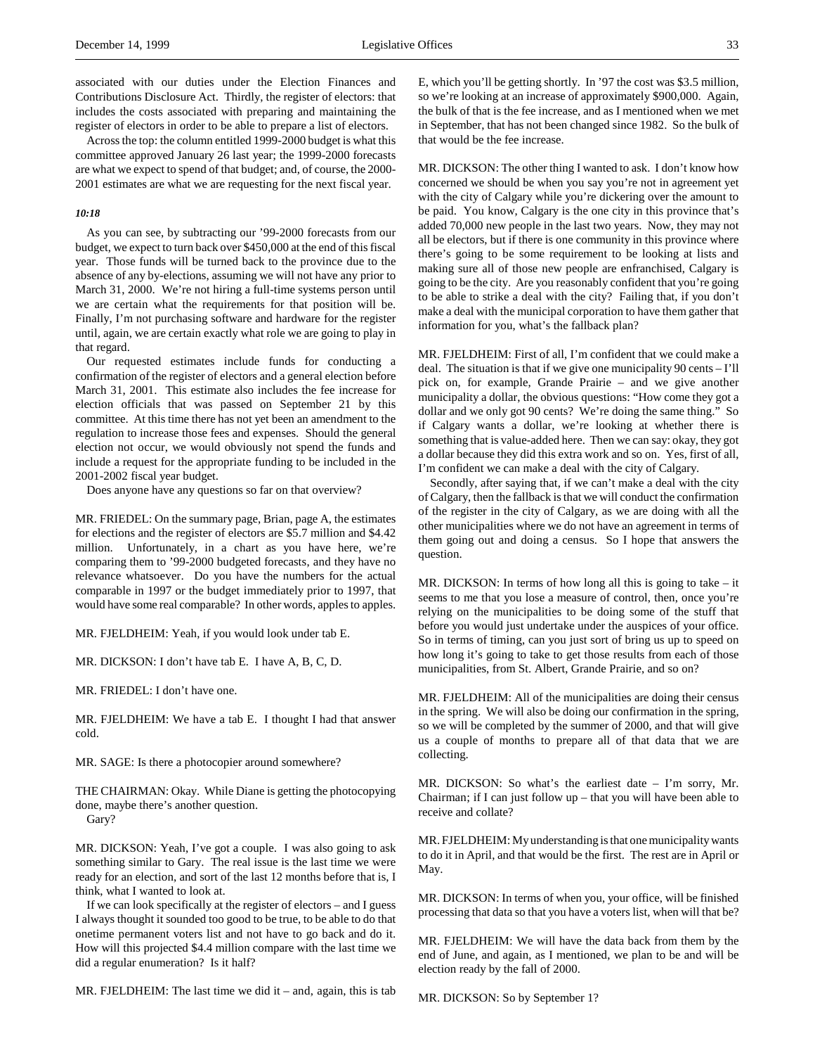associated with our duties under the Election Finances and Contributions Disclosure Act. Thirdly, the register of electors: that includes the costs associated with preparing and maintaining the register of electors in order to be able to prepare a list of electors.

Across the top: the column entitled 1999-2000 budget is what this committee approved January 26 last year; the 1999-2000 forecasts are what we expect to spend of that budget; and, of course, the 2000-2001 estimates are what we are requesting for the next fiscal year.

*10:18*

As you can see, by subtracting our '99-2000 forecasts from our budget, we expect to turn back over $450,000 at the end of this fiscal year. Those funds will be turned back to the province due to the absence of any by-elections, assuming we will not have any prior to March 31, 2000. We're not hiring a full-time systems person until we are certain what the requirements for that position will be. Finally, I'm not purchasing software and hardware for the register until, again, we are certain exactly what role we are going to play in that regard.

Our requested estimates include funds for conducting a confirmation of the register of electors and a general election before March 31, 2001. This estimate also includes the fee increase for election officials that was passed on September 21 by this committee. At this time there has not yet been an amendment to the regulation to increase those fees and expenses. Should the general election not occur, we would obviously not spend the funds and include a request for the appropriate funding to be included in the 2001-2002 fiscal year budget.

Does anyone have any questions so far on that overview?

MR. FRIEDEL: On the summary page, Brian, page A, the estimates for elections and the register of electors are $5.7 million and $4.42 million. Unfortunately, in a chart as you have here, we're comparing them to '99-2000 budgeted forecasts, and they have no relevance whatsoever. Do you have the numbers for the actual comparable in 1997 or the budget immediately prior to 1997, that would have some real comparable? In other words, apples to apples.

MR. FJELDHEIM: Yeah, if you would look under tab E.

MR. DICKSON: I don't have tab E. I have A, B, C, D.

MR. FRIEDEL: I don't have one.

MR. FJELDHEIM: We have a tab E. I thought I had that answer cold.

MR. SAGE: Is there a photocopier around somewhere?

THE CHAIRMAN: Okay. While Diane is getting the photocopying done, maybe there's another question.

Gary?

MR. DICKSON: Yeah, I've got a couple. I was also going to ask something similar to Gary. The real issue is the last time we were ready for an election, and sort of the last 12 months before that is, I think, what I wanted to look at.

If we can look specifically at the register of electors – and I guess I always thought it sounded too good to be true, to be able to do that onetime permanent voters list and not have to go back and do it. How will this projected $4.4 million compare with the last time we did a regular enumeration? Is it half?

MR. FJELDHEIM: The last time we did it – and, again, this is tab E, which you'll be getting shortly. In '97 the cost was $3.5 million, so we're looking at an increase of approximately $900,000. Again, the bulk of that is the fee increase, and as I mentioned when we met in September, that has not been changed since 1982. So the bulk of that would be the fee increase.

MR. DICKSON: The other thing I wanted to ask. I don't know how concerned we should be when you say you're not in agreement yet with the city of Calgary while you're dickering over the amount to be paid. You know, Calgary is the one city in this province that's added 70,000 new people in the last two years. Now, they may not all be electors, but if there is one community in this province where there's going to be some requirement to be looking at lists and making sure all of those new people are enfranchised, Calgary is going to be the city. Are you reasonably confident that you're going to be able to strike a deal with the city? Failing that, if you don't make a deal with the municipal corporation to have them gather that information for you, what's the fallback plan?

MR. FJELDHEIM: First of all, I'm confident that we could make a deal. The situation is that if we give one municipality 90 cents – I'll pick on, for example, Grande Prairie – and we give another municipality a dollar, the obvious questions: "How come they got a dollar and we only got 90 cents? We're doing the same thing." So if Calgary wants a dollar, we're looking at whether there is something that is value-added here. Then we can say: okay, they got a dollar because they did this extra work and so on. Yes, first of all, I'm confident we can make a deal with the city of Calgary.

Secondly, after saying that, if we can't make a deal with the city of Calgary, then the fallback is that we will conduct the confirmation of the register in the city of Calgary, as we are doing with all the other municipalities where we do not have an agreement in terms of them going out and doing a census. So I hope that answers the question.

MR. DICKSON: In terms of how long all this is going to take – it seems to me that you lose a measure of control, then, once you're relying on the municipalities to be doing some of the stuff that before you would just undertake under the auspices of your office. So in terms of timing, can you just sort of bring us up to speed on how long it's going to take to get those results from each of those municipalities, from St. Albert, Grande Prairie, and so on?

MR. FJELDHEIM: All of the municipalities are doing their census in the spring. We will also be doing our confirmation in the spring, so we will be completed by the summer of 2000, and that will give us a couple of months to prepare all of that data that we are collecting.

MR. DICKSON: So what's the earliest date – I'm sorry, Mr. Chairman; if I can just follow up – that you will have been able to receive and collate?

MR. FJELDHEIM: My understanding is that one municipality wants to do it in April, and that would be the first. The rest are in April or May.

MR. DICKSON: In terms of when you, your office, will be finished processing that data so that you have a voters list, when will that be?

MR. FJELDHEIM: We will have the data back from them by the end of June, and again, as I mentioned, we plan to be and will be election ready by the fall of 2000.

MR. DICKSON: So by September 1?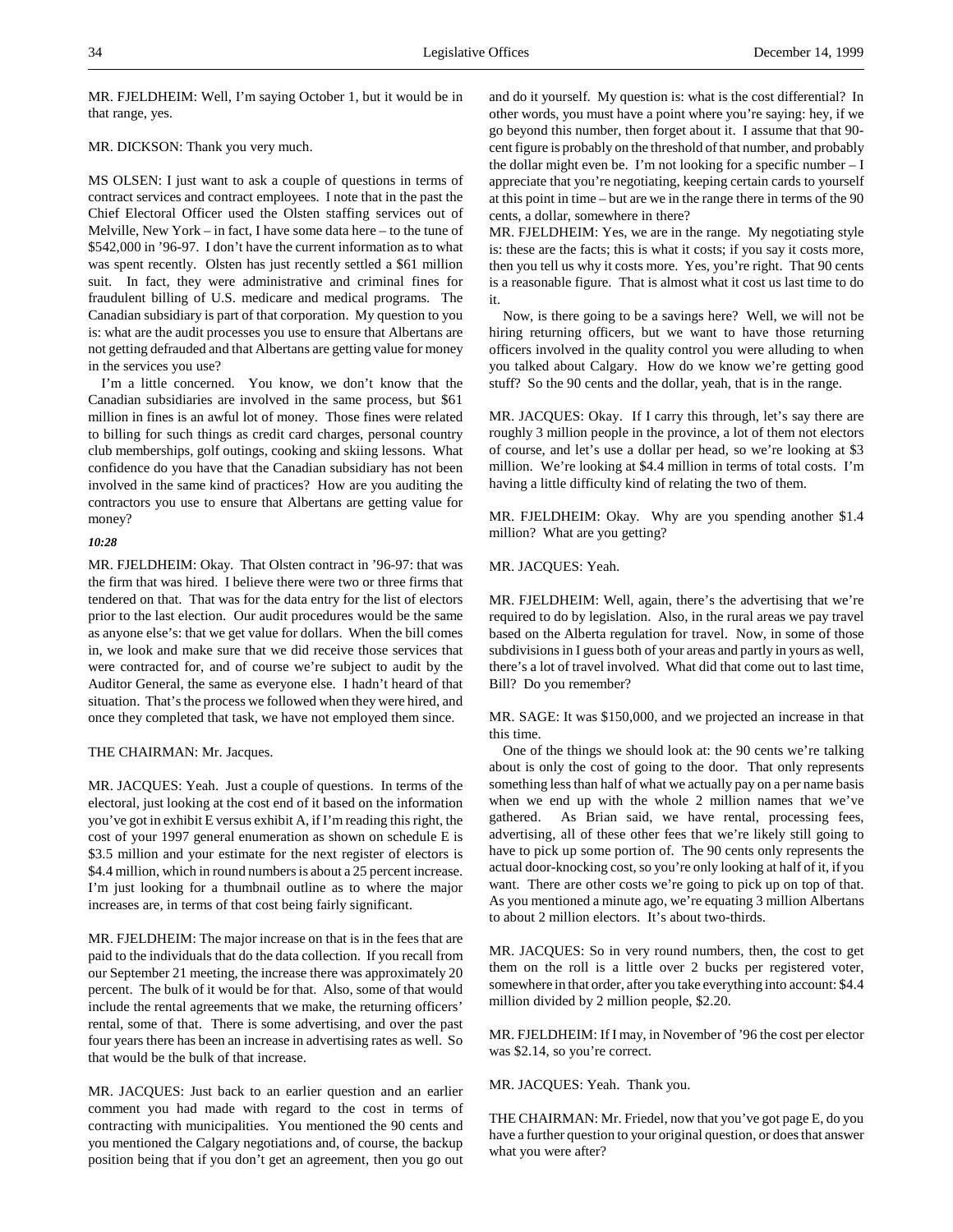MR. FJELDHEIM: Well, I'm saying October 1, but it would be in that range, yes.

MR. DICKSON: Thank you very much.

MS OLSEN: I just want to ask a couple of questions in terms of contract services and contract employees. I note that in the past the Chief Electoral Officer used the Olsten staffing services out of Melville, New York – in fact, I have some data here – to the tune of $542,000 in '96-97. I don't have the current information as to what was spent recently. Olsten has just recently settled a $61 million suit. In fact, they were administrative and criminal fines for fraudulent billing of U.S. medicare and medical programs. The Canadian subsidiary is part of that corporation. My question to you is: what are the audit processes you use to ensure that Albertans are not getting defrauded and that Albertans are getting value for money in the services you use?

I'm a little concerned. You know, we don't know that the Canadian subsidiaries are involved in the same process, but $61 million in fines is an awful lot of money. Those fines were related to billing for such things as credit card charges, personal country club memberships, golf outings, cooking and skiing lessons. What confidence do you have that the Canadian subsidiary has not been involved in the same kind of practices? How are you auditing the contractors you use to ensure that Albertans are getting value for money?

***10:28***

MR. FJELDHEIM: Okay. That Olsten contract in '96-97: that was the firm that was hired. I believe there were two or three firms that tendered on that. That was for the data entry for the list of electors prior to the last election. Our audit procedures would be the same as anyone else's: that we get value for dollars. When the bill comes in, we look and make sure that we did receive those services that were contracted for, and of course we're subject to audit by the Auditor General, the same as everyone else. I hadn't heard of that situation. That's the process we followed when they were hired, and once they completed that task, we have not employed them since.

THE CHAIRMAN: Mr. Jacques.

MR. JACQUES: Yeah. Just a couple of questions. In terms of the electoral, just looking at the cost end of it based on the information you've got in exhibit E versus exhibit A, if I'm reading this right, the cost of your 1997 general enumeration as shown on schedule E is $3.5 million and your estimate for the next register of electors is $4.4 million, which in round numbers is about a 25 percent increase. I'm just looking for a thumbnail outline as to where the major increases are, in terms of that cost being fairly significant.

MR. FJELDHEIM: The major increase on that is in the fees that are paid to the individuals that do the data collection. If you recall from our September 21 meeting, the increase there was approximately 20 percent. The bulk of it would be for that. Also, some of that would include the rental agreements that we make, the returning officers' rental, some of that. There is some advertising, and over the past four years there has been an increase in advertising rates as well. So that would be the bulk of that increase.

MR. JACQUES: Just back to an earlier question and an earlier comment you had made with regard to the cost in terms of contracting with municipalities. You mentioned the 90 cents and you mentioned the Calgary negotiations and, of course, the backup position being that if you don't get an agreement, then you go out and do it yourself. My question is: what is the cost differential? In other words, you must have a point where you're saying: hey, if we go beyond this number, then forget about it. I assume that that 90-cent figure is probably on the threshold of that number, and probably the dollar might even be. I'm not looking for a specific number – I appreciate that you're negotiating, keeping certain cards to yourself at this point in time – but are we in the range there in terms of the 90 cents, a dollar, somewhere in there?

MR. FJELDHEIM: Yes, we are in the range. My negotiating style is: these are the facts; this is what it costs; if you say it costs more, then you tell us why it costs more. Yes, you're right. That 90 cents is a reasonable figure. That is almost what it cost us last time to do it.

Now, is there going to be a savings here? Well, we will not be hiring returning officers, but we want to have those returning officers involved in the quality control you were alluding to when you talked about Calgary. How do we know we're getting good stuff? So the 90 cents and the dollar, yeah, that is in the range.

MR. JACQUES: Okay. If I carry this through, let's say there are roughly 3 million people in the province, a lot of them not electors of course, and let's use a dollar per head, so we're looking at $3 million. We're looking at $4.4 million in terms of total costs. I'm having a little difficulty kind of relating the two of them.

MR. FJELDHEIM: Okay. Why are you spending another $1.4 million? What are you getting?

MR. JACQUES: Yeah.

MR. FJELDHEIM: Well, again, there's the advertising that we're required to do by legislation. Also, in the rural areas we pay travel based on the Alberta regulation for travel. Now, in some of those subdivisions in I guess both of your areas and partly in yours as well, there's a lot of travel involved. What did that come out to last time, Bill? Do you remember?

MR. SAGE: It was $150,000, and we projected an increase in that this time.

One of the things we should look at: the 90 cents we're talking about is only the cost of going to the door. That only represents something less than half of what we actually pay on a per name basis when we end up with the whole 2 million names that we've gathered. As Brian said, we have rental, processing fees, advertising, all of these other fees that we're likely still going to have to pick up some portion of. The 90 cents only represents the actual door-knocking cost, so you're only looking at half of it, if you want. There are other costs we're going to pick up on top of that. As you mentioned a minute ago, we're equating 3 million Albertans to about 2 million electors. It's about two-thirds.

MR. JACQUES: So in very round numbers, then, the cost to get them on the roll is a little over 2 bucks per registered voter, somewhere in that order, after you take everything into account: $4.4 million divided by 2 million people, $2.20.

MR. FJELDHEIM: If I may, in November of '96 the cost per elector was $2.14, so you're correct.

MR. JACQUES: Yeah. Thank you.

THE CHAIRMAN: Mr. Friedel, now that you've got page E, do you have a further question to your original question, or does that answer what you were after?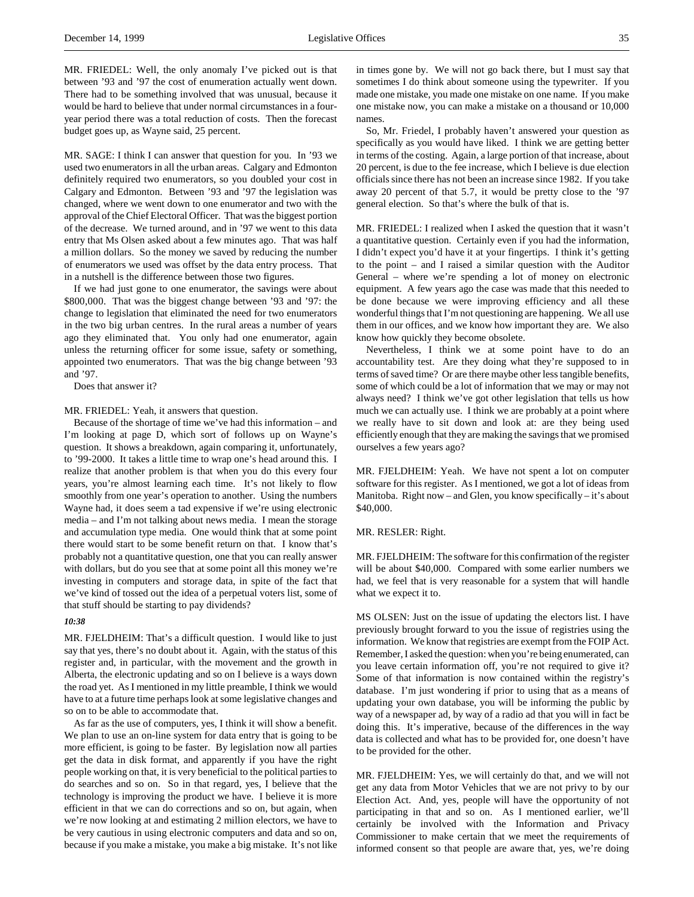MR. FRIEDEL: Well, the only anomaly I've picked out is that between '93 and '97 the cost of enumeration actually went down. There had to be something involved that was unusual, because it would be hard to believe that under normal circumstances in a four-year period there was a total reduction of costs. Then the forecast budget goes up, as Wayne said, 25 percent.

MR. SAGE: I think I can answer that question for you. In '93 we used two enumerators in all the urban areas. Calgary and Edmonton definitely required two enumerators, so you doubled your cost in Calgary and Edmonton. Between '93 and '97 the legislation was changed, where we went down to one enumerator and two with the approval of the Chief Electoral Officer. That was the biggest portion of the decrease. We turned around, and in '97 we went to this data entry that Ms Olsen asked about a few minutes ago. That was half a million dollars. So the money we saved by reducing the number of enumerators we used was offset by the data entry process. That in a nutshell is the difference between those two figures.

If we had just gone to one enumerator, the savings were about $800,000. That was the biggest change between '93 and '97: the change to legislation that eliminated the need for two enumerators in the two big urban centres. In the rural areas a number of years ago they eliminated that. You only had one enumerator, again unless the returning officer for some issue, safety or something, appointed two enumerators. That was the big change between '93 and '97.

Does that answer it?

MR. FRIEDEL: Yeah, it answers that question.

Because of the shortage of time we've had this information – and I'm looking at page D, which sort of follows up on Wayne's question. It shows a breakdown, again comparing it, unfortunately, to '99-2000. It takes a little time to wrap one's head around this. I realize that another problem is that when you do this every four years, you're almost learning each time. It's not likely to flow smoothly from one year's operation to another. Using the numbers Wayne had, it does seem a tad expensive if we're using electronic media – and I'm not talking about news media. I mean the storage and accumulation type media. One would think that at some point there would start to be some benefit return on that. I know that's probably not a quantitative question, one that you can really answer with dollars, but do you see that at some point all this money we're investing in computers and storage data, in spite of the fact that we've kind of tossed out the idea of a perpetual voters list, some of that stuff should be starting to pay dividends?

*10:38*

MR. FJELDHEIM: That's a difficult question. I would like to just say that yes, there's no doubt about it. Again, with the status of this register and, in particular, with the movement and the growth in Alberta, the electronic updating and so on I believe is a ways down the road yet. As I mentioned in my little preamble, I think we would have to at a future time perhaps look at some legislative changes and so on to be able to accommodate that.

As far as the use of computers, yes, I think it will show a benefit. We plan to use an on-line system for data entry that is going to be more efficient, is going to be faster. By legislation now all parties get the data in disk format, and apparently if you have the right people working on that, it is very beneficial to the political parties to do searches and so on. So in that regard, yes, I believe that the technology is improving the product we have. I believe it is more efficient in that we can do corrections and so on, but again, when we're now looking at and estimating 2 million electors, we have to be very cautious in using electronic computers and data and so on, because if you make a mistake, you make a big mistake. It's not like in times gone by. We will not go back there, but I must say that sometimes I do think about someone using the typewriter. If you made one mistake, you made one mistake on one name. If you make one mistake now, you can make a mistake on a thousand or 10,000 names.

So, Mr. Friedel, I probably haven't answered your question as specifically as you would have liked. I think we are getting better in terms of the costing. Again, a large portion of that increase, about 20 percent, is due to the fee increase, which I believe is due election officials since there has not been an increase since 1982. If you take away 20 percent of that 5.7, it would be pretty close to the '97 general election. So that's where the bulk of that is.

MR. FRIEDEL: I realized when I asked the question that it wasn't a quantitative question. Certainly even if you had the information, I didn't expect you'd have it at your fingertips. I think it's getting to the point – and I raised a similar question with the Auditor General – where we're spending a lot of money on electronic equipment. A few years ago the case was made that this needed to be done because we were improving efficiency and all these wonderful things that I'm not questioning are happening. We all use them in our offices, and we know how important they are. We also know how quickly they become obsolete.

Nevertheless, I think we at some point have to do an accountability test. Are they doing what they're supposed to in terms of saved time? Or are there maybe other less tangible benefits, some of which could be a lot of information that we may or may not always need? I think we've got other legislation that tells us how much we can actually use. I think we are probably at a point where we really have to sit down and look at: are they being used efficiently enough that they are making the savings that we promised ourselves a few years ago?

MR. FJELDHEIM: Yeah. We have not spent a lot on computer software for this register. As I mentioned, we got a lot of ideas from Manitoba. Right now – and Glen, you know specifically – it's about $40,000.

MR. RESLER: Right.

MR. FJELDHEIM: The software for this confirmation of the register will be about $40,000. Compared with some earlier numbers we had, we feel that is very reasonable for a system that will handle what we expect it to.

MS OLSEN: Just on the issue of updating the electors list. I have previously brought forward to you the issue of registries using the information. We know that registries are exempt from the FOIP Act. Remember, I asked the question: when you're being enumerated, can you leave certain information off, you're not required to give it? Some of that information is now contained within the registry's database. I'm just wondering if prior to using that as a means of updating your own database, you will be informing the public by way of a newspaper ad, by way of a radio ad that you will in fact be doing this. It's imperative, because of the differences in the way data is collected and what has to be provided for, one doesn't have to be provided for the other.

MR. FJELDHEIM: Yes, we will certainly do that, and we will not get any data from Motor Vehicles that we are not privy to by our Election Act. And, yes, people will have the opportunity of not participating in that and so on. As I mentioned earlier, we'll certainly be involved with the Information and Privacy Commissioner to make certain that we meet the requirements of informed consent so that people are aware that, yes, we're doing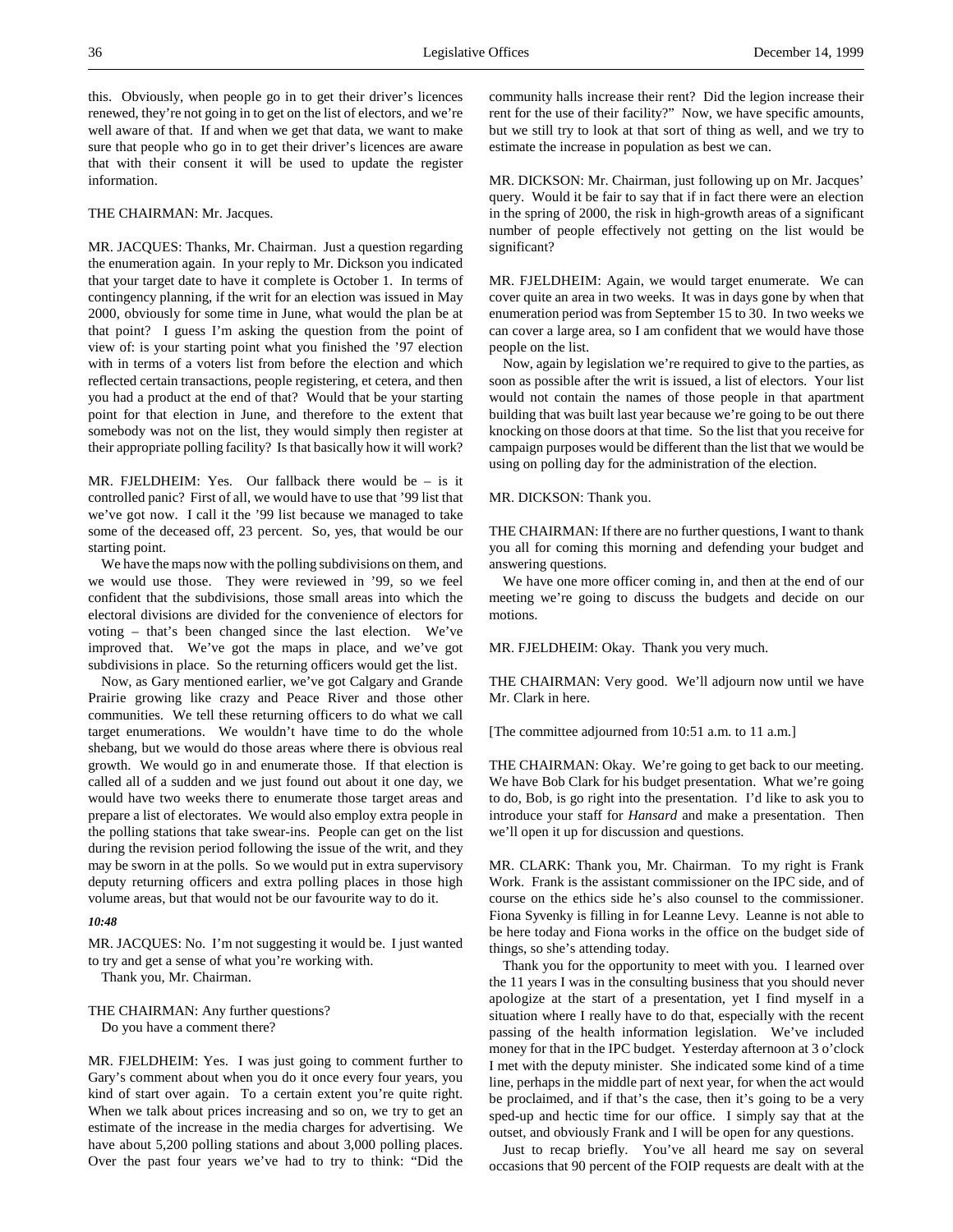this. Obviously, when people go in to get their driver's licences renewed, they're not going in to get on the list of electors, and we're well aware of that. If and when we get that data, we want to make sure that people who go in to get their driver's licences are aware that with their consent it will be used to update the register information.

THE CHAIRMAN: Mr. Jacques.

MR. JACQUES: Thanks, Mr. Chairman. Just a question regarding the enumeration again. In your reply to Mr. Dickson you indicated that your target date to have it complete is October 1. In terms of contingency planning, if the writ for an election was issued in May 2000, obviously for some time in June, what would the plan be at that point? I guess I'm asking the question from the point of view of: is your starting point what you finished the '97 election with in terms of a voters list from before the election and which reflected certain transactions, people registering, et cetera, and then you had a product at the end of that? Would that be your starting point for that election in June, and therefore to the extent that somebody was not on the list, they would simply then register at their appropriate polling facility? Is that basically how it will work?

MR. FJELDHEIM: Yes. Our fallback there would be – is it controlled panic? First of all, we would have to use that '99 list that we've got now. I call it the '99 list because we managed to take some of the deceased off, 23 percent. So, yes, that would be our starting point.

We have the maps now with the polling subdivisions on them, and we would use those. They were reviewed in '99, so we feel confident that the subdivisions, those small areas into which the electoral divisions are divided for the convenience of electors for voting – that's been changed since the last election. We've improved that. We've got the maps in place, and we've got subdivisions in place. So the returning officers would get the list.

Now, as Gary mentioned earlier, we've got Calgary and Grande Prairie growing like crazy and Peace River and those other communities. We tell these returning officers to do what we call target enumerations. We wouldn't have time to do the whole shebang, but we would do those areas where there is obvious real growth. We would go in and enumerate those. If that election is called all of a sudden and we just found out about it one day, we would have two weeks there to enumerate those target areas and prepare a list of electorates. We would also employ extra people in the polling stations that take swear-ins. People can get on the list during the revision period following the issue of the writ, and they may be sworn in at the polls. So we would put in extra supervisory deputy returning officers and extra polling places in those high volume areas, but that would not be our favourite way to do it.

*10:48*

MR. JACQUES: No. I'm not suggesting it would be. I just wanted to try and get a sense of what you're working with.

Thank you, Mr. Chairman.

THE CHAIRMAN: Any further questions?

Do you have a comment there?

MR. FJELDHEIM: Yes. I was just going to comment further to Gary's comment about when you do it once every four years, you kind of start over again. To a certain extent you're quite right. When we talk about prices increasing and so on, we try to get an estimate of the increase in the media charges for advertising. We have about 5,200 polling stations and about 3,000 polling places. Over the past four years we've had to try to think: "Did the community halls increase their rent? Did the legion increase their rent for the use of their facility?" Now, we have specific amounts, but we still try to look at that sort of thing as well, and we try to estimate the increase in population as best we can.

MR. DICKSON: Mr. Chairman, just following up on Mr. Jacques' query. Would it be fair to say that if in fact there were an election in the spring of 2000, the risk in high-growth areas of a significant number of people effectively not getting on the list would be significant?

MR. FJELDHEIM: Again, we would target enumerate. We can cover quite an area in two weeks. It was in days gone by when that enumeration period was from September 15 to 30. In two weeks we can cover a large area, so I am confident that we would have those people on the list.

Now, again by legislation we're required to give to the parties, as soon as possible after the writ is issued, a list of electors. Your list would not contain the names of those people in that apartment building that was built last year because we're going to be out there knocking on those doors at that time. So the list that you receive for campaign purposes would be different than the list that we would be using on polling day for the administration of the election.

MR. DICKSON: Thank you.

THE CHAIRMAN: If there are no further questions, I want to thank you all for coming this morning and defending your budget and answering questions.

We have one more officer coming in, and then at the end of our meeting we're going to discuss the budgets and decide on our motions.

MR. FJELDHEIM: Okay. Thank you very much.

THE CHAIRMAN: Very good. We'll adjourn now until we have Mr. Clark in here.

[The committee adjourned from 10:51 a.m. to 11 a.m.]

THE CHAIRMAN: Okay. We're going to get back to our meeting. We have Bob Clark for his budget presentation. What we're going to do, Bob, is go right into the presentation. I'd like to ask you to introduce your staff for *Hansard* and make a presentation. Then we'll open it up for discussion and questions.

MR. CLARK: Thank you, Mr. Chairman. To my right is Frank Work. Frank is the assistant commissioner on the IPC side, and of course on the ethics side he's also counsel to the commissioner. Fiona Syvenky is filling in for Leanne Levy. Leanne is not able to be here today and Fiona works in the office on the budget side of things, so she's attending today.

Thank you for the opportunity to meet with you. I learned over the 11 years I was in the consulting business that you should never apologize at the start of a presentation, yet I find myself in a situation where I really have to do that, especially with the recent passing of the health information legislation. We've included money for that in the IPC budget. Yesterday afternoon at 3 o'clock I met with the deputy minister. She indicated some kind of a time line, perhaps in the middle part of next year, for when the act would be proclaimed, and if that's the case, then it's going to be a very sped-up and hectic time for our office. I simply say that at the outset, and obviously Frank and I will be open for any questions.

Just to recap briefly. You've all heard me say on several occasions that 90 percent of the FOIP requests are dealt with at the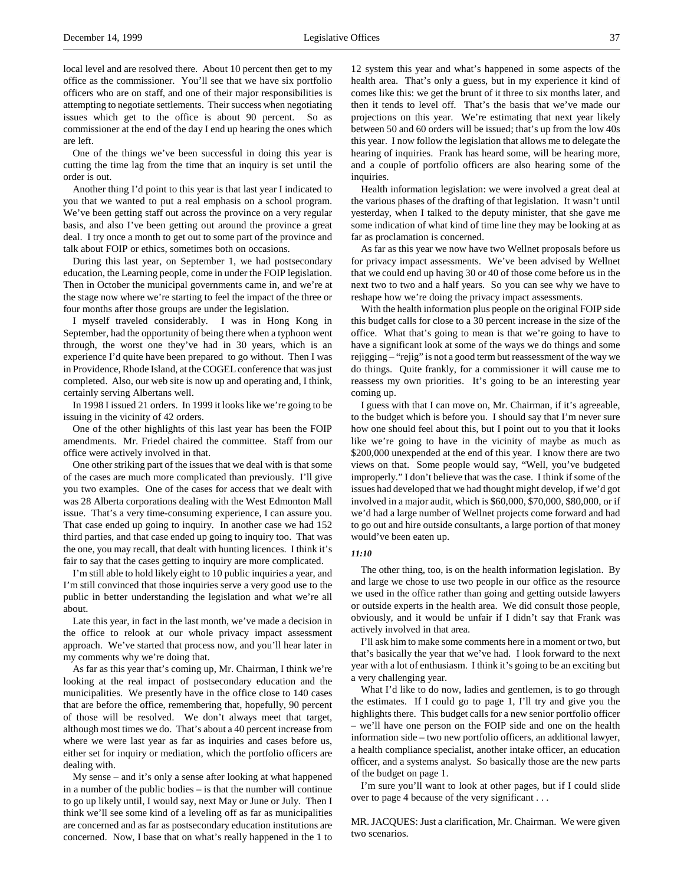local level and are resolved there. About 10 percent then get to my office as the commissioner. You'll see that we have six portfolio officers who are on staff, and one of their major responsibilities is attempting to negotiate settlements. Their success when negotiating issues which get to the office is about 90 percent. So as commissioner at the end of the day I end up hearing the ones which are left.

One of the things we've been successful in doing this year is cutting the time lag from the time that an inquiry is set until the order is out.

Another thing I'd point to this year is that last year I indicated to you that we wanted to put a real emphasis on a school program. We've been getting staff out across the province on a very regular basis, and also I've been getting out around the province a great deal. I try once a month to get out to some part of the province and talk about FOIP or ethics, sometimes both on occasions.

During this last year, on September 1, we had postsecondary education, the Learning people, come in under the FOIP legislation. Then in October the municipal governments came in, and we're at the stage now where we're starting to feel the impact of the three or four months after those groups are under the legislation.

I myself traveled considerably. I was in Hong Kong in September, had the opportunity of being there when a typhoon went through, the worst one they've had in 30 years, which is an experience I'd quite have been prepared to go without. Then I was in Providence, Rhode Island, at the COGEL conference that was just completed. Also, our web site is now up and operating and, I think, certainly serving Albertans well.

In 1998 I issued 21 orders. In 1999 it looks like we're going to be issuing in the vicinity of 42 orders.

One of the other highlights of this last year has been the FOIP amendments. Mr. Friedel chaired the committee. Staff from our office were actively involved in that.

One other striking part of the issues that we deal with is that some of the cases are much more complicated than previously. I'll give you two examples. One of the cases for access that we dealt with was 28 Alberta corporations dealing with the West Edmonton Mall issue. That's a very time-consuming experience, I can assure you. That case ended up going to inquiry. In another case we had 152 third parties, and that case ended up going to inquiry too. That was the one, you may recall, that dealt with hunting licences. I think it's fair to say that the cases getting to inquiry are more complicated.

I'm still able to hold likely eight to 10 public inquiries a year, and I'm still convinced that those inquiries serve a very good use to the public in better understanding the legislation and what we're all about.

Late this year, in fact in the last month, we've made a decision in the office to relook at our whole privacy impact assessment approach. We've started that process now, and you'll hear later in my comments why we're doing that.

As far as this year that's coming up, Mr. Chairman, I think we're looking at the real impact of postsecondary education and the municipalities. We presently have in the office close to 140 cases that are before the office, remembering that, hopefully, 90 percent of those will be resolved. We don't always meet that target, although most times we do. That's about a 40 percent increase from where we were last year as far as inquiries and cases before us, either set for inquiry or mediation, which the portfolio officers are dealing with.

My sense – and it's only a sense after looking at what happened in a number of the public bodies – is that the number will continue to go up likely until, I would say, next May or June or July. Then I think we'll see some kind of a leveling off as far as municipalities are concerned and as far as postsecondary education institutions are concerned. Now, I base that on what's really happened in the 1 to 12 system this year and what's happened in some aspects of the health area. That's only a guess, but in my experience it kind of comes like this: we get the brunt of it three to six months later, and then it tends to level off. That's the basis that we've made our projections on this year. We're estimating that next year likely between 50 and 60 orders will be issued; that's up from the low 40s this year. I now follow the legislation that allows me to delegate the hearing of inquiries. Frank has heard some, will be hearing more, and a couple of portfolio officers are also hearing some of the inquiries.

Health information legislation: we were involved a great deal at the various phases of the drafting of that legislation. It wasn't until yesterday, when I talked to the deputy minister, that she gave me some indication of what kind of time line they may be looking at as far as proclamation is concerned.

As far as this year we now have two Wellnet proposals before us for privacy impact assessments. We've been advised by Wellnet that we could end up having 30 or 40 of those come before us in the next two to two and a half years. So you can see why we have to reshape how we're doing the privacy impact assessments.

With the health information plus people on the original FOIP side this budget calls for close to a 30 percent increase in the size of the office. What that's going to mean is that we're going to have to have a significant look at some of the ways we do things and some rejigging – "rejig" is not a good term but reassessment of the way we do things. Quite frankly, for a commissioner it will cause me to reassess my own priorities. It's going to be an interesting year coming up.

I guess with that I can move on, Mr. Chairman, if it's agreeable, to the budget which is before you. I should say that I'm never sure how one should feel about this, but I point out to you that it looks like we're going to have in the vicinity of maybe as much as $200,000 unexpended at the end of this year. I know there are two views on that. Some people would say, "Well, you've budgeted improperly." I don't believe that was the case. I think if some of the issues had developed that we had thought might develop, if we'd got involved in a major audit, which is $60,000, $70,000, $80,000, or if we'd had a large number of Wellnet projects come forward and had to go out and hire outside consultants, a large portion of that money would've been eaten up.

*11:10*

The other thing, too, is on the health information legislation. By and large we chose to use two people in our office as the resource we used in the office rather than going and getting outside lawyers or outside experts in the health area. We did consult those people, obviously, and it would be unfair if I didn't say that Frank was actively involved in that area.

I'll ask him to make some comments here in a moment or two, but that's basically the year that we've had. I look forward to the next year with a lot of enthusiasm. I think it's going to be an exciting but a very challenging year.

What I'd like to do now, ladies and gentlemen, is to go through the estimates. If I could go to page 1, I'll try and give you the highlights there. This budget calls for a new senior portfolio officer – we'll have one person on the FOIP side and one on the health information side – two new portfolio officers, an additional lawyer, a health compliance specialist, another intake officer, an education officer, and a systems analyst. So basically those are the new parts of the budget on page 1.

I'm sure you'll want to look at other pages, but if I could slide over to page 4 because of the very significant . . .

MR. JACQUES: Just a clarification, Mr. Chairman. We were given two scenarios.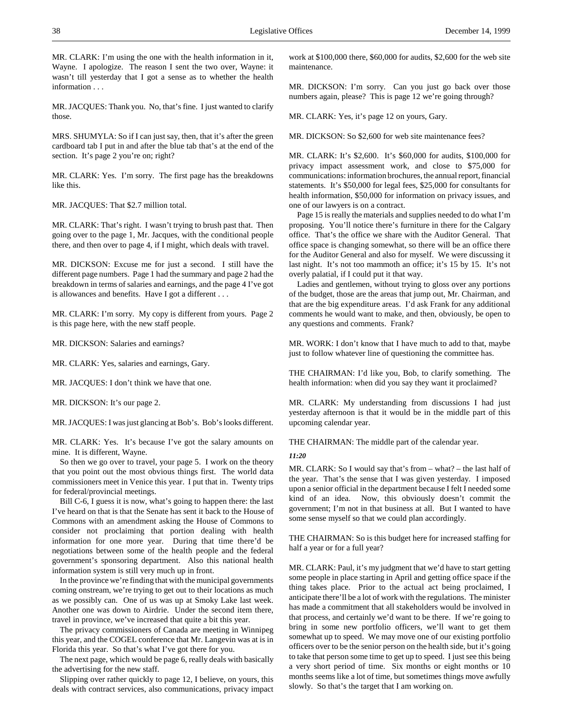MR. CLARK: I'm using the one with the health information in it, Wayne. I apologize. The reason I sent the two over, Wayne: it wasn't till yesterday that I got a sense as to whether the health information . . .

MR. JACQUES: Thank you. No, that's fine. I just wanted to clarify those.

MRS. SHUMYLA: So if I can just say, then, that it's after the green cardboard tab I put in and after the blue tab that's at the end of the section. It's page 2 you're on; right?

MR. CLARK: Yes. I'm sorry. The first page has the breakdowns like this.

MR. JACQUES: That $2.7 million total.

MR. CLARK: That's right. I wasn't trying to brush past that. Then going over to the page 1, Mr. Jacques, with the conditional people there, and then over to page 4, if I might, which deals with travel.

MR. DICKSON: Excuse me for just a second. I still have the different page numbers. Page 1 had the summary and page 2 had the breakdown in terms of salaries and earnings, and the page 4 I've got is allowances and benefits. Have I got a different . . .

MR. CLARK: I'm sorry. My copy is different from yours. Page 2 is this page here, with the new staff people.

MR. DICKSON: Salaries and earnings?

MR. CLARK: Yes, salaries and earnings, Gary.

MR. JACQUES: I don't think we have that one.

MR. DICKSON: It's our page 2.

MR. JACQUES: I was just glancing at Bob's. Bob's looks different.

MR. CLARK: Yes. It's because I've got the salary amounts on mine. It is different, Wayne.

So then we go over to travel, your page 5. I work on the theory that you point out the most obvious things first. The world data commissioners meet in Venice this year. I put that in. Twenty trips for federal/provincial meetings.

Bill C-6, I guess it is now, what's going to happen there: the last I've heard on that is that the Senate has sent it back to the House of Commons with an amendment asking the House of Commons to consider not proclaiming that portion dealing with health information for one more year. During that time there'd be negotiations between some of the health people and the federal government's sponsoring department. Also this national health information system is still very much up in front.

In the province we're finding that with the municipal governments coming onstream, we're trying to get out to their locations as much as we possibly can. One of us was up at Smoky Lake last week. Another one was down to Airdrie. Under the second item there, travel in province, we've increased that quite a bit this year.

The privacy commissioners of Canada are meeting in Winnipeg this year, and the COGEL conference that Mr. Langevin was at is in Florida this year. So that's what I've got there for you.

The next page, which would be page 6, really deals with basically the advertising for the new staff.

Slipping over rather quickly to page 12, I believe, on yours, this deals with contract services, also communications, privacy impact work at $100,000 there, $60,000 for audits, $2,600 for the web site maintenance.

MR. DICKSON: I'm sorry. Can you just go back over those numbers again, please? This is page 12 we're going through?

MR. CLARK: Yes, it's page 12 on yours, Gary.

MR. DICKSON: So $2,600 for web site maintenance fees?

MR. CLARK: It's $2,600. It's $60,000 for audits, $100,000 for privacy impact assessment work, and close to $75,000 for communications: information brochures, the annual report, financial statements. It's $50,000 for legal fees, $25,000 for consultants for health information, $50,000 for information on privacy issues, and one of our lawyers is on a contract.

Page 15 is really the materials and supplies needed to do what I'm proposing. You'll notice there's furniture in there for the Calgary office. That's the office we share with the Auditor General. That office space is changing somewhat, so there will be an office there for the Auditor General and also for myself. We were discussing it last night. It's not too mammoth an office; it's 15 by 15. It's not overly palatial, if I could put it that way.

Ladies and gentlemen, without trying to gloss over any portions of the budget, those are the areas that jump out, Mr. Chairman, and that are the big expenditure areas. I'd ask Frank for any additional comments he would want to make, and then, obviously, be open to any questions and comments. Frank?

MR. WORK: I don't know that I have much to add to that, maybe just to follow whatever line of questioning the committee has.

THE CHAIRMAN: I'd like you, Bob, to clarify something. The health information: when did you say they want it proclaimed?

MR. CLARK: My understanding from discussions I had just yesterday afternoon is that it would be in the middle part of this upcoming calendar year.

THE CHAIRMAN: The middle part of the calendar year.

***11:20***

MR. CLARK: So I would say that's from – what? – the last half of the year. That's the sense that I was given yesterday. I imposed upon a senior official in the department because I felt I needed some kind of an idea. Now, this obviously doesn't commit the government; I'm not in that business at all. But I wanted to have some sense myself so that we could plan accordingly.

THE CHAIRMAN: So is this budget here for increased staffing for half a year or for a full year?

MR. CLARK: Paul, it's my judgment that we'd have to start getting some people in place starting in April and getting office space if the thing takes place. Prior to the actual act being proclaimed, I anticipate there'll be a lot of work with the regulations. The minister has made a commitment that all stakeholders would be involved in that process, and certainly we'd want to be there. If we're going to bring in some new portfolio officers, we'll want to get them somewhat up to speed. We may move one of our existing portfolio officers over to be the senior person on the health side, but it's going to take that person some time to get up to speed. I just see this being a very short period of time. Six months or eight months or 10 months seems like a lot of time, but sometimes things move awfully slowly. So that's the target that I am working on.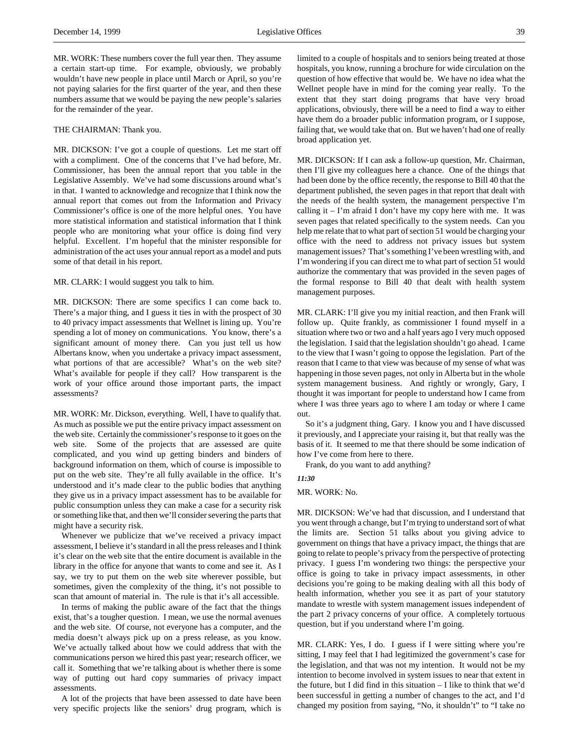MR. WORK: These numbers cover the full year then. They assume a certain start-up time. For example, obviously, we probably wouldn't have new people in place until March or April, so you're not paying salaries for the first quarter of the year, and then these numbers assume that we would be paying the new people's salaries for the remainder of the year.

THE CHAIRMAN: Thank you.

MR. DICKSON: I've got a couple of questions. Let me start off with a compliment. One of the concerns that I've had before, Mr. Commissioner, has been the annual report that you table in the Legislative Assembly. We've had some discussions around what's in that. I wanted to acknowledge and recognize that I think now the annual report that comes out from the Information and Privacy Commissioner's office is one of the more helpful ones. You have more statistical information and statistical information that I think people who are monitoring what your office is doing find very helpful. Excellent. I'm hopeful that the minister responsible for administration of the act uses your annual report as a model and puts some of that detail in his report.

MR. CLARK: I would suggest you talk to him.

MR. DICKSON: There are some specifics I can come back to. There's a major thing, and I guess it ties in with the prospect of 30 to 40 privacy impact assessments that Wellnet is lining up. You're spending a lot of money on communications. You know, there's a significant amount of money there. Can you just tell us how Albertans know, when you undertake a privacy impact assessment, what portions of that are accessible? What's on the web site? What's available for people if they call? How transparent is the work of your office around those important parts, the impact assessments?

MR. WORK: Mr. Dickson, everything. Well, I have to qualify that. As much as possible we put the entire privacy impact assessment on the web site. Certainly the commissioner's response to it goes on the web site. Some of the projects that are assessed are quite complicated, and you wind up getting binders and binders of background information on them, which of course is impossible to put on the web site. They're all fully available in the office. It's understood and it's made clear to the public bodies that anything they give us in a privacy impact assessment has to be available for public consumption unless they can make a case for a security risk or something like that, and then we'll consider severing the parts that might have a security risk.

Whenever we publicize that we've received a privacy impact assessment, I believe it's standard in all the press releases and I think it's clear on the web site that the entire document is available in the library in the office for anyone that wants to come and see it. As I say, we try to put them on the web site wherever possible, but sometimes, given the complexity of the thing, it's not possible to scan that amount of material in. The rule is that it's all accessible.

In terms of making the public aware of the fact that the things exist, that's a tougher question. I mean, we use the normal avenues and the web site. Of course, not everyone has a computer, and the media doesn't always pick up on a press release, as you know. We've actually talked about how we could address that with the communications person we hired this past year; research officer, we call it. Something that we're talking about is whether there is some way of putting out hard copy summaries of privacy impact assessments.

A lot of the projects that have been assessed to date have been very specific projects like the seniors' drug program, which is limited to a couple of hospitals and to seniors being treated at those hospitals, you know, running a brochure for wide circulation on the question of how effective that would be. We have no idea what the Wellnet people have in mind for the coming year really. To the extent that they start doing programs that have very broad applications, obviously, there will be a need to find a way to either have them do a broader public information program, or I suppose, failing that, we would take that on. But we haven't had one of really broad application yet.

MR. DICKSON: If I can ask a follow-up question, Mr. Chairman, then I'll give my colleagues here a chance. One of the things that had been done by the office recently, the response to Bill 40 that the department published, the seven pages in that report that dealt with the needs of the health system, the management perspective I'm calling it – I'm afraid I don't have my copy here with me. It was seven pages that related specifically to the system needs. Can you help me relate that to what part of section 51 would be charging your office with the need to address not privacy issues but system management issues? That's something I've been wrestling with, and I'm wondering if you can direct me to what part of section 51 would authorize the commentary that was provided in the seven pages of the formal response to Bill 40 that dealt with health system management purposes.

MR. CLARK: I'll give you my initial reaction, and then Frank will follow up. Quite frankly, as commissioner I found myself in a situation where two or two and a half years ago I very much opposed the legislation. I said that the legislation shouldn't go ahead. I came to the view that I wasn't going to oppose the legislation. Part of the reason that I came to that view was because of my sense of what was happening in those seven pages, not only in Alberta but in the whole system management business. And rightly or wrongly, Gary, I thought it was important for people to understand how I came from where I was three years ago to where I am today or where I came out.

So it's a judgment thing, Gary. I know you and I have discussed it previously, and I appreciate your raising it, but that really was the basis of it. It seemed to me that there should be some indication of how I've come from here to there.

Frank, do you want to add anything?

*11:30*

MR. WORK: No.

MR. DICKSON: We've had that discussion, and I understand that you went through a change, but I'm trying to understand sort of what the limits are. Section 51 talks about you giving advice to government on things that have a privacy impact, the things that are going to relate to people's privacy from the perspective of protecting privacy. I guess I'm wondering two things: the perspective your office is going to take in privacy impact assessments, in other decisions you're going to be making dealing with all this body of health information, whether you see it as part of your statutory mandate to wrestle with system management issues independent of the part 2 privacy concerns of your office. A completely tortuous question, but if you understand where I'm going.

MR. CLARK: Yes, I do. I guess if I were sitting where you're sitting, I may feel that I had legitimized the government's case for the legislation, and that was not my intention. It would not be my intention to become involved in system issues to near that extent in the future, but I did find in this situation – I like to think that we'd been successful in getting a number of changes to the act, and I'd changed my position from saying, "No, it shouldn't" to "I take no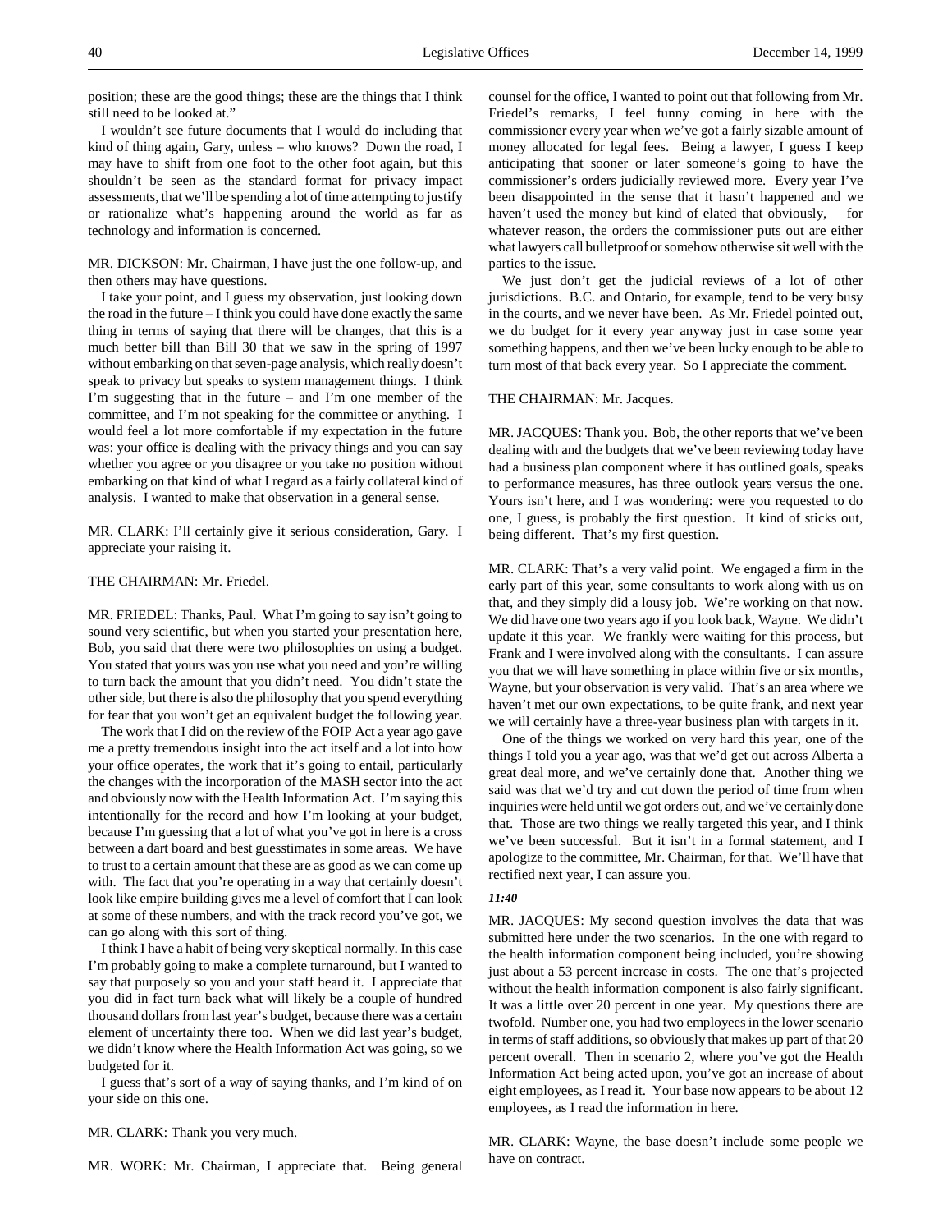position; these are the good things; these are the things that I think still need to be looked at."

I wouldn't see future documents that I would do including that kind of thing again, Gary, unless – who knows? Down the road, I may have to shift from one foot to the other foot again, but this shouldn't be seen as the standard format for privacy impact assessments, that we'll be spending a lot of time attempting to justify or rationalize what's happening around the world as far as technology and information is concerned.

MR. DICKSON: Mr. Chairman, I have just the one follow-up, and then others may have questions.

I take your point, and I guess my observation, just looking down the road in the future – I think you could have done exactly the same thing in terms of saying that there will be changes, that this is a much better bill than Bill 30 that we saw in the spring of 1997 without embarking on that seven-page analysis, which really doesn't speak to privacy but speaks to system management things. I think I'm suggesting that in the future – and I'm one member of the committee, and I'm not speaking for the committee or anything. I would feel a lot more comfortable if my expectation in the future was: your office is dealing with the privacy things and you can say whether you agree or you disagree or you take no position without embarking on that kind of what I regard as a fairly collateral kind of analysis. I wanted to make that observation in a general sense.

MR. CLARK: I'll certainly give it serious consideration, Gary. I appreciate your raising it.

THE CHAIRMAN: Mr. Friedel.

MR. FRIEDEL: Thanks, Paul. What I'm going to say isn't going to sound very scientific, but when you started your presentation here, Bob, you said that there were two philosophies on using a budget. You stated that yours was you use what you need and you're willing to turn back the amount that you didn't need. You didn't state the other side, but there is also the philosophy that you spend everything for fear that you won't get an equivalent budget the following year.

The work that I did on the review of the FOIP Act a year ago gave me a pretty tremendous insight into the act itself and a lot into how your office operates, the work that it's going to entail, particularly the changes with the incorporation of the MASH sector into the act and obviously now with the Health Information Act. I'm saying this intentionally for the record and how I'm looking at your budget, because I'm guessing that a lot of what you've got in here is a cross between a dart board and best guesstimates in some areas. We have to trust to a certain amount that these are as good as we can come up with. The fact that you're operating in a way that certainly doesn't look like empire building gives me a level of comfort that I can look at some of these numbers, and with the track record you've got, we can go along with this sort of thing.

I think I have a habit of being very skeptical normally. In this case I'm probably going to make a complete turnaround, but I wanted to say that purposely so you and your staff heard it. I appreciate that you did in fact turn back what will likely be a couple of hundred thousand dollars from last year's budget, because there was a certain element of uncertainty there too. When we did last year's budget, we didn't know where the Health Information Act was going, so we budgeted for it.

I guess that's sort of a way of saying thanks, and I'm kind of on your side on this one.

MR. CLARK: Thank you very much.

MR. WORK: Mr. Chairman, I appreciate that. Being general counsel for the office, I wanted to point out that following from Mr. Friedel's remarks, I feel funny coming in here with the commissioner every year when we've got a fairly sizable amount of money allocated for legal fees. Being a lawyer, I guess I keep anticipating that sooner or later someone's going to have the commissioner's orders judicially reviewed more. Every year I've been disappointed in the sense that it hasn't happened and we haven't used the money but kind of elated that obviously, for whatever reason, the orders the commissioner puts out are either what lawyers call bulletproof or somehow otherwise sit well with the parties to the issue.

We just don't get the judicial reviews of a lot of other jurisdictions. B.C. and Ontario, for example, tend to be very busy in the courts, and we never have been. As Mr. Friedel pointed out, we do budget for it every year anyway just in case some year something happens, and then we've been lucky enough to be able to turn most of that back every year. So I appreciate the comment.

THE CHAIRMAN: Mr. Jacques.

MR. JACQUES: Thank you. Bob, the other reports that we've been dealing with and the budgets that we've been reviewing today have had a business plan component where it has outlined goals, speaks to performance measures, has three outlook years versus the one. Yours isn't here, and I was wondering: were you requested to do one, I guess, is probably the first question. It kind of sticks out, being different. That's my first question.

MR. CLARK: That's a very valid point. We engaged a firm in the early part of this year, some consultants to work along with us on that, and they simply did a lousy job. We're working on that now. We did have one two years ago if you look back, Wayne. We didn't update it this year. We frankly were waiting for this process, but Frank and I were involved along with the consultants. I can assure you that we will have something in place within five or six months, Wayne, but your observation is very valid. That's an area where we haven't met our own expectations, to be quite frank, and next year we will certainly have a three-year business plan with targets in it.

One of the things we worked on very hard this year, one of the things I told you a year ago, was that we'd get out across Alberta a great deal more, and we've certainly done that. Another thing we said was that we'd try and cut down the period of time from when inquiries were held until we got orders out, and we've certainly done that. Those are two things we really targeted this year, and I think we've been successful. But it isn't in a formal statement, and I apologize to the committee, Mr. Chairman, for that. We'll have that rectified next year, I can assure you.

*11:40*

MR. JACQUES: My second question involves the data that was submitted here under the two scenarios. In the one with regard to the health information component being included, you're showing just about a 53 percent increase in costs. The one that's projected without the health information component is also fairly significant. It was a little over 20 percent in one year. My questions there are twofold. Number one, you had two employees in the lower scenario in terms of staff additions, so obviously that makes up part of that 20 percent overall. Then in scenario 2, where you've got the Health Information Act being acted upon, you've got an increase of about eight employees, as I read it. Your base now appears to be about 12 employees, as I read the information in here.

MR. CLARK: Wayne, the base doesn't include some people we have on contract.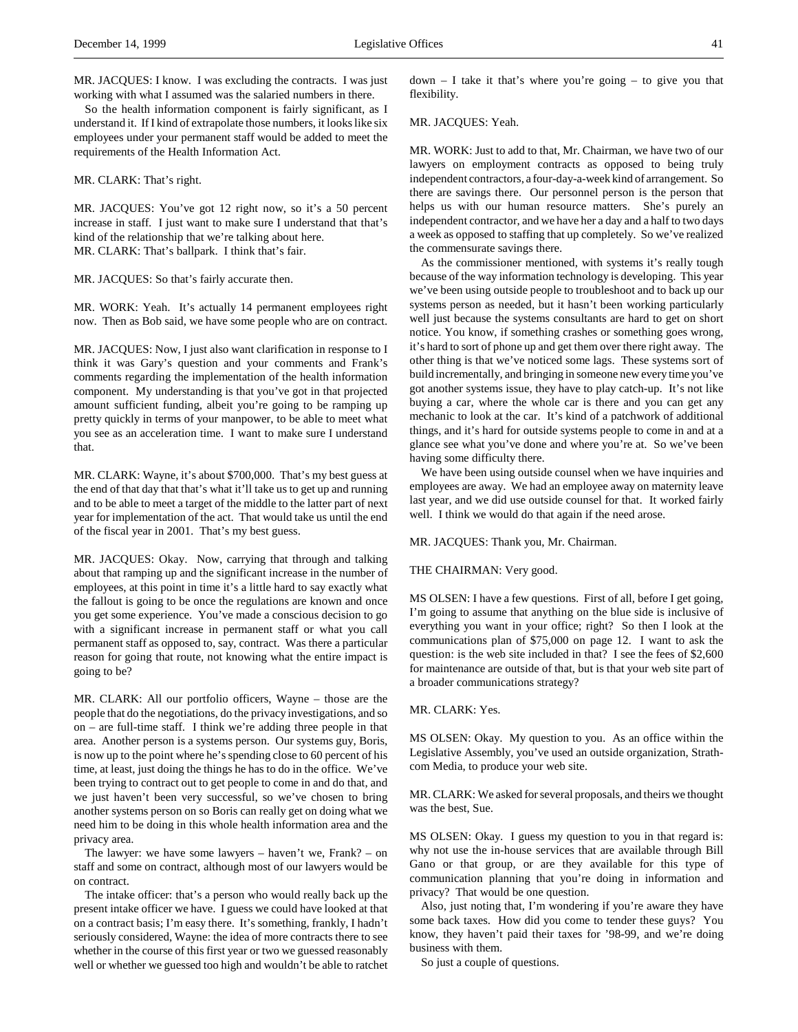MR. JACQUES: I know. I was excluding the contracts. I was just working with what I assumed was the salaried numbers in there.

So the health information component is fairly significant, as I understand it. If I kind of extrapolate those numbers, it looks like six employees under your permanent staff would be added to meet the requirements of the Health Information Act.

MR. CLARK: That's right.

MR. JACQUES: You've got 12 right now, so it's a 50 percent increase in staff. I just want to make sure I understand that that's kind of the relationship that we're talking about here.

MR. CLARK: That's ballpark. I think that's fair.

MR. JACQUES: So that's fairly accurate then.

MR. WORK: Yeah. It's actually 14 permanent employees right now. Then as Bob said, we have some people who are on contract.

MR. JACQUES: Now, I just also want clarification in response to I think it was Gary's question and your comments and Frank's comments regarding the implementation of the health information component. My understanding is that you've got in that projected amount sufficient funding, albeit you're going to be ramping up pretty quickly in terms of your manpower, to be able to meet what you see as an acceleration time. I want to make sure I understand that.

MR. CLARK: Wayne, it's about $700,000. That's my best guess at the end of that day that that's what it'll take us to get up and running and to be able to meet a target of the middle to the latter part of next year for implementation of the act. That would take us until the end of the fiscal year in 2001. That's my best guess.

MR. JACQUES: Okay. Now, carrying that through and talking about that ramping up and the significant increase in the number of employees, at this point in time it's a little hard to say exactly what the fallout is going to be once the regulations are known and once you get some experience. You've made a conscious decision to go with a significant increase in permanent staff or what you call permanent staff as opposed to, say, contract. Was there a particular reason for going that route, not knowing what the entire impact is going to be?

MR. CLARK: All our portfolio officers, Wayne – those are the people that do the negotiations, do the privacy investigations, and so on – are full-time staff. I think we're adding three people in that area. Another person is a systems person. Our systems guy, Boris, is now up to the point where he's spending close to 60 percent of his time, at least, just doing the things he has to do in the office. We've been trying to contract out to get people to come in and do that, and we just haven't been very successful, so we've chosen to bring another systems person on so Boris can really get on doing what we need him to be doing in this whole health information area and the privacy area.

The lawyer: we have some lawyers – haven't we, Frank? – on staff and some on contract, although most of our lawyers would be on contract.

The intake officer: that's a person who would really back up the present intake officer we have. I guess we could have looked at that on a contract basis; I'm easy there. It's something, frankly, I hadn't seriously considered, Wayne: the idea of more contracts there to see whether in the course of this first year or two we guessed reasonably well or whether we guessed too high and wouldn't be able to ratchet down – I take it that's where you're going – to give you that flexibility.

MR. JACQUES: Yeah.

MR. WORK: Just to add to that, Mr. Chairman, we have two of our lawyers on employment contracts as opposed to being truly independent contractors, a four-day-a-week kind of arrangement. So there are savings there. Our personnel person is the person that helps us with our human resource matters. She's purely an independent contractor, and we have her a day and a half to two days a week as opposed to staffing that up completely. So we've realized the commensurate savings there.

As the commissioner mentioned, with systems it's really tough because of the way information technology is developing. This year we've been using outside people to troubleshoot and to back up our systems person as needed, but it hasn't been working particularly well just because the systems consultants are hard to get on short notice. You know, if something crashes or something goes wrong, it's hard to sort of phone up and get them over there right away. The other thing is that we've noticed some lags. These systems sort of build incrementally, and bringing in someone new every time you've got another systems issue, they have to play catch-up. It's not like buying a car, where the whole car is there and you can get any mechanic to look at the car. It's kind of a patchwork of additional things, and it's hard for outside systems people to come in and at a glance see what you've done and where you're at. So we've been having some difficulty there.

We have been using outside counsel when we have inquiries and employees are away. We had an employee away on maternity leave last year, and we did use outside counsel for that. It worked fairly well. I think we would do that again if the need arose.

MR. JACQUES: Thank you, Mr. Chairman.

THE CHAIRMAN: Very good.

MS OLSEN: I have a few questions. First of all, before I get going, I'm going to assume that anything on the blue side is inclusive of everything you want in your office; right? So then I look at the communications plan of $75,000 on page 12. I want to ask the question: is the web site included in that? I see the fees of $2,600 for maintenance are outside of that, but is that your web site part of a broader communications strategy?

MR. CLARK: Yes.

MS OLSEN: Okay. My question to you. As an office within the Legislative Assembly, you've used an outside organization, Strathcom Media, to produce your web site.

MR. CLARK: We asked for several proposals, and theirs we thought was the best, Sue.

MS OLSEN: Okay. I guess my question to you in that regard is: why not use the in-house services that are available through Bill Gano or that group, or are they available for this type of communication planning that you're doing in information and privacy? That would be one question.

Also, just noting that, I'm wondering if you're aware they have some back taxes. How did you come to tender these guys? You know, they haven't paid their taxes for '98-99, and we're doing business with them.

So just a couple of questions.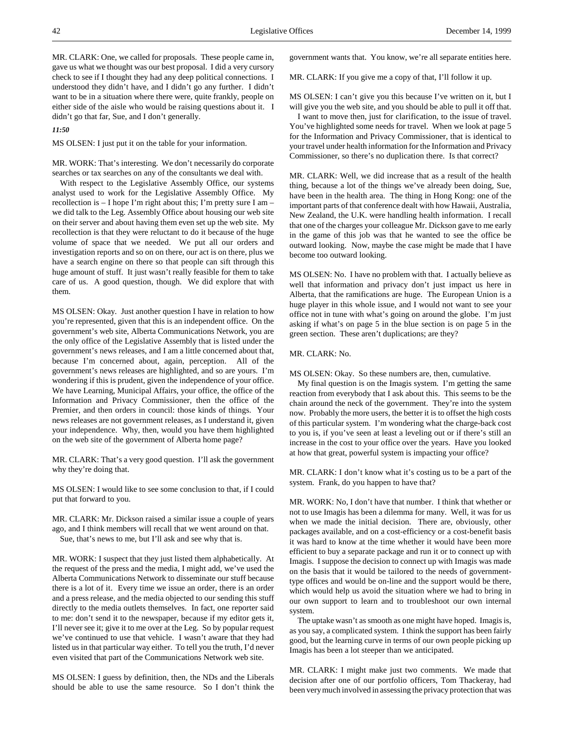MR. CLARK: One, we called for proposals. These people came in, gave us what we thought was our best proposal. I did a very cursory check to see if I thought they had any deep political connections. I understood they didn't have, and I didn't go any further. I didn't want to be in a situation where there were, quite frankly, people on either side of the aisle who would be raising questions about it. I didn't go that far, Sue, and I don't generally.

*11:50*

MS OLSEN: I just put it on the table for your information.

MR. WORK: That's interesting. We don't necessarily do corporate searches or tax searches on any of the consultants we deal with.

With respect to the Legislative Assembly Office, our systems analyst used to work for the Legislative Assembly Office. My recollection is – I hope I'm right about this; I'm pretty sure I am – we did talk to the Leg. Assembly Office about housing our web site on their server and about having them even set up the web site. My recollection is that they were reluctant to do it because of the huge volume of space that we needed. We put all our orders and investigation reports and so on on there, our act is on there, plus we have a search engine on there so that people can sift through this huge amount of stuff. It just wasn't really feasible for them to take care of us. A good question, though. We did explore that with them.

MS OLSEN: Okay. Just another question I have in relation to how you're represented, given that this is an independent office. On the government's web site, Alberta Communications Network, you are the only office of the Legislative Assembly that is listed under the government's news releases, and I am a little concerned about that, because I'm concerned about, again, perception. All of the government's news releases are highlighted, and so are yours. I'm wondering if this is prudent, given the independence of your office. We have Learning, Municipal Affairs, your office, the office of the Information and Privacy Commissioner, then the office of the Premier, and then orders in council: those kinds of things. Your news releases are not government releases, as I understand it, given your independence. Why, then, would you have them highlighted on the web site of the government of Alberta home page?

MR. CLARK: That's a very good question. I'll ask the government why they're doing that.

MS OLSEN: I would like to see some conclusion to that, if I could put that forward to you.

MR. CLARK: Mr. Dickson raised a similar issue a couple of years ago, and I think members will recall that we went around on that.

Sue, that's news to me, but I'll ask and see why that is.

MR. WORK: I suspect that they just listed them alphabetically. At the request of the press and the media, I might add, we've used the Alberta Communications Network to disseminate our stuff because there is a lot of it. Every time we issue an order, there is an order and a press release, and the media objected to our sending this stuff directly to the media outlets themselves. In fact, one reporter said to me: don't send it to the newspaper, because if my editor gets it, I'll never see it; give it to me over at the Leg. So by popular request we've continued to use that vehicle. I wasn't aware that they had listed us in that particular way either. To tell you the truth, I'd never even visited that part of the Communications Network web site.

MS OLSEN: I guess by definition, then, the NDs and the Liberals should be able to use the same resource. So I don't think the government wants that. You know, we're all separate entities here.

MR. CLARK: If you give me a copy of that, I'll follow it up.

MS OLSEN: I can't give you this because I've written on it, but I will give you the web site, and you should be able to pull it off that.

I want to move then, just for clarification, to the issue of travel. You've highlighted some needs for travel. When we look at page 5 for the Information and Privacy Commissioner, that is identical to your travel under health information for the Information and Privacy Commissioner, so there's no duplication there. Is that correct?

MR. CLARK: Well, we did increase that as a result of the health thing, because a lot of the things we've already been doing, Sue, have been in the health area. The thing in Hong Kong: one of the important parts of that conference dealt with how Hawaii, Australia, New Zealand, the U.K. were handling health information. I recall that one of the charges your colleague Mr. Dickson gave to me early in the game of this job was that he wanted to see the office be outward looking. Now, maybe the case might be made that I have become too outward looking.

MS OLSEN: No. I have no problem with that. I actually believe as well that information and privacy don't just impact us here in Alberta, that the ramifications are huge. The European Union is a huge player in this whole issue, and I would not want to see your office not in tune with what's going on around the globe. I'm just asking if what's on page 5 in the blue section is on page 5 in the green section. These aren't duplications; are they?

MR. CLARK: No.

MS OLSEN: Okay. So these numbers are, then, cumulative.

My final question is on the Imagis system. I'm getting the same reaction from everybody that I ask about this. This seems to be the chain around the neck of the government. They're into the system now. Probably the more users, the better it is to offset the high costs of this particular system. I'm wondering what the charge-back cost to you is, if you've seen at least a leveling out or if there's still an increase in the cost to your office over the years. Have you looked at how that great, powerful system is impacting your office?

MR. CLARK: I don't know what it's costing us to be a part of the system. Frank, do you happen to have that?

MR. WORK: No, I don't have that number. I think that whether or not to use Imagis has been a dilemma for many. Well, it was for us when we made the initial decision. There are, obviously, other packages available, and on a cost-efficiency or a cost-benefit basis it was hard to know at the time whether it would have been more efficient to buy a separate package and run it or to connect up with Imagis. I suppose the decision to connect up with Imagis was made on the basis that it would be tailored to the needs of government-type offices and would be on-line and the support would be there, which would help us avoid the situation where we had to bring in our own support to learn and to troubleshoot our own internal system.

The uptake wasn't as smooth as one might have hoped. Imagis is, as you say, a complicated system. I think the support has been fairly good, but the learning curve in terms of our own people picking up Imagis has been a lot steeper than we anticipated.

MR. CLARK: I might make just two comments. We made that decision after one of our portfolio officers, Tom Thackeray, had been very much involved in assessing the privacy protection that was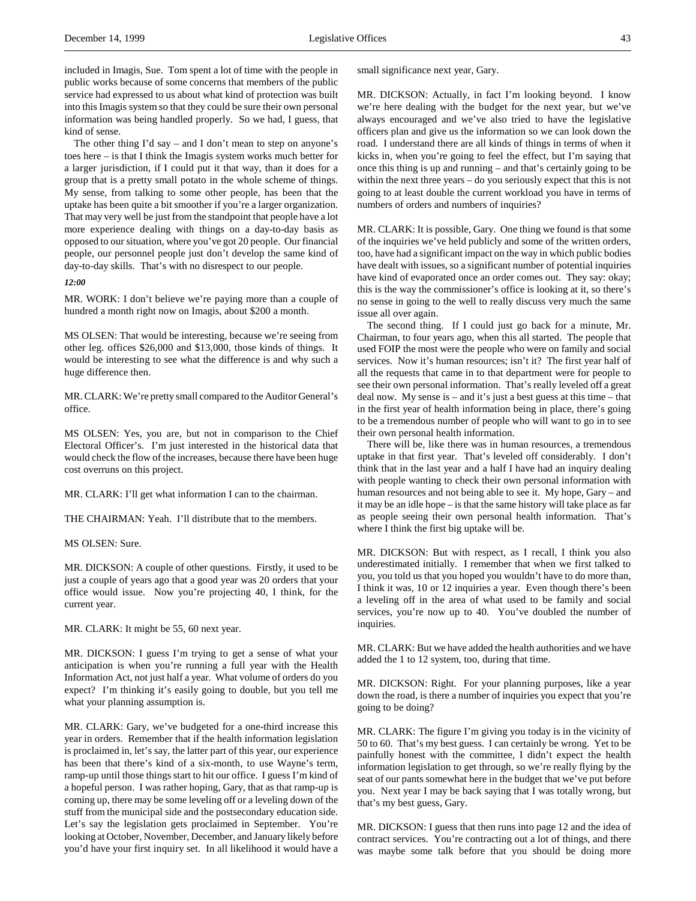included in Imagis, Sue. Tom spent a lot of time with the people in public works because of some concerns that members of the public service had expressed to us about what kind of protection was built into this Imagis system so that they could be sure their own personal information was being handled properly. So we had, I guess, that kind of sense.

The other thing I'd say – and I don't mean to step on anyone's toes here – is that I think the Imagis system works much better for a larger jurisdiction, if I could put it that way, than it does for a group that is a pretty small potato in the whole scheme of things. My sense, from talking to some other people, has been that the uptake has been quite a bit smoother if you're a larger organization. That may very well be just from the standpoint that people have a lot more experience dealing with things on a day-to-day basis as opposed to our situation, where you've got 20 people. Our financial people, our personnel people just don't develop the same kind of day-to-day skills. That's with no disrespect to our people.

*12:00*

MR. WORK: I don't believe we're paying more than a couple of hundred a month right now on Imagis, about $200 a month.

MS OLSEN: That would be interesting, because we're seeing from other leg. offices $26,000 and $13,000, those kinds of things. It would be interesting to see what the difference is and why such a huge difference then.

MR. CLARK: We're pretty small compared to the Auditor General's office.

MS OLSEN: Yes, you are, but not in comparison to the Chief Electoral Officer's. I'm just interested in the historical data that would check the flow of the increases, because there have been huge cost overruns on this project.

MR. CLARK: I'll get what information I can to the chairman.

THE CHAIRMAN: Yeah. I'll distribute that to the members.

MS OLSEN: Sure.

MR. DICKSON: A couple of other questions. Firstly, it used to be just a couple of years ago that a good year was 20 orders that your office would issue. Now you're projecting 40, I think, for the current year.

MR. CLARK: It might be 55, 60 next year.

MR. DICKSON: I guess I'm trying to get a sense of what your anticipation is when you're running a full year with the Health Information Act, not just half a year. What volume of orders do you expect? I'm thinking it's easily going to double, but you tell me what your planning assumption is.

MR. CLARK: Gary, we've budgeted for a one-third increase this year in orders. Remember that if the health information legislation is proclaimed in, let's say, the latter part of this year, our experience has been that there's kind of a six-month, to use Wayne's term, ramp-up until those things start to hit our office. I guess I'm kind of a hopeful person. I was rather hoping, Gary, that as that ramp-up is coming up, there may be some leveling off or a leveling down of the stuff from the municipal side and the postsecondary education side. Let's say the legislation gets proclaimed in September. You're looking at October, November, December, and January likely before you'd have your first inquiry set. In all likelihood it would have a small significance next year, Gary.

MR. DICKSON: Actually, in fact I'm looking beyond. I know we're here dealing with the budget for the next year, but we've always encouraged and we've also tried to have the legislative officers plan and give us the information so we can look down the road. I understand there are all kinds of things in terms of when it kicks in, when you're going to feel the effect, but I'm saying that once this thing is up and running – and that's certainly going to be within the next three years – do you seriously expect that this is not going to at least double the current workload you have in terms of numbers of orders and numbers of inquiries?

MR. CLARK: It is possible, Gary. One thing we found is that some of the inquiries we've held publicly and some of the written orders, too, have had a significant impact on the way in which public bodies have dealt with issues, so a significant number of potential inquiries have kind of evaporated once an order comes out. They say: okay; this is the way the commissioner's office is looking at it, so there's no sense in going to the well to really discuss very much the same issue all over again.

The second thing. If I could just go back for a minute, Mr. Chairman, to four years ago, when this all started. The people that used FOIP the most were the people who were on family and social services. Now it's human resources; isn't it? The first year half of all the requests that came in to that department were for people to see their own personal information. That's really leveled off a great deal now. My sense is – and it's just a best guess at this time – that in the first year of health information being in place, there's going to be a tremendous number of people who will want to go in to see their own personal health information.

There will be, like there was in human resources, a tremendous uptake in that first year. That's leveled off considerably. I don't think that in the last year and a half I have had an inquiry dealing with people wanting to check their own personal information with human resources and not being able to see it. My hope, Gary – and it may be an idle hope – is that the same history will take place as far as people seeing their own personal health information. That's where I think the first big uptake will be.

MR. DICKSON: But with respect, as I recall, I think you also underestimated initially. I remember that when we first talked to you, you told us that you hoped you wouldn't have to do more than, I think it was, 10 or 12 inquiries a year. Even though there's been a leveling off in the area of what used to be family and social services, you're now up to 40. You've doubled the number of inquiries.

MR. CLARK: But we have added the health authorities and we have added the 1 to 12 system, too, during that time.

MR. DICKSON: Right. For your planning purposes, like a year down the road, is there a number of inquiries you expect that you're going to be doing?

MR. CLARK: The figure I'm giving you today is in the vicinity of 50 to 60. That's my best guess. I can certainly be wrong. Yet to be painfully honest with the committee, I didn't expect the health information legislation to get through, so we're really flying by the seat of our pants somewhat here in the budget that we've put before you. Next year I may be back saying that I was totally wrong, but that's my best guess, Gary.

MR. DICKSON: I guess that then runs into page 12 and the idea of contract services. You're contracting out a lot of things, and there was maybe some talk before that you should be doing more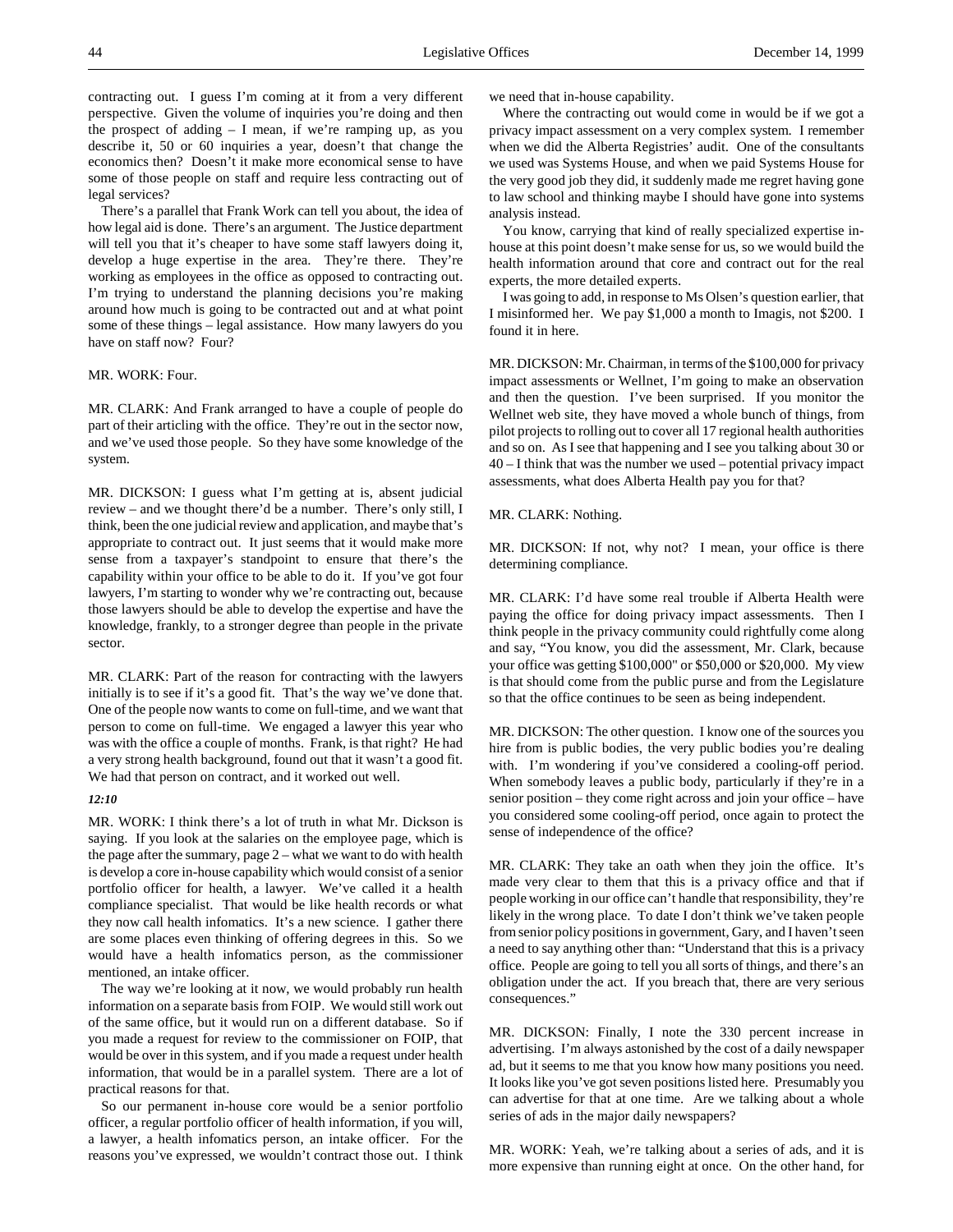contracting out. I guess I'm coming at it from a very different perspective. Given the volume of inquiries you're doing and then the prospect of adding – I mean, if we're ramping up, as you describe it, 50 or 60 inquiries a year, doesn't that change the economics then? Doesn't it make more economical sense to have some of those people on staff and require less contracting out of legal services?

There's a parallel that Frank Work can tell you about, the idea of how legal aid is done. There's an argument. The Justice department will tell you that it's cheaper to have some staff lawyers doing it, develop a huge expertise in the area. They're there. They're working as employees in the office as opposed to contracting out. I'm trying to understand the planning decisions you're making around how much is going to be contracted out and at what point some of these things – legal assistance. How many lawyers do you have on staff now? Four?

MR. WORK: Four.

MR. CLARK: And Frank arranged to have a couple of people do part of their articling with the office. They're out in the sector now, and we've used those people. So they have some knowledge of the system.

MR. DICKSON: I guess what I'm getting at is, absent judicial review – and we thought there'd be a number. There's only still, I think, been the one judicial review and application, and maybe that's appropriate to contract out. It just seems that it would make more sense from a taxpayer's standpoint to ensure that there's the capability within your office to be able to do it. If you've got four lawyers, I'm starting to wonder why we're contracting out, because those lawyers should be able to develop the expertise and have the knowledge, frankly, to a stronger degree than people in the private sector.

MR. CLARK: Part of the reason for contracting with the lawyers initially is to see if it's a good fit. That's the way we've done that. One of the people now wants to come on full-time, and we want that person to come on full-time. We engaged a lawyer this year who was with the office a couple of months. Frank, is that right? He had a very strong health background, found out that it wasn't a good fit. We had that person on contract, and it worked out well.

*12:10*

MR. WORK: I think there's a lot of truth in what Mr. Dickson is saying. If you look at the salaries on the employee page, which is the page after the summary, page 2 – what we want to do with health is develop a core in-house capability which would consist of a senior portfolio officer for health, a lawyer. We've called it a health compliance specialist. That would be like health records or what they now call health infomatics. It's a new science. I gather there are some places even thinking of offering degrees in this. So we would have a health infomatics person, as the commissioner mentioned, an intake officer.

The way we're looking at it now, we would probably run health information on a separate basis from FOIP. We would still work out of the same office, but it would run on a different database. So if you made a request for review to the commissioner on FOIP, that would be over in this system, and if you made a request under health information, that would be in a parallel system. There are a lot of practical reasons for that.

So our permanent in-house core would be a senior portfolio officer, a regular portfolio officer of health information, if you will, a lawyer, a health infomatics person, an intake officer. For the reasons you've expressed, we wouldn't contract those out. I think we need that in-house capability.

Where the contracting out would come in would be if we got a privacy impact assessment on a very complex system. I remember when we did the Alberta Registries' audit. One of the consultants we used was Systems House, and when we paid Systems House for the very good job they did, it suddenly made me regret having gone to law school and thinking maybe I should have gone into systems analysis instead.

You know, carrying that kind of really specialized expertise in-house at this point doesn't make sense for us, so we would build the health information around that core and contract out for the real experts, the more detailed experts.

I was going to add, in response to Ms Olsen's question earlier, that I misinformed her. We pay $1,000 a month to Imagis, not $200. I found it in here.

MR. DICKSON: Mr. Chairman, in terms of the $100,000 for privacy impact assessments or Wellnet, I'm going to make an observation and then the question. I've been surprised. If you monitor the Wellnet web site, they have moved a whole bunch of things, from pilot projects to rolling out to cover all 17 regional health authorities and so on. As I see that happening and I see you talking about 30 or 40 – I think that was the number we used – potential privacy impact assessments, what does Alberta Health pay you for that?

MR. CLARK: Nothing.

MR. DICKSON: If not, why not? I mean, your office is there determining compliance.

MR. CLARK: I'd have some real trouble if Alberta Health were paying the office for doing privacy impact assessments. Then I think people in the privacy community could rightfully come along and say, "You know, you did the assessment, Mr. Clark, because your office was getting $100,000" or $50,000 or $20,000. My view is that should come from the public purse and from the Legislature so that the office continues to be seen as being independent.

MR. DICKSON: The other question. I know one of the sources you hire from is public bodies, the very public bodies you're dealing with. I'm wondering if you've considered a cooling-off period. When somebody leaves a public body, particularly if they're in a senior position – they come right across and join your office – have you considered some cooling-off period, once again to protect the sense of independence of the office?

MR. CLARK: They take an oath when they join the office. It's made very clear to them that this is a privacy office and that if people working in our office can't handle that responsibility, they're likely in the wrong place. To date I don't think we've taken people from senior policy positions in government, Gary, and I haven't seen a need to say anything other than: "Understand that this is a privacy office. People are going to tell you all sorts of things, and there's an obligation under the act. If you breach that, there are very serious consequences."

MR. DICKSON: Finally, I note the 330 percent increase in advertising. I'm always astonished by the cost of a daily newspaper ad, but it seems to me that you know how many positions you need. It looks like you've got seven positions listed here. Presumably you can advertise for that at one time. Are we talking about a whole series of ads in the major daily newspapers?

MR. WORK: Yeah, we're talking about a series of ads, and it is more expensive than running eight at once. On the other hand, for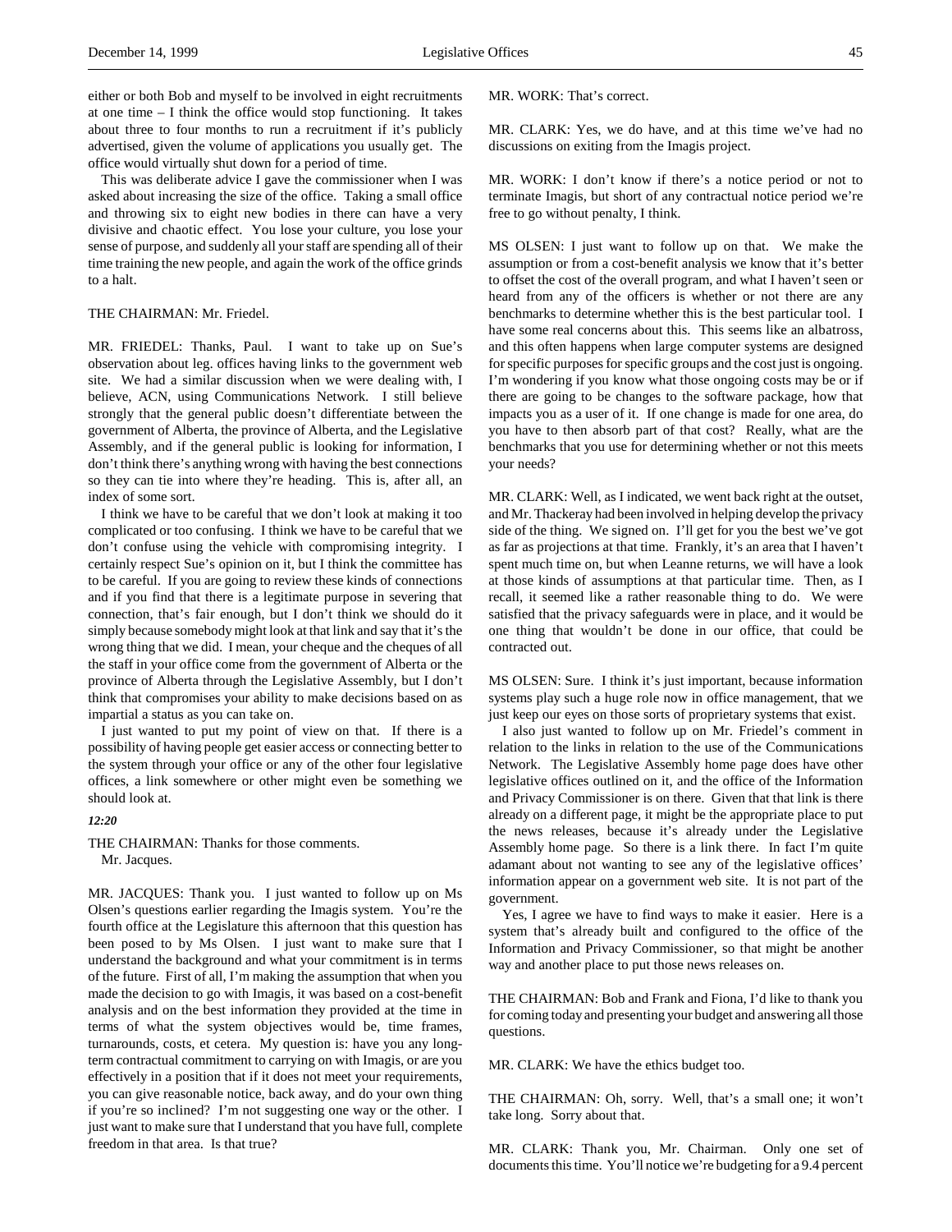either or both Bob and myself to be involved in eight recruitments at one time – I think the office would stop functioning. It takes about three to four months to run a recruitment if it's publicly advertised, given the volume of applications you usually get. The office would virtually shut down for a period of time.

This was deliberate advice I gave the commissioner when I was asked about increasing the size of the office. Taking a small office and throwing six to eight new bodies in there can have a very divisive and chaotic effect. You lose your culture, you lose your sense of purpose, and suddenly all your staff are spending all of their time training the new people, and again the work of the office grinds to a halt.

THE CHAIRMAN: Mr. Friedel.

MR. FRIEDEL: Thanks, Paul. I want to take up on Sue's observation about leg. offices having links to the government web site. We had a similar discussion when we were dealing with, I believe, ACN, using Communications Network. I still believe strongly that the general public doesn't differentiate between the government of Alberta, the province of Alberta, and the Legislative Assembly, and if the general public is looking for information, I don't think there's anything wrong with having the best connections so they can tie into where they're heading. This is, after all, an index of some sort.

I think we have to be careful that we don't look at making it too complicated or too confusing. I think we have to be careful that we don't confuse using the vehicle with compromising integrity. I certainly respect Sue's opinion on it, but I think the committee has to be careful. If you are going to review these kinds of connections and if you find that there is a legitimate purpose in severing that connection, that's fair enough, but I don't think we should do it simply because somebody might look at that link and say that it's the wrong thing that we did. I mean, your cheque and the cheques of all the staff in your office come from the government of Alberta or the province of Alberta through the Legislative Assembly, but I don't think that compromises your ability to make decisions based on as impartial a status as you can take on.

I just wanted to put my point of view on that. If there is a possibility of having people get easier access or connecting better to the system through your office or any of the other four legislative offices, a link somewhere or other might even be something we should look at.

*12:20*

THE CHAIRMAN: Thanks for those comments.
Mr. Jacques.

MR. JACQUES: Thank you. I just wanted to follow up on Ms Olsen's questions earlier regarding the Imagis system. You're the fourth office at the Legislature this afternoon that this question has been posed to by Ms Olsen. I just want to make sure that I understand the background and what your commitment is in terms of the future. First of all, I'm making the assumption that when you made the decision to go with Imagis, it was based on a cost-benefit analysis and on the best information they provided at the time in terms of what the system objectives would be, time frames, turnarounds, costs, et cetera. My question is: have you any long-term contractual commitment to carrying on with Imagis, or are you effectively in a position that if it does not meet your requirements, you can give reasonable notice, back away, and do your own thing if you're so inclined? I'm not suggesting one way or the other. I just want to make sure that I understand that you have full, complete freedom in that area. Is that true?

MR. WORK: That's correct.

MR. CLARK: Yes, we do have, and at this time we've had no discussions on exiting from the Imagis project.

MR. WORK: I don't know if there's a notice period or not to terminate Imagis, but short of any contractual notice period we're free to go without penalty, I think.

MS OLSEN: I just want to follow up on that. We make the assumption or from a cost-benefit analysis we know that it's better to offset the cost of the overall program, and what I haven't seen or heard from any of the officers is whether or not there are any benchmarks to determine whether this is the best particular tool. I have some real concerns about this. This seems like an albatross, and this often happens when large computer systems are designed for specific purposes for specific groups and the cost just is ongoing. I'm wondering if you know what those ongoing costs may be or if there are going to be changes to the software package, how that impacts you as a user of it. If one change is made for one area, do you have to then absorb part of that cost? Really, what are the benchmarks that you use for determining whether or not this meets your needs?

MR. CLARK: Well, as I indicated, we went back right at the outset, and Mr. Thackeray had been involved in helping develop the privacy side of the thing. We signed on. I'll get for you the best we've got as far as projections at that time. Frankly, it's an area that I haven't spent much time on, but when Leanne returns, we will have a look at those kinds of assumptions at that particular time. Then, as I recall, it seemed like a rather reasonable thing to do. We were satisfied that the privacy safeguards were in place, and it would be one thing that wouldn't be done in our office, that could be contracted out.

MS OLSEN: Sure. I think it's just important, because information systems play such a huge role now in office management, that we just keep our eyes on those sorts of proprietary systems that exist.

I also just wanted to follow up on Mr. Friedel's comment in relation to the links in relation to the use of the Communications Network. The Legislative Assembly home page does have other legislative offices outlined on it, and the office of the Information and Privacy Commissioner is on there. Given that that link is there already on a different page, it might be the appropriate place to put the news releases, because it's already under the Legislative Assembly home page. So there is a link there. In fact I'm quite adamant about not wanting to see any of the legislative offices' information appear on a government web site. It is not part of the government.

Yes, I agree we have to find ways to make it easier. Here is a system that's already built and configured to the office of the Information and Privacy Commissioner, so that might be another way and another place to put those news releases on.

THE CHAIRMAN: Bob and Frank and Fiona, I'd like to thank you for coming today and presenting your budget and answering all those questions.

MR. CLARK: We have the ethics budget too.

THE CHAIRMAN: Oh, sorry. Well, that's a small one; it won't take long. Sorry about that.

MR. CLARK: Thank you, Mr. Chairman. Only one set of documents this time. You'll notice we're budgeting for a 9.4 percent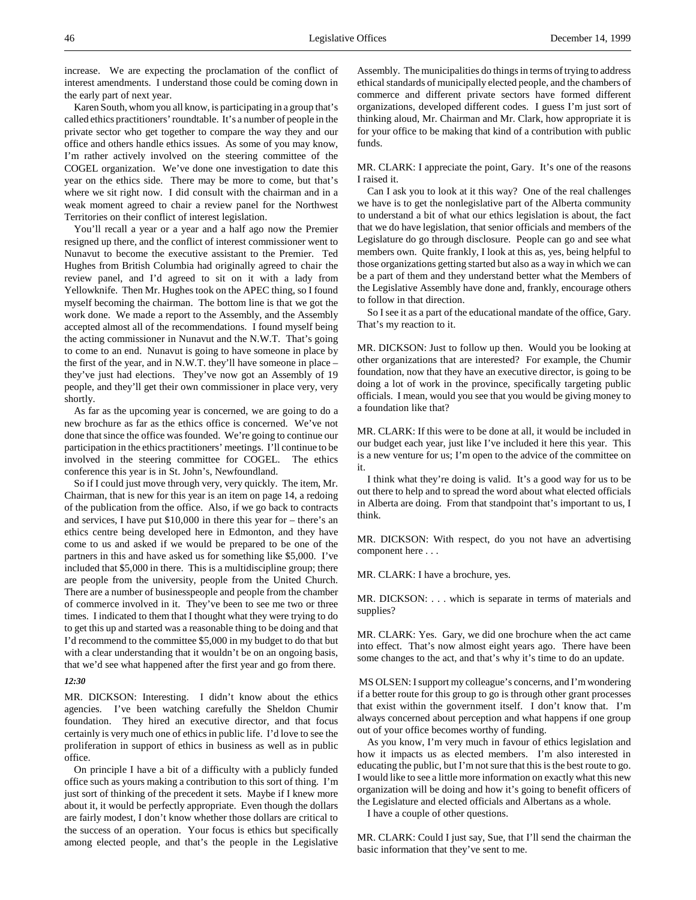increase. We are expecting the proclamation of the conflict of interest amendments. I understand those could be coming down in the early part of next year.

Karen South, whom you all know, is participating in a group that's called ethics practitioners' roundtable. It's a number of people in the private sector who get together to compare the way they and our office and others handle ethics issues. As some of you may know, I'm rather actively involved on the steering committee of the COGEL organization. We've done one investigation to date this year on the ethics side. There may be more to come, but that's where we sit right now. I did consult with the chairman and in a weak moment agreed to chair a review panel for the Northwest Territories on their conflict of interest legislation.

You'll recall a year or a year and a half ago now the Premier resigned up there, and the conflict of interest commissioner went to Nunavut to become the executive assistant to the Premier. Ted Hughes from British Columbia had originally agreed to chair the review panel, and I'd agreed to sit on it with a lady from Yellowknife. Then Mr. Hughes took on the APEC thing, so I found myself becoming the chairman. The bottom line is that we got the work done. We made a report to the Assembly, and the Assembly accepted almost all of the recommendations. I found myself being the acting commissioner in Nunavut and the N.W.T. That's going to come to an end. Nunavut is going to have someone in place by the first of the year, and in N.W.T. they'll have someone in place – they've just had elections. They've now got an Assembly of 19 people, and they'll get their own commissioner in place very, very shortly.

As far as the upcoming year is concerned, we are going to do a new brochure as far as the ethics office is concerned. We've not done that since the office was founded. We're going to continue our participation in the ethics practitioners' meetings. I'll continue to be involved in the steering committee for COGEL. The ethics conference this year is in St. John's, Newfoundland.

So if I could just move through very, very quickly. The item, Mr. Chairman, that is new for this year is an item on page 14, a redoing of the publication from the office. Also, if we go back to contracts and services, I have put $10,000 in there this year for – there's an ethics centre being developed here in Edmonton, and they have come to us and asked if we would be prepared to be one of the partners in this and have asked us for something like $5,000. I've included that $5,000 in there. This is a multidiscipline group; there are people from the university, people from the United Church. There are a number of businesspeople and people from the chamber of commerce involved in it. They've been to see me two or three times. I indicated to them that I thought what they were trying to do to get this up and started was a reasonable thing to be doing and that I'd recommend to the committee $5,000 in my budget to do that but with a clear understanding that it wouldn't be on an ongoing basis, that we'd see what happened after the first year and go from there.

*12:30*

MR. DICKSON: Interesting. I didn't know about the ethics agencies. I've been watching carefully the Sheldon Chumir foundation. They hired an executive director, and that focus certainly is very much one of ethics in public life. I'd love to see the proliferation in support of ethics in business as well as in public office.

On principle I have a bit of a difficulty with a publicly funded office such as yours making a contribution to this sort of thing. I'm just sort of thinking of the precedent it sets. Maybe if I knew more about it, it would be perfectly appropriate. Even though the dollars are fairly modest, I don't know whether those dollars are critical to the success of an operation. Your focus is ethics but specifically among elected people, and that's the people in the Legislative Assembly. The municipalities do things in terms of trying to address ethical standards of municipally elected people, and the chambers of commerce and different private sectors have formed different organizations, developed different codes. I guess I'm just sort of thinking aloud, Mr. Chairman and Mr. Clark, how appropriate it is for your office to be making that kind of a contribution with public funds.

MR. CLARK: I appreciate the point, Gary. It's one of the reasons I raised it.

Can I ask you to look at it this way? One of the real challenges we have is to get the nonlegislative part of the Alberta community to understand a bit of what our ethics legislation is about, the fact that we do have legislation, that senior officials and members of the Legislature do go through disclosure. People can go and see what members own. Quite frankly, I look at this as, yes, being helpful to those organizations getting started but also as a way in which we can be a part of them and they understand better what the Members of the Legislative Assembly have done and, frankly, encourage others to follow in that direction.

So I see it as a part of the educational mandate of the office, Gary. That's my reaction to it.

MR. DICKSON: Just to follow up then. Would you be looking at other organizations that are interested? For example, the Chumir foundation, now that they have an executive director, is going to be doing a lot of work in the province, specifically targeting public officials. I mean, would you see that you would be giving money to a foundation like that?

MR. CLARK: If this were to be done at all, it would be included in our budget each year, just like I've included it here this year. This is a new venture for us; I'm open to the advice of the committee on it.

I think what they're doing is valid. It's a good way for us to be out there to help and to spread the word about what elected officials in Alberta are doing. From that standpoint that's important to us, I think.

MR. DICKSON: With respect, do you not have an advertising component here . . .

MR. CLARK: I have a brochure, yes.

MR. DICKSON: . . . which is separate in terms of materials and supplies?

MR. CLARK: Yes. Gary, we did one brochure when the act came into effect. That's now almost eight years ago. There have been some changes to the act, and that's why it's time to do an update.

MS OLSEN: I support my colleague's concerns, and I'm wondering if a better route for this group to go is through other grant processes that exist within the government itself. I don't know that. I'm always concerned about perception and what happens if one group out of your office becomes worthy of funding.

As you know, I'm very much in favour of ethics legislation and how it impacts us as elected members. I'm also interested in educating the public, but I'm not sure that this is the best route to go. I would like to see a little more information on exactly what this new organization will be doing and how it's going to benefit officers of the Legislature and elected officials and Albertans as a whole.

I have a couple of other questions.

MR. CLARK: Could I just say, Sue, that I'll send the chairman the basic information that they've sent to me.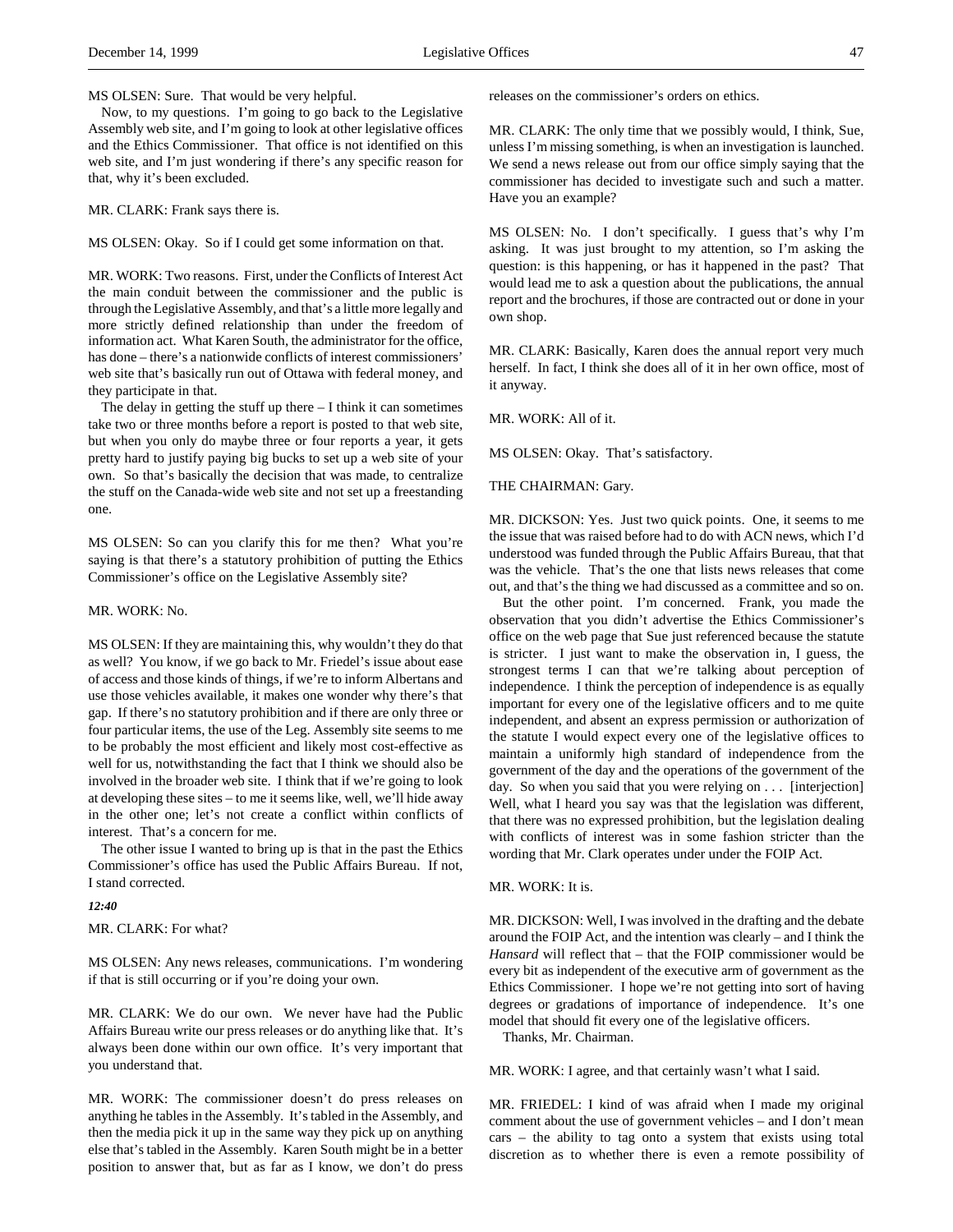MS OLSEN: Sure. That would be very helpful.

Now, to my questions. I'm going to go back to the Legislative Assembly web site, and I'm going to look at other legislative offices and the Ethics Commissioner. That office is not identified on this web site, and I'm just wondering if there's any specific reason for that, why it's been excluded.

MR. CLARK: Frank says there is.

MS OLSEN: Okay. So if I could get some information on that.

MR. WORK: Two reasons. First, under the Conflicts of Interest Act the main conduit between the commissioner and the public is through the Legislative Assembly, and that's a little more legally and more strictly defined relationship than under the freedom of information act. What Karen South, the administrator for the office, has done – there's a nationwide conflicts of interest commissioners' web site that's basically run out of Ottawa with federal money, and they participate in that.

The delay in getting the stuff up there – I think it can sometimes take two or three months before a report is posted to that web site, but when you only do maybe three or four reports a year, it gets pretty hard to justify paying big bucks to set up a web site of your own. So that's basically the decision that was made, to centralize the stuff on the Canada-wide web site and not set up a freestanding one.

MS OLSEN: So can you clarify this for me then? What you're saying is that there's a statutory prohibition of putting the Ethics Commissioner's office on the Legislative Assembly site?

MR. WORK: No.

MS OLSEN: If they are maintaining this, why wouldn't they do that as well? You know, if we go back to Mr. Friedel's issue about ease of access and those kinds of things, if we're to inform Albertans and use those vehicles available, it makes one wonder why there's that gap. If there's no statutory prohibition and if there are only three or four particular items, the use of the Leg. Assembly site seems to me to be probably the most efficient and likely most cost-effective as well for us, notwithstanding the fact that I think we should also be involved in the broader web site. I think that if we're going to look at developing these sites – to me it seems like, well, we'll hide away in the other one; let's not create a conflict within conflicts of interest. That's a concern for me.

The other issue I wanted to bring up is that in the past the Ethics Commissioner's office has used the Public Affairs Bureau. If not, I stand corrected.

*12:40*

MR. CLARK: For what?

MS OLSEN: Any news releases, communications. I'm wondering if that is still occurring or if you're doing your own.

MR. CLARK: We do our own. We never have had the Public Affairs Bureau write our press releases or do anything like that. It's always been done within our own office. It's very important that you understand that.

MR. WORK: The commissioner doesn't do press releases on anything he tables in the Assembly. It's tabled in the Assembly, and then the media pick it up in the same way they pick up on anything else that's tabled in the Assembly. Karen South might be in a better position to answer that, but as far as I know, we don't do press releases on the commissioner's orders on ethics.

MR. CLARK: The only time that we possibly would, I think, Sue, unless I'm missing something, is when an investigation is launched. We send a news release out from our office simply saying that the commissioner has decided to investigate such and such a matter. Have you an example?

MS OLSEN: No. I don't specifically. I guess that's why I'm asking. It was just brought to my attention, so I'm asking the question: is this happening, or has it happened in the past? That would lead me to ask a question about the publications, the annual report and the brochures, if those are contracted out or done in your own shop.

MR. CLARK: Basically, Karen does the annual report very much herself. In fact, I think she does all of it in her own office, most of it anyway.

MR. WORK: All of it.

MS OLSEN: Okay. That's satisfactory.

THE CHAIRMAN: Gary.

MR. DICKSON: Yes. Just two quick points. One, it seems to me the issue that was raised before had to do with ACN news, which I'd understood was funded through the Public Affairs Bureau, that that was the vehicle. That's the one that lists news releases that come out, and that's the thing we had discussed as a committee and so on.

But the other point. I'm concerned. Frank, you made the observation that you didn't advertise the Ethics Commissioner's office on the web page that Sue just referenced because the statute is stricter. I just want to make the observation in, I guess, the strongest terms I can that we're talking about perception of independence. I think the perception of independence is as equally important for every one of the legislative officers and to me quite independent, and absent an express permission or authorization of the statute I would expect every one of the legislative offices to maintain a uniformly high standard of independence from the government of the day and the operations of the government of the day. So when you said that you were relying on . . . [interjection] Well, what I heard you say was that the legislation was different, that there was no expressed prohibition, but the legislation dealing with conflicts of interest was in some fashion stricter than the wording that Mr. Clark operates under under the FOIP Act.

MR. WORK: It is.

MR. DICKSON: Well, I was involved in the drafting and the debate around the FOIP Act, and the intention was clearly – and I think the *Hansard* will reflect that – that the FOIP commissioner would be every bit as independent of the executive arm of government as the Ethics Commissioner. I hope we're not getting into sort of having degrees or gradations of importance of independence. It's one model that should fit every one of the legislative officers.

Thanks, Mr. Chairman.

MR. WORK: I agree, and that certainly wasn't what I said.

MR. FRIEDEL: I kind of was afraid when I made my original comment about the use of government vehicles – and I don't mean cars – the ability to tag onto a system that exists using total discretion as to whether there is even a remote possibility of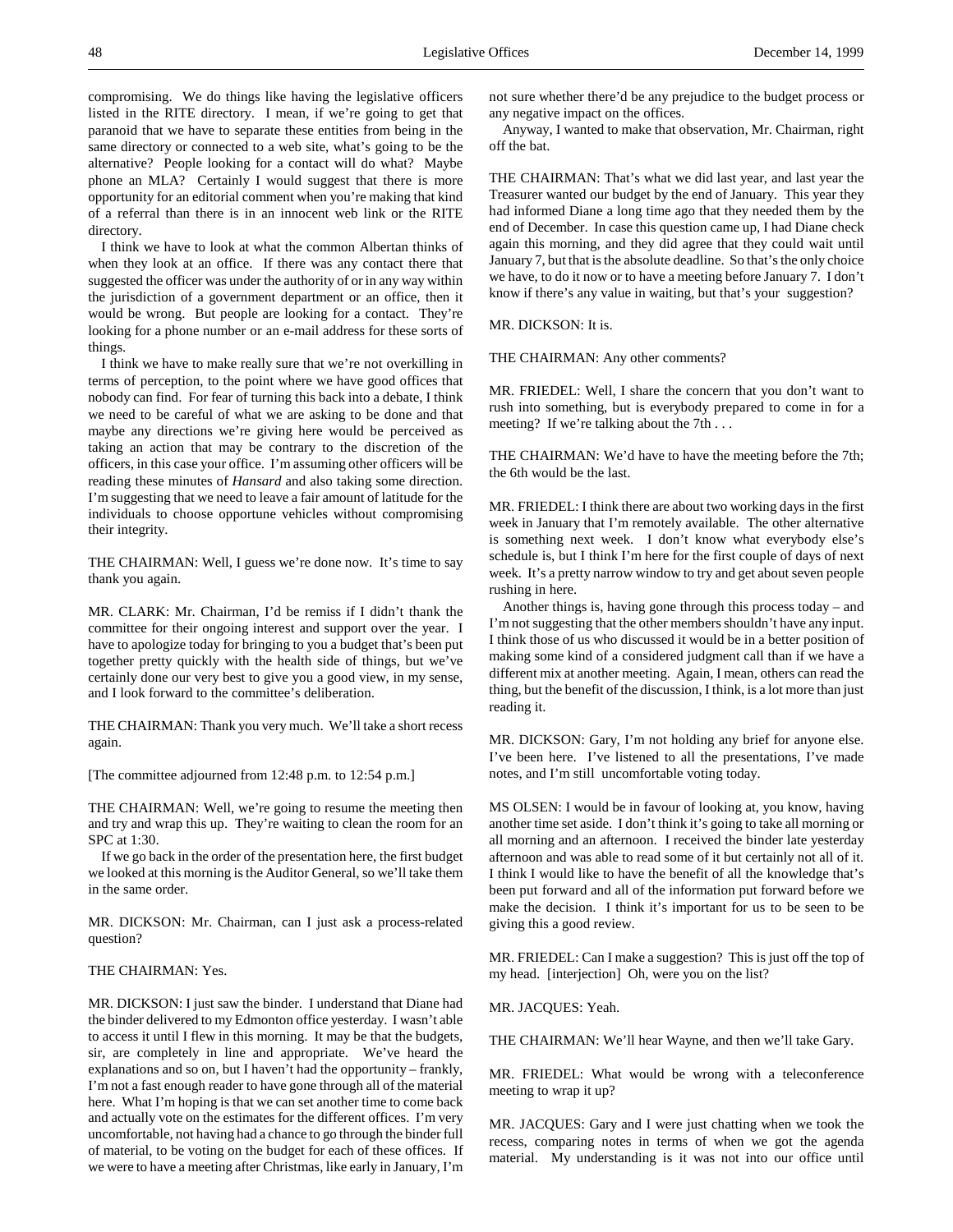compromising. We do things like having the legislative officers listed in the RITE directory. I mean, if we're going to get that paranoid that we have to separate these entities from being in the same directory or connected to a web site, what's going to be the alternative? People looking for a contact will do what? Maybe phone an MLA? Certainly I would suggest that there is more opportunity for an editorial comment when you're making that kind of a referral than there is in an innocent web link or the RITE directory.

I think we have to look at what the common Albertan thinks of when they look at an office. If there was any contact there that suggested the officer was under the authority of or in any way within the jurisdiction of a government department or an office, then it would be wrong. But people are looking for a contact. They're looking for a phone number or an e-mail address for these sorts of things.

I think we have to make really sure that we're not overkilling in terms of perception, to the point where we have good offices that nobody can find. For fear of turning this back into a debate, I think we need to be careful of what we are asking to be done and that maybe any directions we're giving here would be perceived as taking an action that may be contrary to the discretion of the officers, in this case your office. I'm assuming other officers will be reading these minutes of *Hansard* and also taking some direction. I'm suggesting that we need to leave a fair amount of latitude for the individuals to choose opportune vehicles without compromising their integrity.

THE CHAIRMAN: Well, I guess we're done now. It's time to say thank you again.

MR. CLARK: Mr. Chairman, I'd be remiss if I didn't thank the committee for their ongoing interest and support over the year. I have to apologize today for bringing to you a budget that's been put together pretty quickly with the health side of things, but we've certainly done our very best to give you a good view, in my sense, and I look forward to the committee's deliberation.

THE CHAIRMAN: Thank you very much. We'll take a short recess again.

[The committee adjourned from 12:48 p.m. to 12:54 p.m.]

THE CHAIRMAN: Well, we're going to resume the meeting then and try and wrap this up. They're waiting to clean the room for an SPC at 1:30.

If we go back in the order of the presentation here, the first budget we looked at this morning is the Auditor General, so we'll take them in the same order.

MR. DICKSON: Mr. Chairman, can I just ask a process-related question?

THE CHAIRMAN: Yes.

MR. DICKSON: I just saw the binder. I understand that Diane had the binder delivered to my Edmonton office yesterday. I wasn't able to access it until I flew in this morning. It may be that the budgets, sir, are completely in line and appropriate. We've heard the explanations and so on, but I haven't had the opportunity – frankly, I'm not a fast enough reader to have gone through all of the material here. What I'm hoping is that we can set another time to come back and actually vote on the estimates for the different offices. I'm very uncomfortable, not having had a chance to go through the binder full of material, to be voting on the budget for each of these offices. If we were to have a meeting after Christmas, like early in January, I'm not sure whether there'd be any prejudice to the budget process or any negative impact on the offices.

Anyway, I wanted to make that observation, Mr. Chairman, right off the bat.

THE CHAIRMAN: That's what we did last year, and last year the Treasurer wanted our budget by the end of January. This year they had informed Diane a long time ago that they needed them by the end of December. In case this question came up, I had Diane check again this morning, and they did agree that they could wait until January 7, but that is the absolute deadline. So that's the only choice we have, to do it now or to have a meeting before January 7. I don't know if there's any value in waiting, but that's your suggestion?

MR. DICKSON: It is.

THE CHAIRMAN: Any other comments?

MR. FRIEDEL: Well, I share the concern that you don't want to rush into something, but is everybody prepared to come in for a meeting? If we're talking about the 7th . . .

THE CHAIRMAN: We'd have to have the meeting before the 7th; the 6th would be the last.

MR. FRIEDEL: I think there are about two working days in the first week in January that I'm remotely available. The other alternative is something next week. I don't know what everybody else's schedule is, but I think I'm here for the first couple of days of next week. It's a pretty narrow window to try and get about seven people rushing in here.

Another things is, having gone through this process today – and I'm not suggesting that the other members shouldn't have any input. I think those of us who discussed it would be in a better position of making some kind of a considered judgment call than if we have a different mix at another meeting. Again, I mean, others can read the thing, but the benefit of the discussion, I think, is a lot more than just reading it.

MR. DICKSON: Gary, I'm not holding any brief for anyone else. I've been here. I've listened to all the presentations, I've made notes, and I'm still uncomfortable voting today.

MS OLSEN: I would be in favour of looking at, you know, having another time set aside. I don't think it's going to take all morning or all morning and an afternoon. I received the binder late yesterday afternoon and was able to read some of it but certainly not all of it. I think I would like to have the benefit of all the knowledge that's been put forward and all of the information put forward before we make the decision. I think it's important for us to be seen to be giving this a good review.

MR. FRIEDEL: Can I make a suggestion? This is just off the top of my head. [interjection] Oh, were you on the list?

MR. JACQUES: Yeah.

THE CHAIRMAN: We'll hear Wayne, and then we'll take Gary.

MR. FRIEDEL: What would be wrong with a teleconference meeting to wrap it up?

MR. JACQUES: Gary and I were just chatting when we took the recess, comparing notes in terms of when we got the agenda material. My understanding is it was not into our office until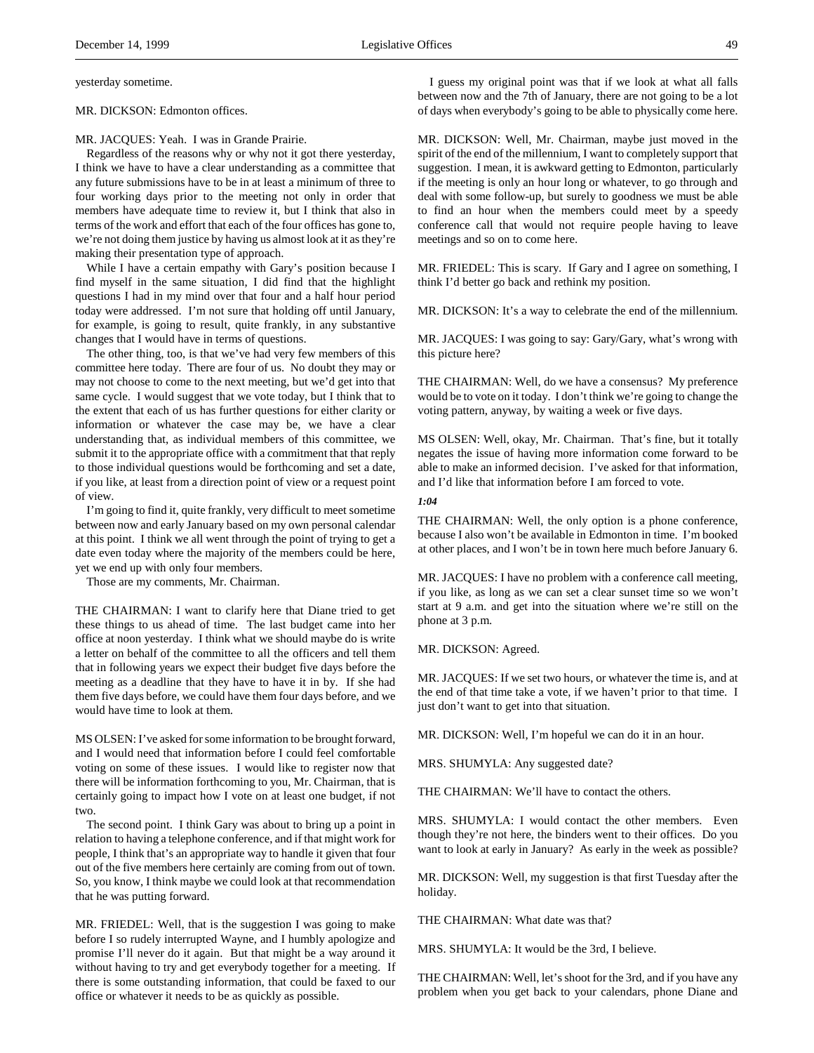yesterday sometime.

MR. DICKSON: Edmonton offices.

MR. JACQUES: Yeah. I was in Grande Prairie.

Regardless of the reasons why or why not it got there yesterday, I think we have to have a clear understanding as a committee that any future submissions have to be in at least a minimum of three to four working days prior to the meeting not only in order that members have adequate time to review it, but I think that also in terms of the work and effort that each of the four offices has gone to, we're not doing them justice by having us almost look at it as they're making their presentation type of approach.

While I have a certain empathy with Gary's position because I find myself in the same situation, I did find that the highlight questions I had in my mind over that four and a half hour period today were addressed. I'm not sure that holding off until January, for example, is going to result, quite frankly, in any substantive changes that I would have in terms of questions.

The other thing, too, is that we've had very few members of this committee here today. There are four of us. No doubt they may or may not choose to come to the next meeting, but we'd get into that same cycle. I would suggest that we vote today, but I think that to the extent that each of us has further questions for either clarity or information or whatever the case may be, we have a clear understanding that, as individual members of this committee, we submit it to the appropriate office with a commitment that that reply to those individual questions would be forthcoming and set a date, if you like, at least from a direction point of view or a request point of view.

I'm going to find it, quite frankly, very difficult to meet sometime between now and early January based on my own personal calendar at this point. I think we all went through the point of trying to get a date even today where the majority of the members could be here, yet we end up with only four members.

Those are my comments, Mr. Chairman.

THE CHAIRMAN: I want to clarify here that Diane tried to get these things to us ahead of time. The last budget came into her office at noon yesterday. I think what we should maybe do is write a letter on behalf of the committee to all the officers and tell them that in following years we expect their budget five days before the meeting as a deadline that they have to have it in by. If she had them five days before, we could have them four days before, and we would have time to look at them.

MS OLSEN: I've asked for some information to be brought forward, and I would need that information before I could feel comfortable voting on some of these issues. I would like to register now that there will be information forthcoming to you, Mr. Chairman, that is certainly going to impact how I vote on at least one budget, if not two.

The second point. I think Gary was about to bring up a point in relation to having a telephone conference, and if that might work for people, I think that's an appropriate way to handle it given that four out of the five members here certainly are coming from out of town. So, you know, I think maybe we could look at that recommendation that he was putting forward.

MR. FRIEDEL: Well, that is the suggestion I was going to make before I so rudely interrupted Wayne, and I humbly apologize and promise I'll never do it again. But that might be a way around it without having to try and get everybody together for a meeting. If there is some outstanding information, that could be faxed to our office or whatever it needs to be as quickly as possible.

I guess my original point was that if we look at what all falls between now and the 7th of January, there are not going to be a lot of days when everybody's going to be able to physically come here.

MR. DICKSON: Well, Mr. Chairman, maybe just moved in the spirit of the end of the millennium, I want to completely support that suggestion. I mean, it is awkward getting to Edmonton, particularly if the meeting is only an hour long or whatever, to go through and deal with some follow-up, but surely to goodness we must be able to find an hour when the members could meet by a speedy conference call that would not require people having to leave meetings and so on to come here.

MR. FRIEDEL: This is scary. If Gary and I agree on something, I think I'd better go back and rethink my position.

MR. DICKSON: It's a way to celebrate the end of the millennium.

MR. JACQUES: I was going to say: Gary/Gary, what's wrong with this picture here?

THE CHAIRMAN: Well, do we have a consensus? My preference would be to vote on it today. I don't think we're going to change the voting pattern, anyway, by waiting a week or five days.

MS OLSEN: Well, okay, Mr. Chairman. That's fine, but it totally negates the issue of having more information come forward to be able to make an informed decision. I've asked for that information, and I'd like that information before I am forced to vote.

*1:04*

THE CHAIRMAN: Well, the only option is a phone conference, because I also won't be available in Edmonton in time. I'm booked at other places, and I won't be in town here much before January 6.

MR. JACQUES: I have no problem with a conference call meeting, if you like, as long as we can set a clear sunset time so we won't start at 9 a.m. and get into the situation where we're still on the phone at 3 p.m.

MR. DICKSON: Agreed.

MR. JACQUES: If we set two hours, or whatever the time is, and at the end of that time take a vote, if we haven't prior to that time. I just don't want to get into that situation.

MR. DICKSON: Well, I'm hopeful we can do it in an hour.

MRS. SHUMYLA: Any suggested date?

THE CHAIRMAN: We'll have to contact the others.

MRS. SHUMYLA: I would contact the other members. Even though they're not here, the binders went to their offices. Do you want to look at early in January? As early in the week as possible?

MR. DICKSON: Well, my suggestion is that first Tuesday after the holiday.

THE CHAIRMAN: What date was that?

MRS. SHUMYLA: It would be the 3rd, I believe.

THE CHAIRMAN: Well, let's shoot for the 3rd, and if you have any problem when you get back to your calendars, phone Diane and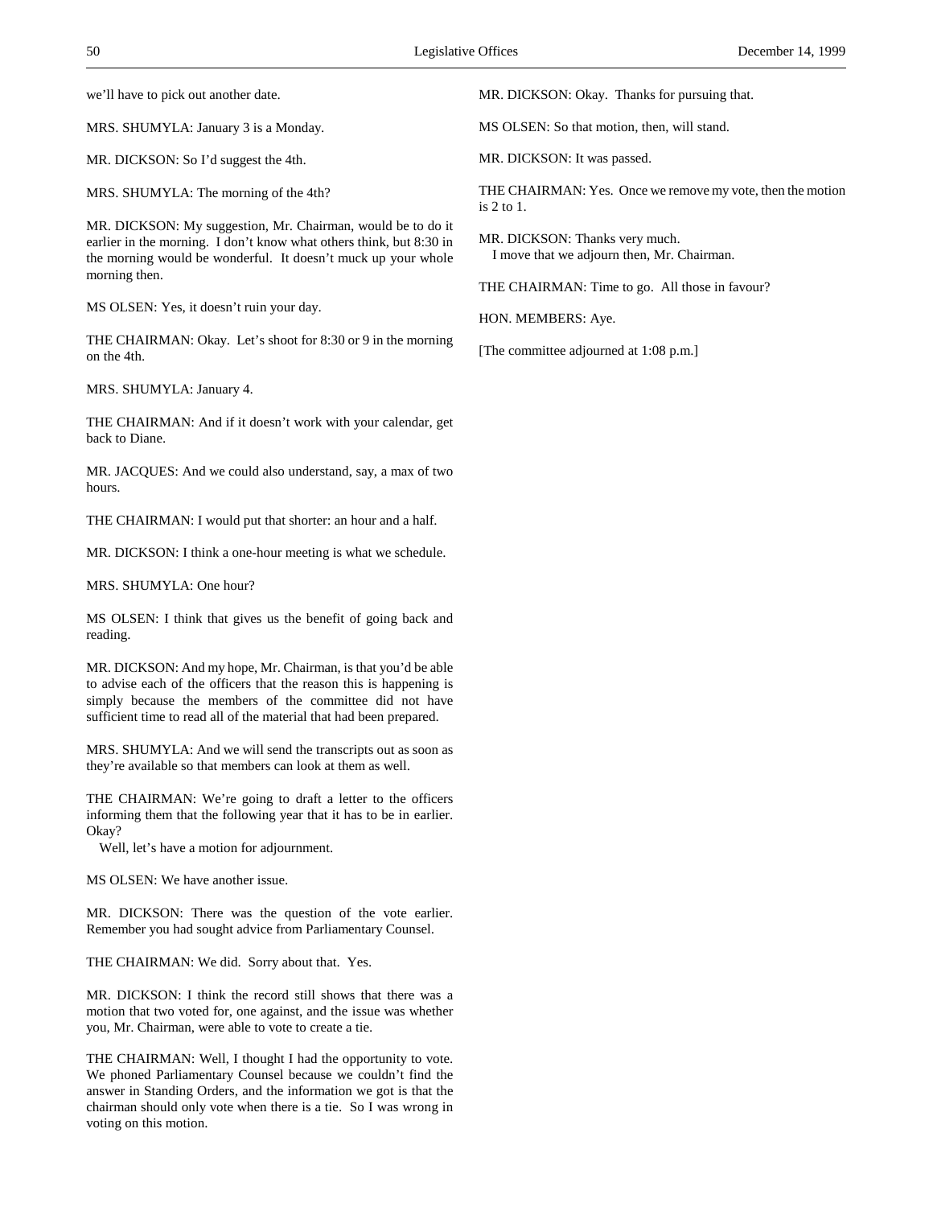we'll have to pick out another date.

MRS. SHUMYLA: January 3 is a Monday.

MR. DICKSON: So I'd suggest the 4th.

MRS. SHUMYLA: The morning of the 4th?

MR. DICKSON: My suggestion, Mr. Chairman, would be to do it earlier in the morning. I don't know what others think, but 8:30 in the morning would be wonderful. It doesn't muck up your whole morning then.

MS OLSEN: Yes, it doesn't ruin your day.

THE CHAIRMAN: Okay. Let's shoot for 8:30 or 9 in the morning on the 4th.

MRS. SHUMYLA: January 4.

THE CHAIRMAN: And if it doesn't work with your calendar, get back to Diane.

MR. JACQUES: And we could also understand, say, a max of two hours.

THE CHAIRMAN: I would put that shorter: an hour and a half.

MR. DICKSON: I think a one-hour meeting is what we schedule.

MRS. SHUMYLA: One hour?

MS OLSEN: I think that gives us the benefit of going back and reading.

MR. DICKSON: And my hope, Mr. Chairman, is that you'd be able to advise each of the officers that the reason this is happening is simply because the members of the committee did not have sufficient time to read all of the material that had been prepared.

MRS. SHUMYLA: And we will send the transcripts out as soon as they're available so that members can look at them as well.

THE CHAIRMAN: We're going to draft a letter to the officers informing them that the following year that it has to be in earlier. Okay?

Well, let's have a motion for adjournment.

MS OLSEN: We have another issue.

MR. DICKSON: There was the question of the vote earlier. Remember you had sought advice from Parliamentary Counsel.

THE CHAIRMAN: We did. Sorry about that. Yes.

MR. DICKSON: I think the record still shows that there was a motion that two voted for, one against, and the issue was whether you, Mr. Chairman, were able to vote to create a tie.

THE CHAIRMAN: Well, I thought I had the opportunity to vote. We phoned Parliamentary Counsel because we couldn't find the answer in Standing Orders, and the information we got is that the chairman should only vote when there is a tie. So I was wrong in voting on this motion.

MR. DICKSON: Okay. Thanks for pursuing that.

MS OLSEN: So that motion, then, will stand.

MR. DICKSON: It was passed.

THE CHAIRMAN: Yes. Once we remove my vote, then the motion is 2 to 1.

MR. DICKSON: Thanks very much.

I move that we adjourn then, Mr. Chairman.

THE CHAIRMAN: Time to go. All those in favour?

HON. MEMBERS: Aye.

[The committee adjourned at 1:08 p.m.]